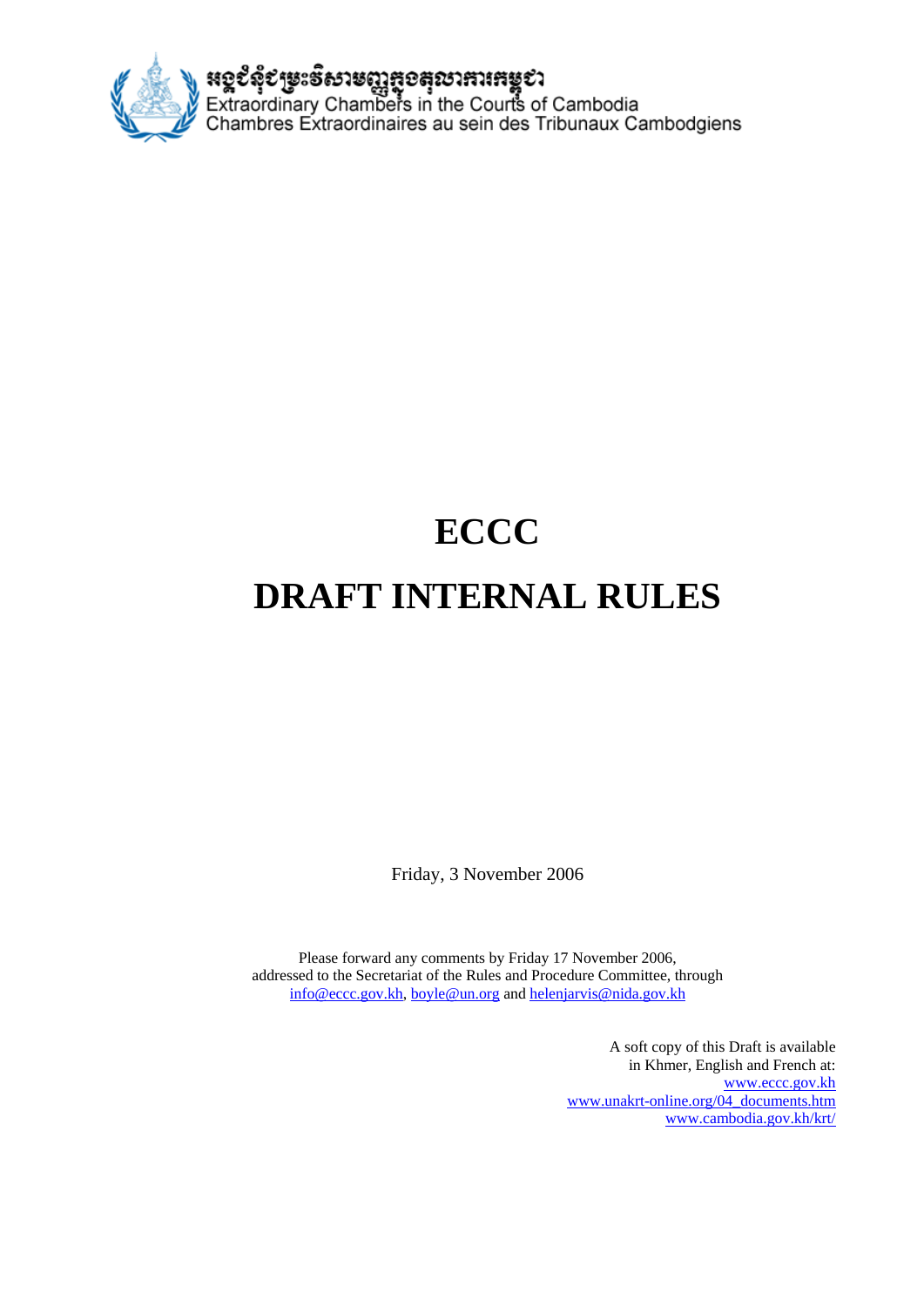អង្គជំនុំជម្រះវិសាមញ្ញក្នុងតុលាការកម្ពុជា
Extraordinary Chambers in the Courts of Cambodia
Chambres Extraordinaires au sein des Tribunaux Cambodgiens

# ECCC

# DRAFT INTERNAL RULES

Friday, 3 November 2006

Please forward any comments by Friday 17 November 2006, addressed to the Secretariat of the Rules and Procedure Committee, through info@eccc.gov.kh, boyle@un.org and helenjarvis@nida.gov.kh

A soft copy of this Draft is available in Khmer, English and French at:
www.eccc.gov.kh
www.unakrt-online.org/04_documents.htm
www.cambodia.gov.kh/krt/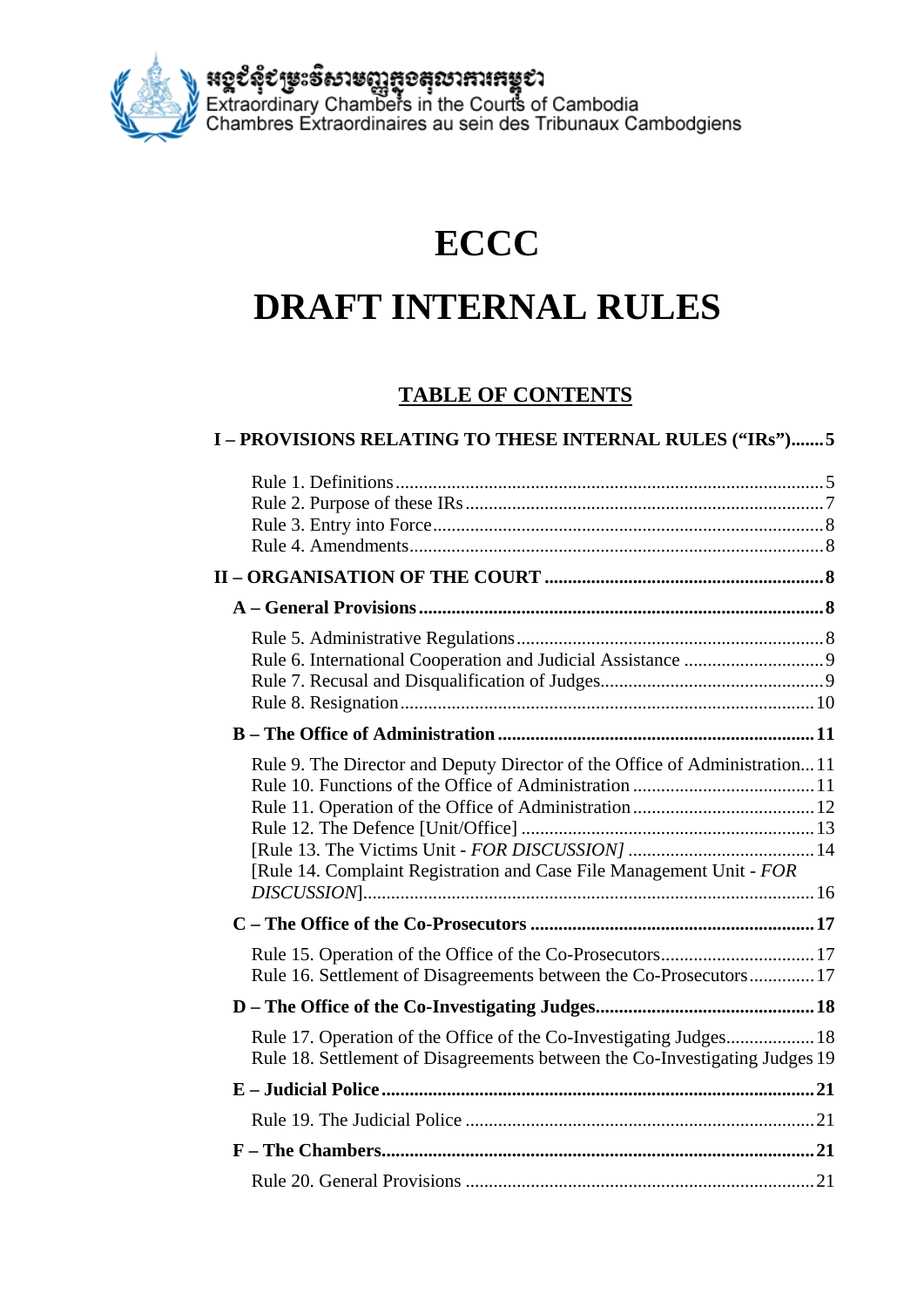អង្គជំនុំជម្រះវិសាមញ្ញក្នុងតុលាការកម្ពុជា
Extraordinary Chambers in the Courts of Cambodia
Chambres Extraordinaires au sein des Tribunaux Cambodgiens

# ECCC

# DRAFT INTERNAL RULES

## TABLE OF CONTENTS

**I – PROVISIONS RELATING TO THESE INTERNAL RULES (“IRs”).......5**

Rule 1. Definitions........................................5
Rule 2. Purpose of these IRs........................................7
Rule 3. Entry into Force........................................8
Rule 4. Amendments........................................8

**II – ORGANISATION OF THE COURT ........................................8**

**A – General Provisions........................................8**

Rule 5. Administrative Regulations........................................8
Rule 6. International Cooperation and Judicial Assistance ........................................9
Rule 7. Recusal and Disqualification of Judges........................................9
Rule 8. Resignation........................................10

**B – The Office of Administration ........................................11**

Rule 9. The Director and Deputy Director of the Office of Administration...11
Rule 10. Functions of the Office of Administration ........................................11
Rule 11. Operation of the Office of Administration........................................12
Rule 12. The Defence [Unit/Office] ........................................13
[Rule 13. The Victims Unit - *FOR DISCUSSION]* ........................................14
[Rule 14. Complaint Registration and Case File Management Unit - *FOR DISCUSSION*]........................................16

**C – The Office of the Co-Prosecutors ........................................17**

Rule 15. Operation of the Office of the Co-Prosecutors........................................17
Rule 16. Settlement of Disagreements between the Co-Prosecutors.............17

**D – The Office of the Co-Investigating Judges........................................18**

Rule 17. Operation of the Office of the Co-Investigating Judges...................18
Rule 18. Settlement of Disagreements between the Co-Investigating Judges 19

**E – Judicial Police........................................21**

Rule 19. The Judicial Police ........................................21

**F – The Chambers........................................21**

Rule 20. General Provisions ........................................21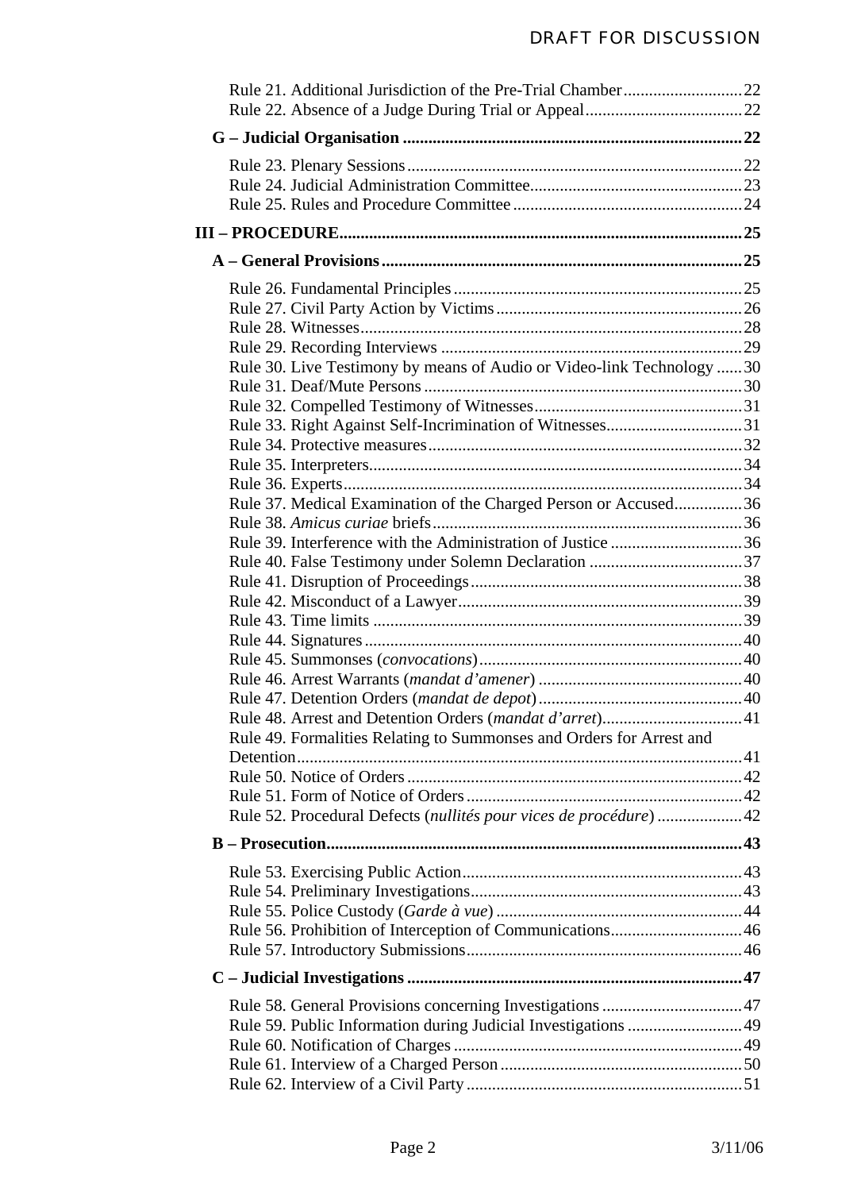Rule 21. Additional Jurisdiction of the Pre-Trial Chamber ........................... 22
Rule 22. Absence of a Judge During Trial or Appeal .................................... 22

**G – Judicial Organisation ........................................................................... 22**

Rule 23. Plenary Sessions ............................................................................. 22
Rule 24. Judicial Administration Committee ................................................. 23
Rule 25. Rules and Procedure Committee ..................................................... 24

**III – PROCEDURE ........................................................................................ 25**

**A – General Provisions .................................................................................. 25**

Rule 26. Fundamental Principles ................................................................... 25
Rule 27. Civil Party Action by Victims ......................................................... 26
Rule 28. Witnesses ........................................................................................ 28
Rule 29. Recording Interviews ...................................................................... 29
Rule 30. Live Testimony by means of Audio or Video-link Technology ...... 30
Rule 31. Deaf/Mute Persons .......................................................................... 30
Rule 32. Compelled Testimony of Witnesses ................................................ 31
Rule 33. Right Against Self-Incrimination of Witnesses ............................... 31
Rule 34. Protective measures ......................................................................... 32
Rule 35. Interpreters ...................................................................................... 34
Rule 36. Experts ............................................................................................ 34
Rule 37. Medical Examination of the Charged Person or Accused ............... 36
Rule 38. *Amicus curiae* briefs ........................................................................ 36
Rule 39. Interference with the Administration of Justice .............................. 36
Rule 40. False Testimony under Solemn Declaration ................................... 37
Rule 41. Disruption of Proceedings ............................................................... 38
Rule 42. Misconduct of a Lawyer .................................................................. 39
Rule 43. Time limits ...................................................................................... 39
Rule 44. Signatures ....................................................................................... 40
Rule 45. Summonses (*convocations*) ............................................................ 40
Rule 46. Arrest Warrants (*mandat d'amener*) ............................................... 40
Rule 47. Detention Orders (*mandat de depot*) ............................................... 40
Rule 48. Arrest and Detention Orders (*mandat d'arret*) ................................ 41
Rule 49. Formalities Relating to Summonses and Orders for Arrest and Detention ....................................................................................................... 41
Rule 50. Notice of Orders .............................................................................. 42
Rule 51. Form of Notice of Orders ................................................................ 42
Rule 52. Procedural Defects (*nullités pour vices de procédure*) ................... 42

**B – Prosecution ................................................................................................ 43**

Rule 53. Exercising Public Action ................................................................. 43
Rule 54. Preliminary Investigations .............................................................. 43
Rule 55. Police Custody (*Garde à vue*) ......................................................... 44
Rule 56. Prohibition of Interception of Communications .............................. 46
Rule 57. Introductory Submissions ................................................................ 46

**C – Judicial Investigations ............................................................................. 47**

Rule 58. General Provisions concerning Investigations ................................ 47
Rule 59. Public Information during Judicial Investigations .......................... 49
Rule 60. Notification of Charges ................................................................... 49
Rule 61. Interview of a Charged Person ........................................................ 50
Rule 62. Interview of a Civil Party ................................................................ 51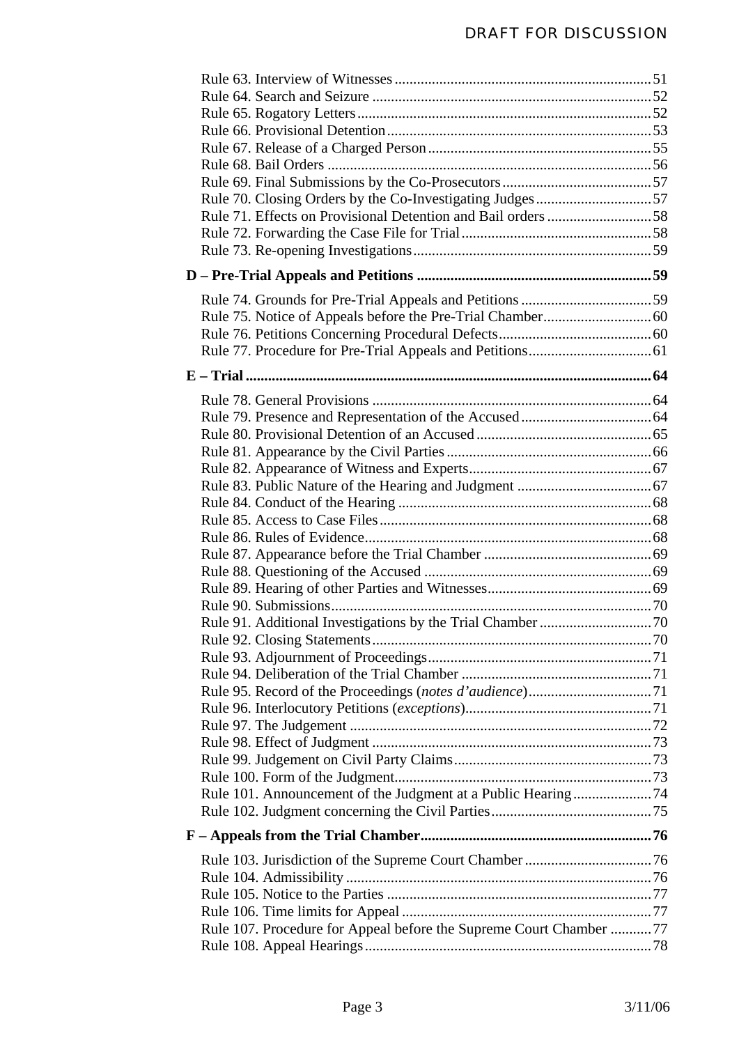Rule 63. Interview of Witnesses .................................................................... 51
Rule 64. Search and Seizure ........................................................................... 52
Rule 65. Rogatory Letters ............................................................................... 52
Rule 66. Provisional Detention ....................................................................... 53
Rule 67. Release of a Charged Person ............................................................ 55
Rule 68. Bail Orders ....................................................................................... 56
Rule 69. Final Submissions by the Co-Prosecutors ......................................... 57
Rule 70. Closing Orders by the Co-Investigating Judges ................................ 57
Rule 71. Effects on Provisional Detention and Bail orders ............................. 58
Rule 72. Forwarding the Case File for Trial ................................................... 58
Rule 73. Re-opening Investigations ................................................................ 59

**D – Pre-Trial Appeals and Petitions ............................................................... 59**

Rule 74. Grounds for Pre-Trial Appeals and Petitions ................................... 59
Rule 75. Notice of Appeals before the Pre-Trial Chamber ............................. 60
Rule 76. Petitions Concerning Procedural Defects ......................................... 60
Rule 77. Procedure for Pre-Trial Appeals and Petitions ................................. 61

**E – Trial ............................................................................................................. 64**

Rule 78. General Provisions ........................................................................... 64
Rule 79. Presence and Representation of the Accused ................................... 64
Rule 80. Provisional Detention of an Accused ............................................... 65
Rule 81. Appearance by the Civil Parties ....................................................... 66
Rule 82. Appearance of Witness and Experts ................................................. 67
Rule 83. Public Nature of the Hearing and Judgment .................................... 67
Rule 84. Conduct of the Hearing .................................................................... 68
Rule 85. Access to Case Files ......................................................................... 68
Rule 86. Rules of Evidence ............................................................................. 68
Rule 87. Appearance before the Trial Chamber ............................................. 69
Rule 88. Questioning of the Accused ............................................................. 69
Rule 89. Hearing of other Parties and Witnesses ............................................ 69
Rule 90. Submissions ...................................................................................... 70
Rule 91. Additional Investigations by the Trial Chamber .............................. 70
Rule 92. Closing Statements ........................................................................... 70
Rule 93. Adjournment of Proceedings ............................................................ 71
Rule 94. Deliberation of the Trial Chamber ................................................... 71
Rule 95. Record of the Proceedings (*notes d'audience*) ................................. 71
Rule 96. Interlocutory Petitions (*exceptions*) .................................................. 71
Rule 97. The Judgement ................................................................................. 72
Rule 98. Effect of Judgment ........................................................................... 73
Rule 99. Judgement on Civil Party Claims ..................................................... 73
Rule 100. Form of the Judgment ..................................................................... 73
Rule 101. Announcement of the Judgment at a Public Hearing ..................... 74
Rule 102. Judgment concerning the Civil Parties ........................................... 75

**F – Appeals from the Trial Chamber .............................................................. 76**

Rule 103. Jurisdiction of the Supreme Court Chamber .................................. 76
Rule 104. Admissibility .................................................................................. 76
Rule 105. Notice to the Parties ....................................................................... 77
Rule 106. Time limits for Appeal ................................................................... 77
Rule 107. Procedure for Appeal before the Supreme Court Chamber ........... 77
Rule 108. Appeal Hearings ............................................................................. 78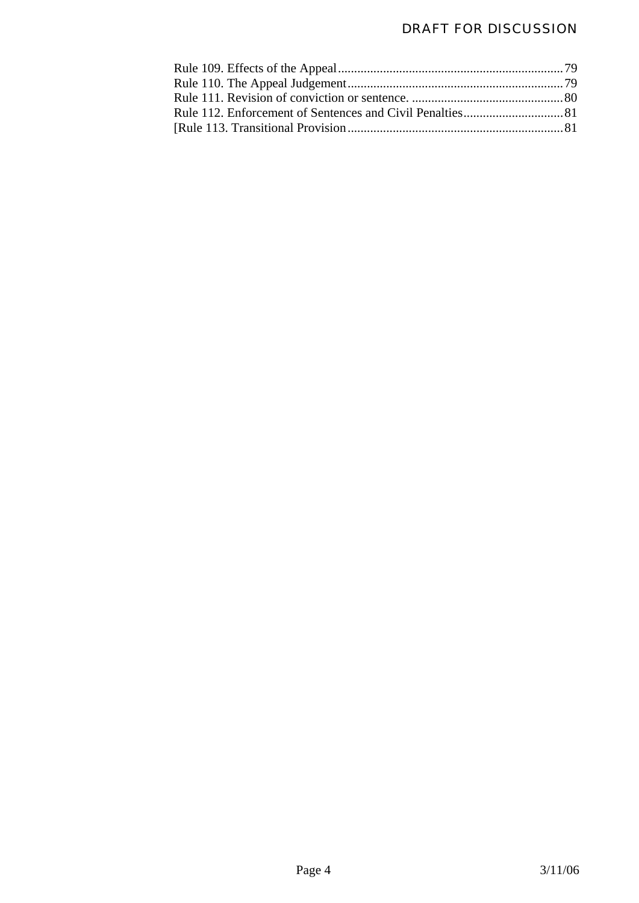Rule 109. Effects of the Appeal....................................................................79
Rule 110. The Appeal Judgement..................................................................79
Rule 111. Revision of conviction or sentence. ...............................................80
Rule 112. Enforcement of Sentences and Civil Penalties...............................81
[Rule 113. Transitional Provision..................................................................81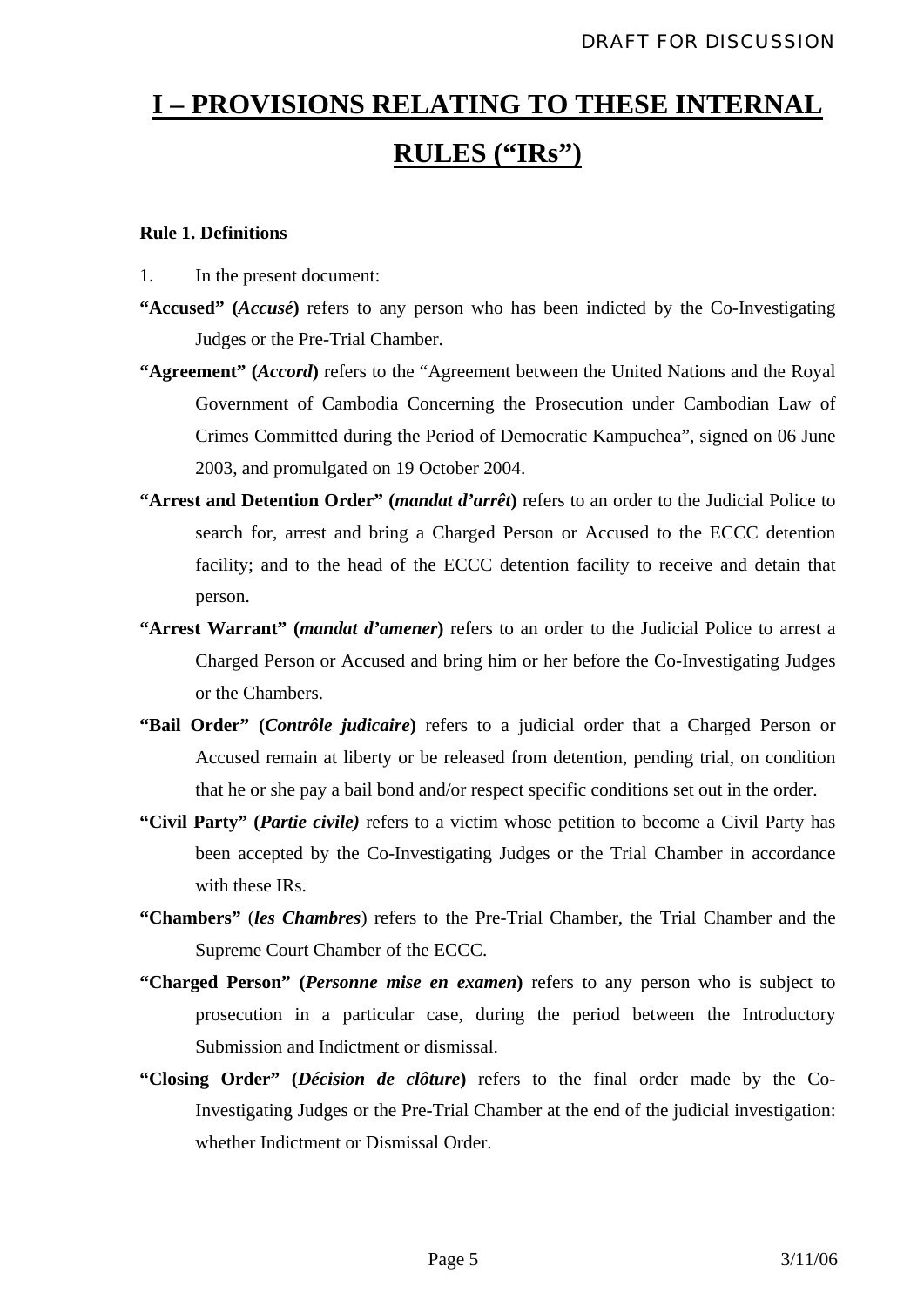# I – PROVISIONS RELATING TO THESE INTERNAL RULES ("IRs")

**Rule 1. Definitions**

1. In the present document:

**"Accused" (*Accusé*)** refers to any person who has been indicted by the Co-Investigating Judges or the Pre-Trial Chamber.

**"Agreement" (*Accord*)** refers to the "Agreement between the United Nations and the Royal Government of Cambodia Concerning the Prosecution under Cambodian Law of Crimes Committed during the Period of Democratic Kampuchea", signed on 06 June 2003, and promulgated on 19 October 2004.

**"Arrest and Detention Order" (*mandat d'arrêt*)** refers to an order to the Judicial Police to search for, arrest and bring a Charged Person or Accused to the ECCC detention facility; and to the head of the ECCC detention facility to receive and detain that person.

**"Arrest Warrant" (*mandat d'amener*)** refers to an order to the Judicial Police to arrest a Charged Person or Accused and bring him or her before the Co-Investigating Judges or the Chambers.

**"Bail Order" (*Contrôle judicaire*)** refers to a judicial order that a Charged Person or Accused remain at liberty or be released from detention, pending trial, on condition that he or she pay a bail bond and/or respect specific conditions set out in the order.

**"Civil Party" (*Partie civile)*** refers to a victim whose petition to become a Civil Party has been accepted by the Co-Investigating Judges or the Trial Chamber in accordance with these IRs.

**"Chambers"** (***les Chambres***) refers to the Pre-Trial Chamber, the Trial Chamber and the Supreme Court Chamber of the ECCC.

**"Charged Person" (*Personne mise en examen*)** refers to any person who is subject to prosecution in a particular case, during the period between the Introductory Submission and Indictment or dismissal.

**"Closing Order" (*Décision de clôture*)** refers to the final order made by the Co-Investigating Judges or the Pre-Trial Chamber at the end of the judicial investigation: whether Indictment or Dismissal Order.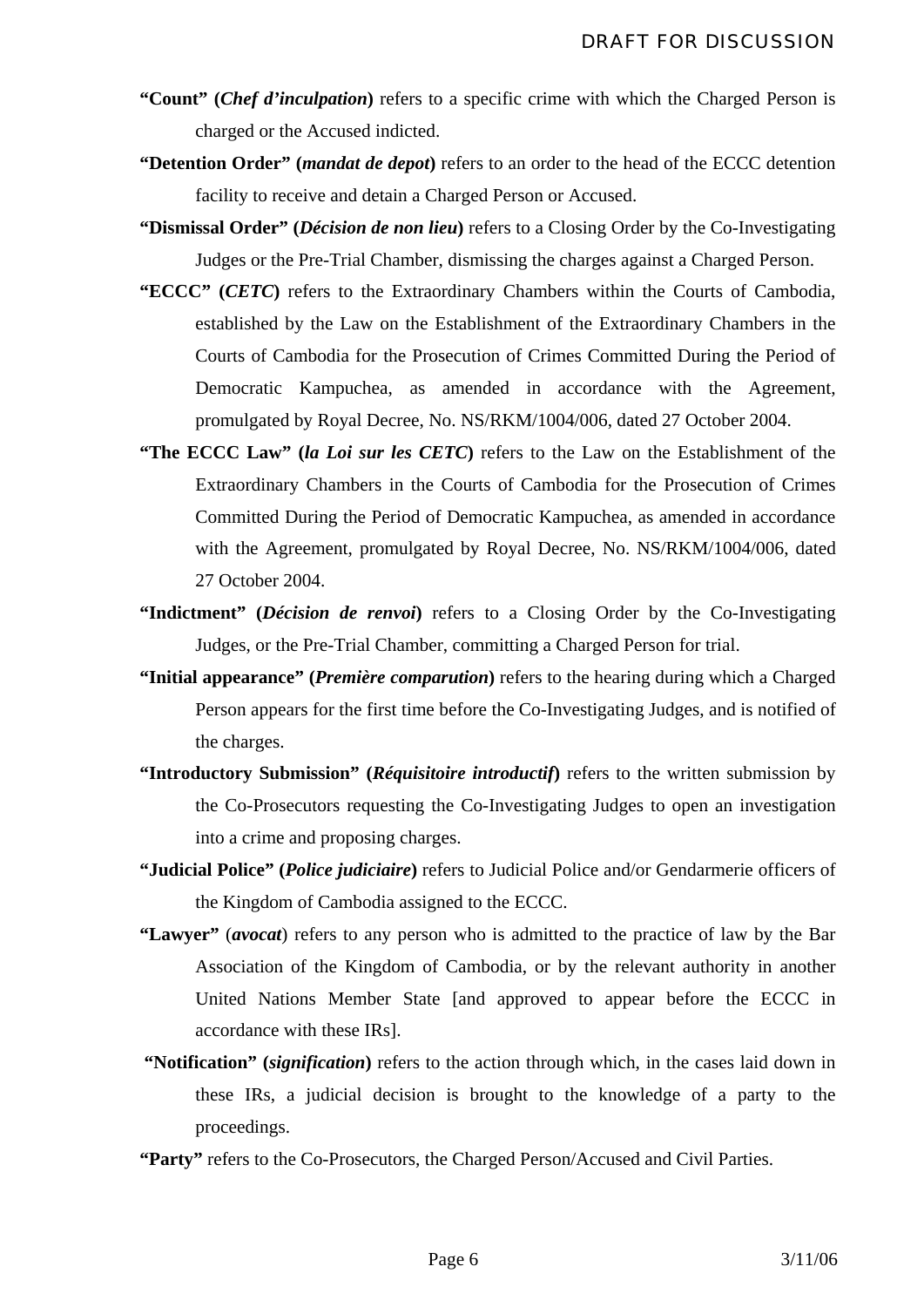**“Count” (*Chef d’inculpation*)** refers to a specific crime with which the Charged Person is charged or the Accused indicted.

**“Detention Order” (*mandat de depot*)** refers to an order to the head of the ECCC detention facility to receive and detain a Charged Person or Accused.

**“Dismissal Order” (*Décision de non lieu*)** refers to a Closing Order by the Co-Investigating Judges or the Pre-Trial Chamber, dismissing the charges against a Charged Person.

**“ECCC” (*CETC*)** refers to the Extraordinary Chambers within the Courts of Cambodia, established by the Law on the Establishment of the Extraordinary Chambers in the Courts of Cambodia for the Prosecution of Crimes Committed During the Period of Democratic Kampuchea, as amended in accordance with the Agreement, promulgated by Royal Decree, No. NS/RKM/1004/006, dated 27 October 2004.

**“The ECCC Law” (*la Loi sur les CETC*)** refers to the Law on the Establishment of the Extraordinary Chambers in the Courts of Cambodia for the Prosecution of Crimes Committed During the Period of Democratic Kampuchea, as amended in accordance with the Agreement, promulgated by Royal Decree, No. NS/RKM/1004/006, dated 27 October 2004.

**“Indictment” (*Décision de renvoi*)** refers to a Closing Order by the Co-Investigating Judges, or the Pre-Trial Chamber, committing a Charged Person for trial.

**“Initial appearance” (*Première comparution*)** refers to the hearing during which a Charged Person appears for the first time before the Co-Investigating Judges, and is notified of the charges.

**“Introductory Submission” (*Réquisitoire introductif*)** refers to the written submission by the Co-Prosecutors requesting the Co-Investigating Judges to open an investigation into a crime and proposing charges.

**“Judicial Police” (*Police judiciaire*)** refers to Judicial Police and/or Gendarmerie officers of the Kingdom of Cambodia assigned to the ECCC.

**“Lawyer”** (***avocat***) refers to any person who is admitted to the practice of law by the Bar Association of the Kingdom of Cambodia, or by the relevant authority in another United Nations Member State [and approved to appear before the ECCC in accordance with these IRs].

**“Notification” (*signification*)** refers to the action through which, in the cases laid down in these IRs, a judicial decision is brought to the knowledge of a party to the proceedings.

**“Party”** refers to the Co-Prosecutors, the Charged Person/Accused and Civil Parties.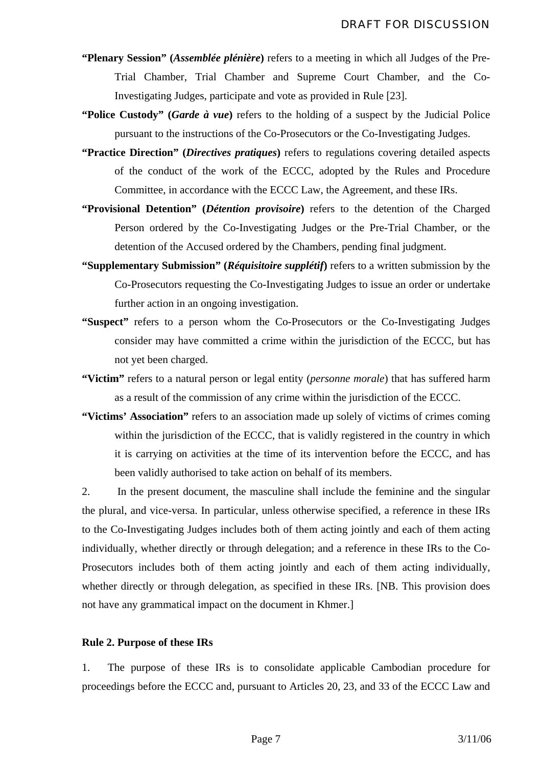**"Plenary Session" (*Assemblée plénière*)** refers to a meeting in which all Judges of the Pre-Trial Chamber, Trial Chamber and Supreme Court Chamber, and the Co-Investigating Judges, participate and vote as provided in Rule [23].

**"Police Custody" (*Garde à vue*)** refers to the holding of a suspect by the Judicial Police pursuant to the instructions of the Co-Prosecutors or the Co-Investigating Judges.

**"Practice Direction" (*Directives pratiques*)** refers to regulations covering detailed aspects of the conduct of the work of the ECCC, adopted by the Rules and Procedure Committee, in accordance with the ECCC Law, the Agreement, and these IRs.

**"Provisional Detention" (*Détention provisoire*)** refers to the detention of the Charged Person ordered by the Co-Investigating Judges or the Pre-Trial Chamber, or the detention of the Accused ordered by the Chambers, pending final judgment.

**"Supplementary Submission" (*Réquisitoire supplétif*)** refers to a written submission by the Co-Prosecutors requesting the Co-Investigating Judges to issue an order or undertake further action in an ongoing investigation.

**"Suspect"** refers to a person whom the Co-Prosecutors or the Co-Investigating Judges consider may have committed a crime within the jurisdiction of the ECCC, but has not yet been charged.

**"Victim"** refers to a natural person or legal entity (*personne morale*) that has suffered harm as a result of the commission of any crime within the jurisdiction of the ECCC.

**"Victims' Association"** refers to an association made up solely of victims of crimes coming within the jurisdiction of the ECCC, that is validly registered in the country in which it is carrying on activities at the time of its intervention before the ECCC, and has been validly authorised to take action on behalf of its members.

2. In the present document, the masculine shall include the feminine and the singular the plural, and vice-versa. In particular, unless otherwise specified, a reference in these IRs to the Co-Investigating Judges includes both of them acting jointly and each of them acting individually, whether directly or through delegation; and a reference in these IRs to the Co-Prosecutors includes both of them acting jointly and each of them acting individually, whether directly or through delegation, as specified in these IRs. [NB. This provision does not have any grammatical impact on the document in Khmer.]

**Rule 2. Purpose of these IRs**

1. The purpose of these IRs is to consolidate applicable Cambodian procedure for proceedings before the ECCC and, pursuant to Articles 20, 23, and 33 of the ECCC Law and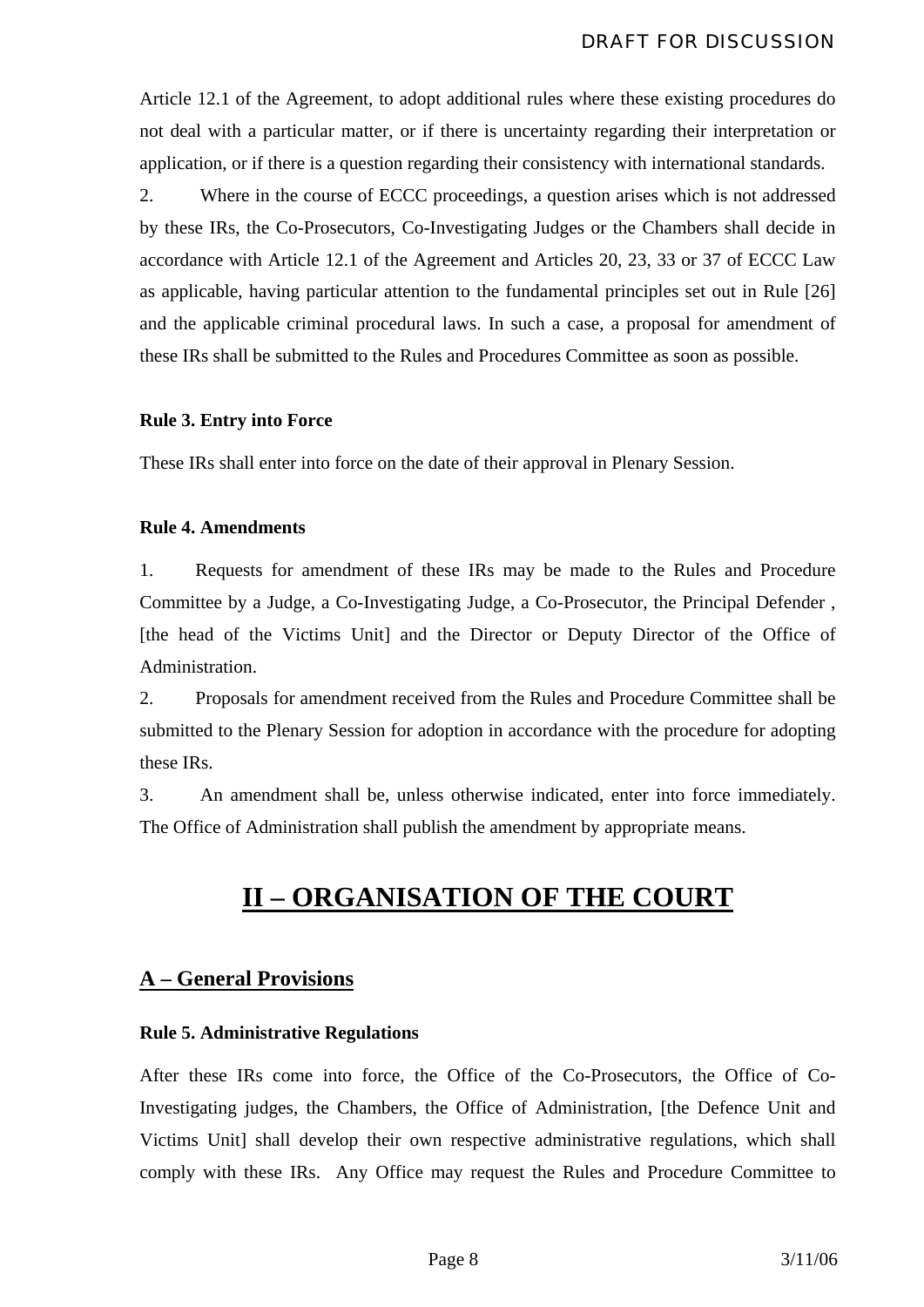Article 12.1 of the Agreement, to adopt additional rules where these existing procedures do not deal with a particular matter, or if there is uncertainty regarding their interpretation or application, or if there is a question regarding their consistency with international standards.

2. Where in the course of ECCC proceedings, a question arises which is not addressed by these IRs, the Co-Prosecutors, Co-Investigating Judges or the Chambers shall decide in accordance with Article 12.1 of the Agreement and Articles 20, 23, 33 or 37 of ECCC Law as applicable, having particular attention to the fundamental principles set out in Rule [26] and the applicable criminal procedural laws. In such a case, a proposal for amendment of these IRs shall be submitted to the Rules and Procedures Committee as soon as possible.

**Rule 3. Entry into Force**

These IRs shall enter into force on the date of their approval in Plenary Session.

**Rule 4. Amendments**

1. Requests for amendment of these IRs may be made to the Rules and Procedure Committee by a Judge, a Co-Investigating Judge, a Co-Prosecutor, the Principal Defender , [the head of the Victims Unit] and the Director or Deputy Director of the Office of Administration.

2. Proposals for amendment received from the Rules and Procedure Committee shall be submitted to the Plenary Session for adoption in accordance with the procedure for adopting these IRs.

3. An amendment shall be, unless otherwise indicated, enter into force immediately. The Office of Administration shall publish the amendment by appropriate means.

# II – ORGANISATION OF THE COURT

## A – General Provisions

**Rule 5. Administrative Regulations**

After these IRs come into force, the Office of the Co-Prosecutors, the Office of Co-Investigating judges, the Chambers, the Office of Administration, [the Defence Unit and Victims Unit] shall develop their own respective administrative regulations, which shall comply with these IRs. Any Office may request the Rules and Procedure Committee to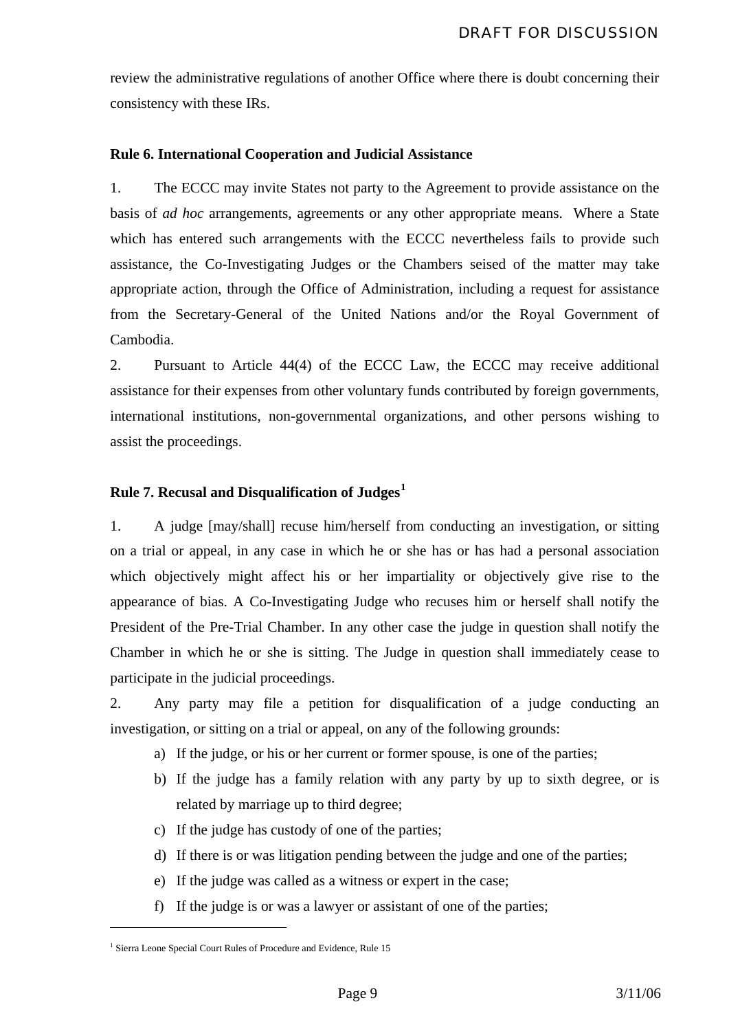review the administrative regulations of another Office where there is doubt concerning their consistency with these IRs.

**Rule 6. International Cooperation and Judicial Assistance**

1. The ECCC may invite States not party to the Agreement to provide assistance on the basis of *ad hoc* arrangements, agreements or any other appropriate means. Where a State which has entered such arrangements with the ECCC nevertheless fails to provide such assistance, the Co-Investigating Judges or the Chambers seised of the matter may take appropriate action, through the Office of Administration, including a request for assistance from the Secretary-General of the United Nations and/or the Royal Government of Cambodia.

2. Pursuant to Article 44(4) of the ECCC Law, the ECCC may receive additional assistance for their expenses from other voluntary funds contributed by foreign governments, international institutions, non-governmental organizations, and other persons wishing to assist the proceedings.

**Rule 7. Recusal and Disqualification of Judges[1]**

1. A judge [may/shall] recuse him/herself from conducting an investigation, or sitting on a trial or appeal, in any case in which he or she has or has had a personal association which objectively might affect his or her impartiality or objectively give rise to the appearance of bias. A Co-Investigating Judge who recuses him or herself shall notify the President of the Pre-Trial Chamber. In any other case the judge in question shall notify the Chamber in which he or she is sitting. The Judge in question shall immediately cease to participate in the judicial proceedings.

2. Any party may file a petition for disqualification of a judge conducting an investigation, or sitting on a trial or appeal, on any of the following grounds:

   a) If the judge, or his or her current or former spouse, is one of the parties;
   b) If the judge has a family relation with any party by up to sixth degree, or is related by marriage up to third degree;
   c) If the judge has custody of one of the parties;
   d) If there is or was litigation pending between the judge and one of the parties;
   e) If the judge was called as a witness or expert in the case;
   f) If the judge is or was a lawyer or assistant of one of the parties;

---

[1] Sierra Leone Special Court Rules of Procedure and Evidence, Rule 15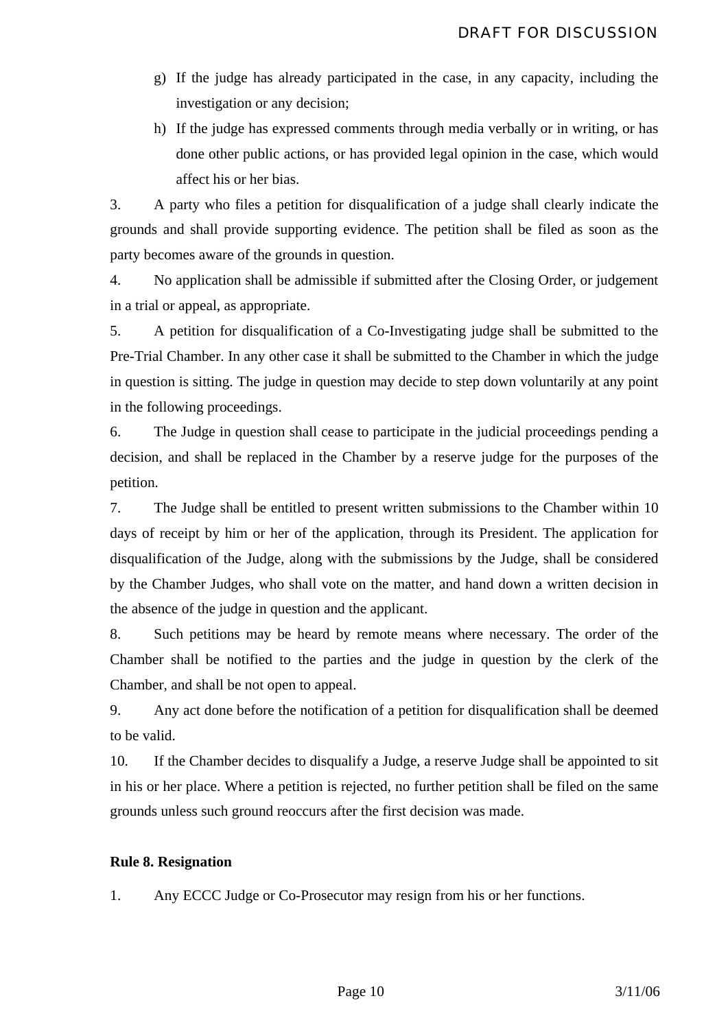g) If the judge has already participated in the case, in any capacity, including the investigation or any decision;

h) If the judge has expressed comments through media verbally or in writing, or has done other public actions, or has provided legal opinion in the case, which would affect his or her bias.

3. A party who files a petition for disqualification of a judge shall clearly indicate the grounds and shall provide supporting evidence. The petition shall be filed as soon as the party becomes aware of the grounds in question.

4. No application shall be admissible if submitted after the Closing Order, or judgement in a trial or appeal, as appropriate.

5. A petition for disqualification of a Co-Investigating judge shall be submitted to the Pre-Trial Chamber. In any other case it shall be submitted to the Chamber in which the judge in question is sitting. The judge in question may decide to step down voluntarily at any point in the following proceedings.

6. The Judge in question shall cease to participate in the judicial proceedings pending a decision, and shall be replaced in the Chamber by a reserve judge for the purposes of the petition.

7. The Judge shall be entitled to present written submissions to the Chamber within 10 days of receipt by him or her of the application, through its President. The application for disqualification of the Judge, along with the submissions by the Judge, shall be considered by the Chamber Judges, who shall vote on the matter, and hand down a written decision in the absence of the judge in question and the applicant.

8. Such petitions may be heard by remote means where necessary. The order of the Chamber shall be notified to the parties and the judge in question by the clerk of the Chamber, and shall be not open to appeal.

9. Any act done before the notification of a petition for disqualification shall be deemed to be valid.

10. If the Chamber decides to disqualify a Judge, a reserve Judge shall be appointed to sit in his or her place. Where a petition is rejected, no further petition shall be filed on the same grounds unless such ground reoccurs after the first decision was made.

**Rule 8. Resignation**

1. Any ECCC Judge or Co-Prosecutor may resign from his or her functions.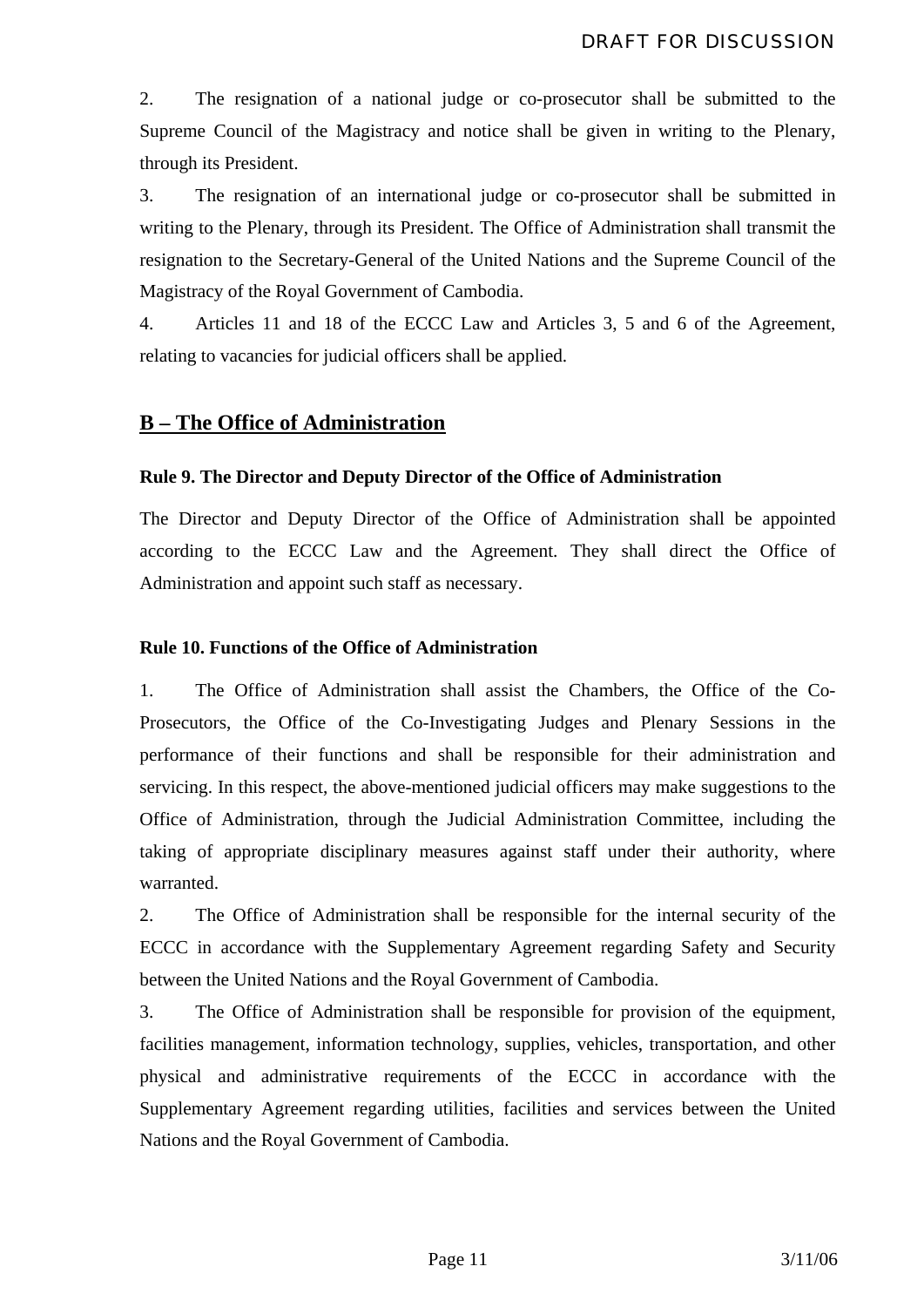2. The resignation of a national judge or co-prosecutor shall be submitted to the Supreme Council of the Magistracy and notice shall be given in writing to the Plenary, through its President.

3. The resignation of an international judge or co-prosecutor shall be submitted in writing to the Plenary, through its President. The Office of Administration shall transmit the resignation to the Secretary-General of the United Nations and the Supreme Council of the Magistracy of the Royal Government of Cambodia.

4. Articles 11 and 18 of the ECCC Law and Articles 3, 5 and 6 of the Agreement, relating to vacancies for judicial officers shall be applied.

## B – The Office of Administration

### Rule 9. The Director and Deputy Director of the Office of Administration

The Director and Deputy Director of the Office of Administration shall be appointed according to the ECCC Law and the Agreement. They shall direct the Office of Administration and appoint such staff as necessary.

### Rule 10. Functions of the Office of Administration

1. The Office of Administration shall assist the Chambers, the Office of the Co-Prosecutors, the Office of the Co-Investigating Judges and Plenary Sessions in the performance of their functions and shall be responsible for their administration and servicing. In this respect, the above-mentioned judicial officers may make suggestions to the Office of Administration, through the Judicial Administration Committee, including the taking of appropriate disciplinary measures against staff under their authority, where warranted.

2. The Office of Administration shall be responsible for the internal security of the ECCC in accordance with the Supplementary Agreement regarding Safety and Security between the United Nations and the Royal Government of Cambodia.

3. The Office of Administration shall be responsible for provision of the equipment, facilities management, information technology, supplies, vehicles, transportation, and other physical and administrative requirements of the ECCC in accordance with the Supplementary Agreement regarding utilities, facilities and services between the United Nations and the Royal Government of Cambodia.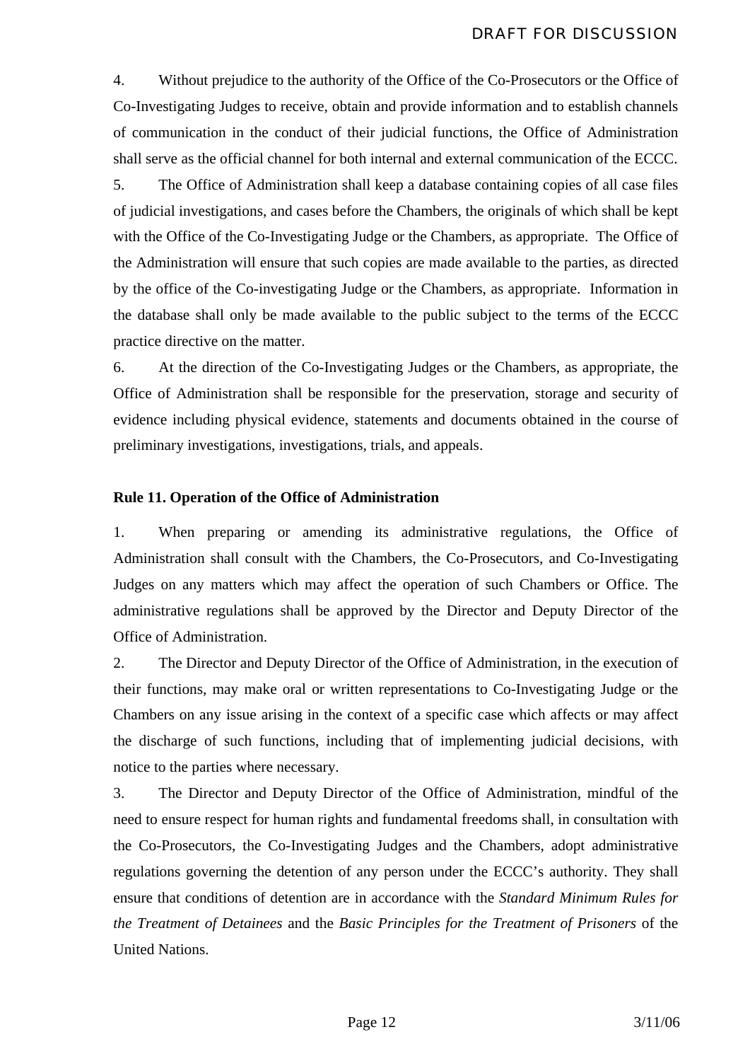4. Without prejudice to the authority of the Office of the Co-Prosecutors or the Office of Co-Investigating Judges to receive, obtain and provide information and to establish channels of communication in the conduct of their judicial functions, the Office of Administration shall serve as the official channel for both internal and external communication of the ECCC.

5. The Office of Administration shall keep a database containing copies of all case files of judicial investigations, and cases before the Chambers, the originals of which shall be kept with the Office of the Co-Investigating Judge or the Chambers, as appropriate. The Office of the Administration will ensure that such copies are made available to the parties, as directed by the office of the Co-investigating Judge or the Chambers, as appropriate. Information in the database shall only be made available to the public subject to the terms of the ECCC practice directive on the matter.

6. At the direction of the Co-Investigating Judges or the Chambers, as appropriate, the Office of Administration shall be responsible for the preservation, storage and security of evidence including physical evidence, statements and documents obtained in the course of preliminary investigations, investigations, trials, and appeals.

**Rule 11. Operation of the Office of Administration**

1. When preparing or amending its administrative regulations, the Office of Administration shall consult with the Chambers, the Co-Prosecutors, and Co-Investigating Judges on any matters which may affect the operation of such Chambers or Office. The administrative regulations shall be approved by the Director and Deputy Director of the Office of Administration.

2. The Director and Deputy Director of the Office of Administration, in the execution of their functions, may make oral or written representations to Co-Investigating Judge or the Chambers on any issue arising in the context of a specific case which affects or may affect the discharge of such functions, including that of implementing judicial decisions, with notice to the parties where necessary.

3. The Director and Deputy Director of the Office of Administration, mindful of the need to ensure respect for human rights and fundamental freedoms shall, in consultation with the Co-Prosecutors, the Co-Investigating Judges and the Chambers, adopt administrative regulations governing the detention of any person under the ECCC's authority. They shall ensure that conditions of detention are in accordance with the *Standard Minimum Rules for the Treatment of Detainees* and the *Basic Principles for the Treatment of Prisoners* of the United Nations.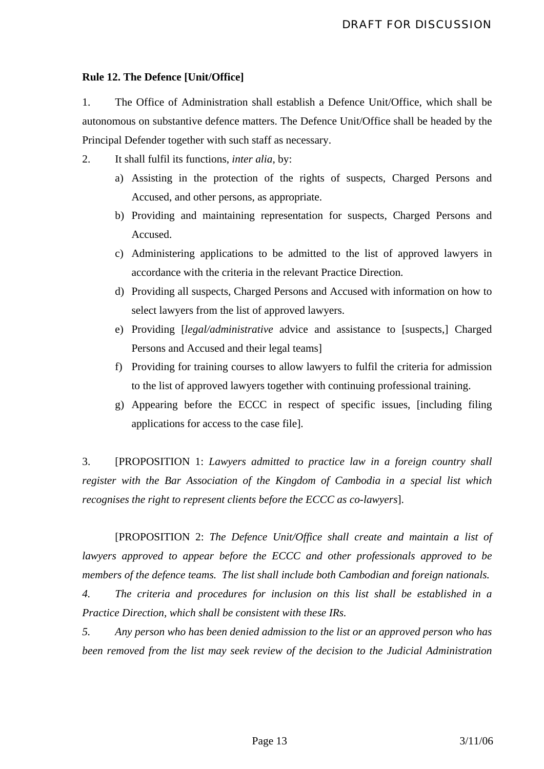**Rule 12. The Defence [Unit/Office]**

1. The Office of Administration shall establish a Defence Unit/Office, which shall be autonomous on substantive defence matters. The Defence Unit/Office shall be headed by the Principal Defender together with such staff as necessary.

2. It shall fulfil its functions, *inter alia*, by:

   a) Assisting in the protection of the rights of suspects, Charged Persons and Accused, and other persons, as appropriate.

   b) Providing and maintaining representation for suspects, Charged Persons and Accused.

   c) Administering applications to be admitted to the list of approved lawyers in accordance with the criteria in the relevant Practice Direction.

   d) Providing all suspects, Charged Persons and Accused with information on how to select lawyers from the list of approved lawyers.

   e) Providing [*legal/administrative* advice and assistance to [suspects,] Charged Persons and Accused and their legal teams]

   f) Providing for training courses to allow lawyers to fulfil the criteria for admission to the list of approved lawyers together with continuing professional training.

   g) Appearing before the ECCC in respect of specific issues, [including filing applications for access to the case file].

3. [PROPOSITION 1: *Lawyers admitted to practice law in a foreign country shall register with the Bar Association of the Kingdom of Cambodia in a special list which recognises the right to represent clients before the ECCC as co-lawyers*].

[PROPOSITION 2: *The Defence Unit/Office shall create and maintain a list of lawyers approved to appear before the ECCC and other professionals approved to be members of the defence teams. The list shall include both Cambodian and foreign nationals.*

*4. The criteria and procedures for inclusion on this list shall be established in a Practice Direction, which shall be consistent with these IRs.*

*5. Any person who has been denied admission to the list or an approved person who has been removed from the list may seek review of the decision to the Judicial Administration*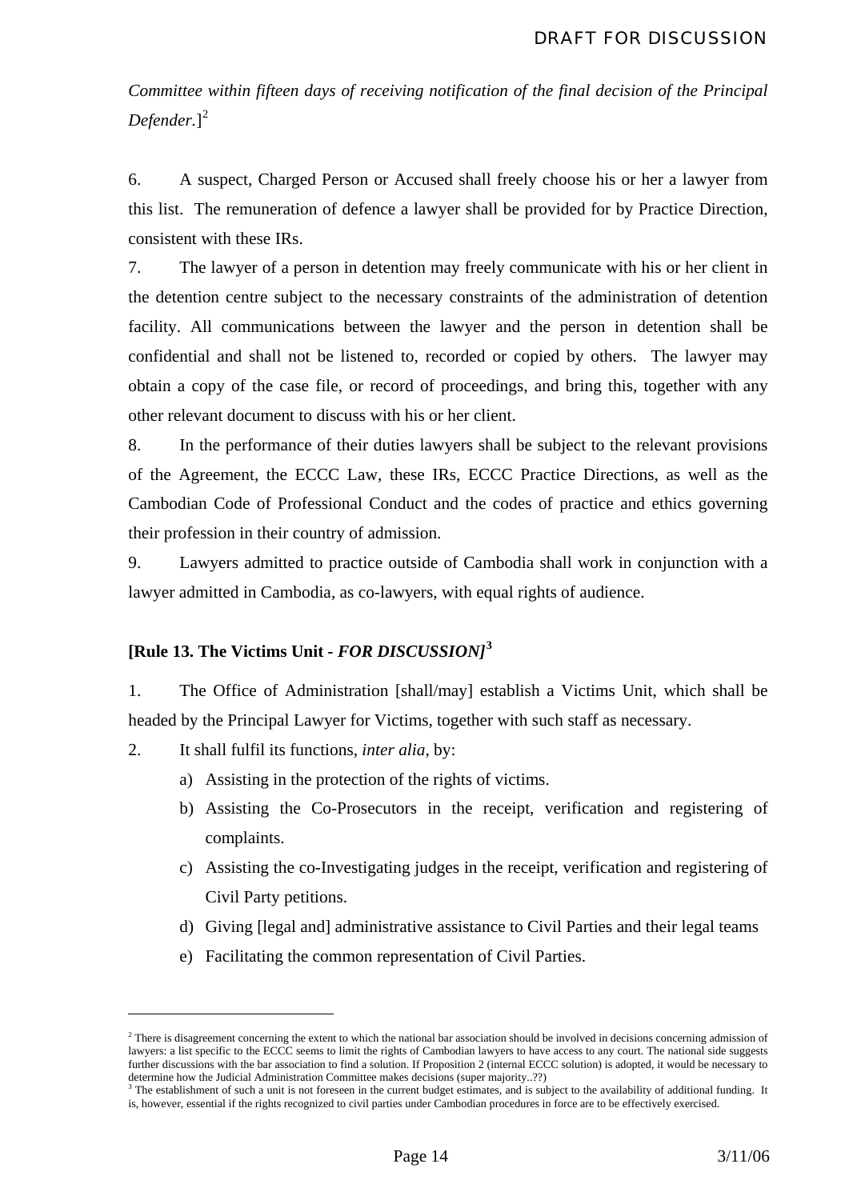*Committee within fifteen days of receiving notification of the final decision of the Principal Defender.*][2]

6. A suspect, Charged Person or Accused shall freely choose his or her a lawyer from this list. The remuneration of defence a lawyer shall be provided for by Practice Direction, consistent with these IRs.

7. The lawyer of a person in detention may freely communicate with his or her client in the detention centre subject to the necessary constraints of the administration of detention facility. All communications between the lawyer and the person in detention shall be confidential and shall not be listened to, recorded or copied by others. The lawyer may obtain a copy of the case file, or record of proceedings, and bring this, together with any other relevant document to discuss with his or her client.

8. In the performance of their duties lawyers shall be subject to the relevant provisions of the Agreement, the ECCC Law, these IRs, ECCC Practice Directions, as well as the Cambodian Code of Professional Conduct and the codes of practice and ethics governing their profession in their country of admission.

9. Lawyers admitted to practice outside of Cambodia shall work in conjunction with a lawyer admitted in Cambodia, as co-lawyers, with equal rights of audience.

**[Rule 13. The Victims Unit - *FOR DISCUSSION]*[3]**

1. The Office of Administration [shall/may] establish a Victims Unit, which shall be headed by the Principal Lawyer for Victims, together with such staff as necessary.

2. It shall fulfil its functions, *inter alia*, by:

   a) Assisting in the protection of the rights of victims.
   b) Assisting the Co-Prosecutors in the receipt, verification and registering of complaints.
   c) Assisting the co-Investigating judges in the receipt, verification and registering of Civil Party petitions.
   d) Giving [legal and] administrative assistance to Civil Parties and their legal teams
   e) Facilitating the common representation of Civil Parties.

---

[2] There is disagreement concerning the extent to which the national bar association should be involved in decisions concerning admission of lawyers: a list specific to the ECCC seems to limit the rights of Cambodian lawyers to have access to any court. The national side suggests further discussions with the bar association to find a solution. If Proposition 2 (internal ECCC solution) is adopted, it would be necessary to determine how the Judicial Administration Committee makes decisions (super majority..??)

[3] The establishment of such a unit is not foreseen in the current budget estimates, and is subject to the availability of additional funding. It is, however, essential if the rights recognized to civil parties under Cambodian procedures in force are to be effectively exercised.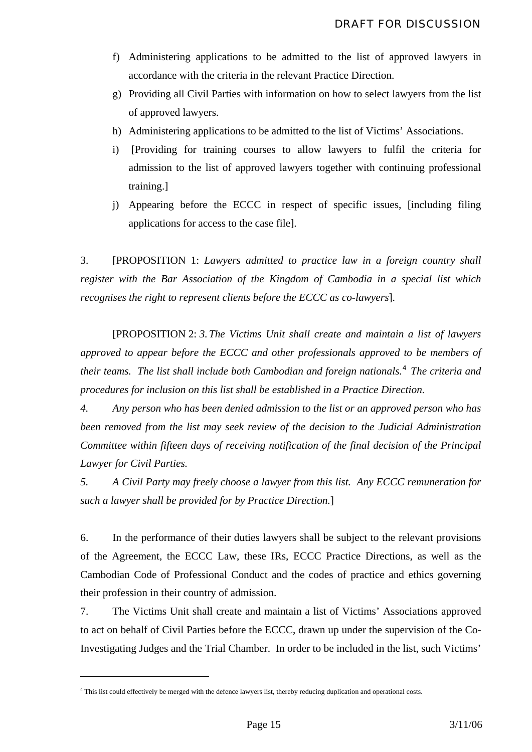f) Administering applications to be admitted to the list of approved lawyers in accordance with the criteria in the relevant Practice Direction.

g) Providing all Civil Parties with information on how to select lawyers from the list of approved lawyers.

h) Administering applications to be admitted to the list of Victims' Associations.

i) [Providing for training courses to allow lawyers to fulfil the criteria for admission to the list of approved lawyers together with continuing professional training.]

j) Appearing before the ECCC in respect of specific issues, [including filing applications for access to the case file].

3. [PROPOSITION 1: *Lawyers admitted to practice law in a foreign country shall register with the Bar Association of the Kingdom of Cambodia in a special list which recognises the right to represent clients before the ECCC as co-lawyers*].

[PROPOSITION 2: *3. The Victims Unit shall create and maintain a list of lawyers approved to appear before the ECCC and other professionals approved to be members of their teams. The list shall include both Cambodian and foreign nationals.*[4] *The criteria and procedures for inclusion on this list shall be established in a Practice Direction.*

*4. Any person who has been denied admission to the list or an approved person who has been removed from the list may seek review of the decision to the Judicial Administration Committee within fifteen days of receiving notification of the final decision of the Principal Lawyer for Civil Parties.*

*5. A Civil Party may freely choose a lawyer from this list. Any ECCC remuneration for such a lawyer shall be provided for by Practice Direction.*]

6. In the performance of their duties lawyers shall be subject to the relevant provisions of the Agreement, the ECCC Law, these IRs, ECCC Practice Directions, as well as the Cambodian Code of Professional Conduct and the codes of practice and ethics governing their profession in their country of admission.

7. The Victims Unit shall create and maintain a list of Victims' Associations approved to act on behalf of Civil Parties before the ECCC, drawn up under the supervision of the Co-Investigating Judges and the Trial Chamber. In order to be included in the list, such Victims'

---

[4] This list could effectively be merged with the defence lawyers list, thereby reducing duplication and operational costs.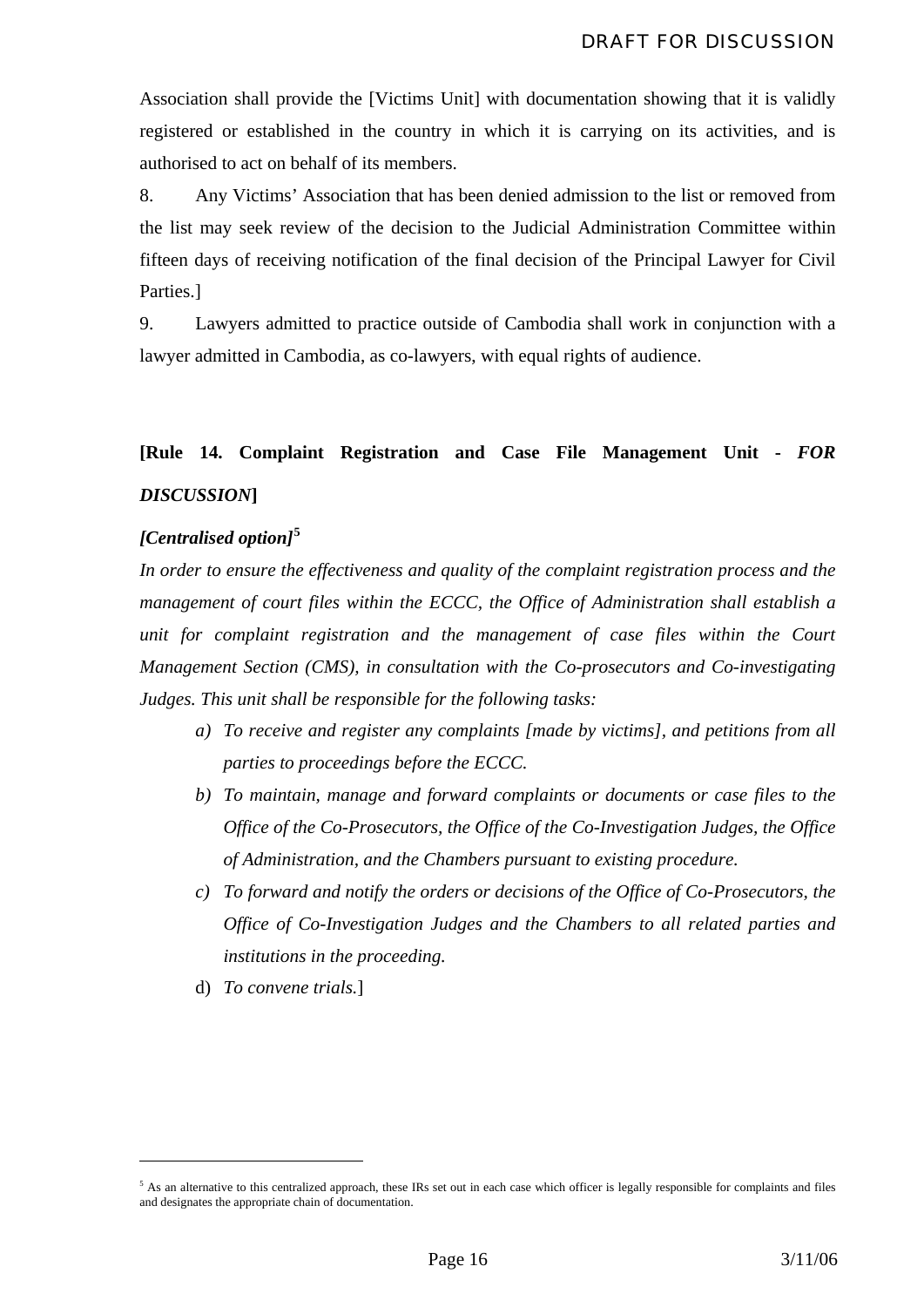Association shall provide the [Victims Unit] with documentation showing that it is validly registered or established in the country in which it is carrying on its activities, and is authorised to act on behalf of its members.

8. Any Victims' Association that has been denied admission to the list or removed from the list may seek review of the decision to the Judicial Administration Committee within fifteen days of receiving notification of the final decision of the Principal Lawyer for Civil Parties.]

9. Lawyers admitted to practice outside of Cambodia shall work in conjunction with a lawyer admitted in Cambodia, as co-lawyers, with equal rights of audience.

## [Rule 14. Complaint Registration and Case File Management Unit - *FOR DISCUSSION*]

***[Centralised option]*[5]**

*In order to ensure the effectiveness and quality of the complaint registration process and the management of court files within the ECCC, the Office of Administration shall establish a unit for complaint registration and the management of case files within the Court Management Section (CMS), in consultation with the Co-prosecutors and Co-investigating Judges. This unit shall be responsible for the following tasks:*

*a) To receive and register any complaints [made by victims], and petitions from all parties to proceedings before the ECCC.*

*b) To maintain, manage and forward complaints or documents or case files to the Office of the Co-Prosecutors, the Office of the Co-Investigation Judges, the Office of Administration, and the Chambers pursuant to existing procedure.*

*c) To forward and notify the orders or decisions of the Office of Co-Prosecutors, the Office of Co-Investigation Judges and the Chambers to all related parties and institutions in the proceeding.*

d) *To convene trials.*]

---

[5] As an alternative to this centralized approach, these IRs set out in each case which officer is legally responsible for complaints and files and designates the appropriate chain of documentation.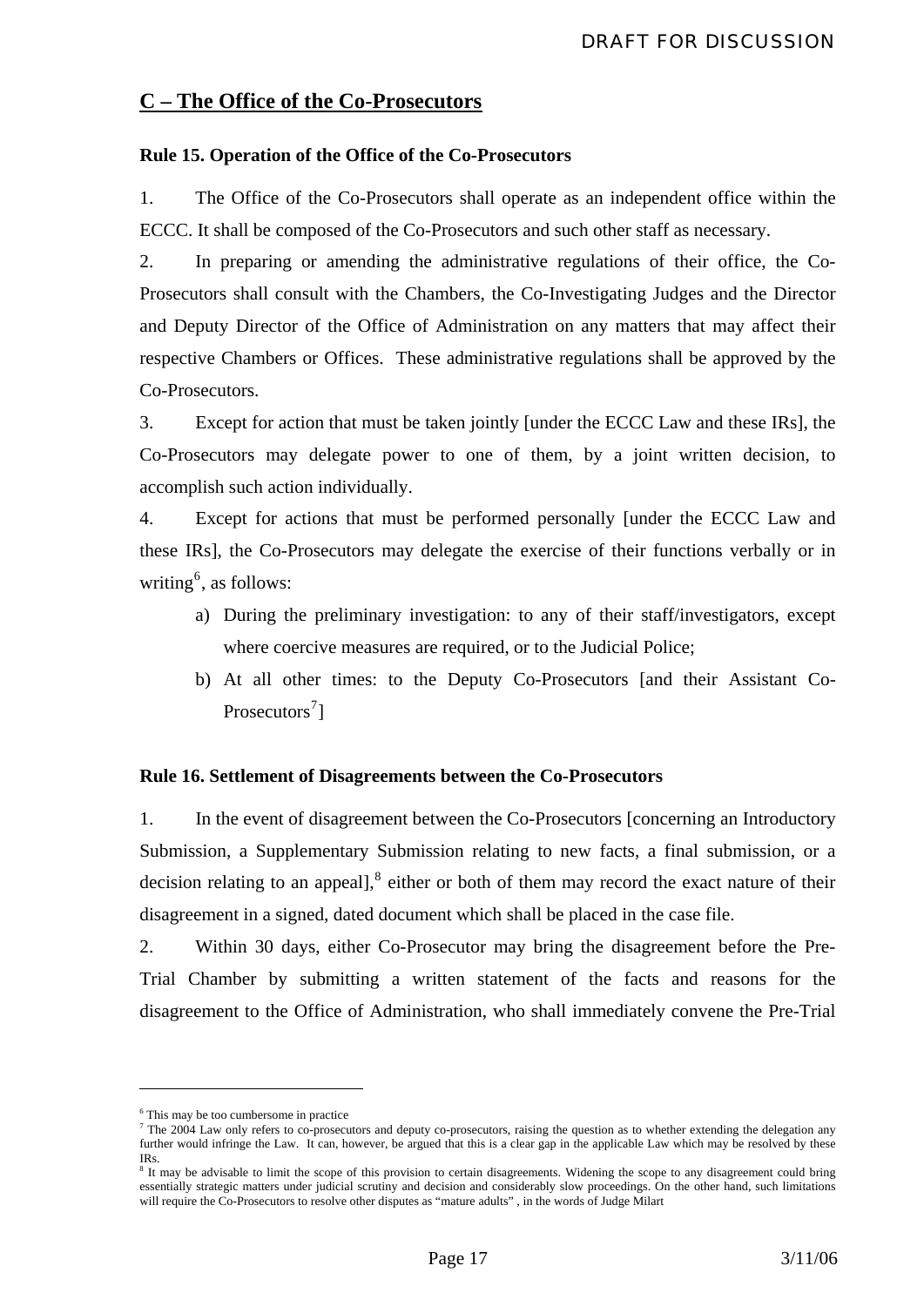## C – The Office of the Co-Prosecutors

### Rule 15. Operation of the Office of the Co-Prosecutors

1. The Office of the Co-Prosecutors shall operate as an independent office within the ECCC. It shall be composed of the Co-Prosecutors and such other staff as necessary.

2. In preparing or amending the administrative regulations of their office, the Co-Prosecutors shall consult with the Chambers, the Co-Investigating Judges and the Director and Deputy Director of the Office of Administration on any matters that may affect their respective Chambers or Offices. These administrative regulations shall be approved by the Co-Prosecutors.

3. Except for action that must be taken jointly [under the ECCC Law and these IRs], the Co-Prosecutors may delegate power to one of them, by a joint written decision, to accomplish such action individually.

4. Except for actions that must be performed personally [under the ECCC Law and these IRs], the Co-Prosecutors may delegate the exercise of their functions verbally or in writing[6], as follows:

   a) During the preliminary investigation: to any of their staff/investigators, except where coercive measures are required, or to the Judicial Police;

   b) At all other times: to the Deputy Co-Prosecutors [and their Assistant Co-Prosecutors[7]]

### Rule 16. Settlement of Disagreements between the Co-Prosecutors

1. In the event of disagreement between the Co-Prosecutors [concerning an Introductory Submission, a Supplementary Submission relating to new facts, a final submission, or a decision relating to an appeal],[8] either or both of them may record the exact nature of their disagreement in a signed, dated document which shall be placed in the case file.

2. Within 30 days, either Co-Prosecutor may bring the disagreement before the Pre-Trial Chamber by submitting a written statement of the facts and reasons for the disagreement to the Office of Administration, who shall immediately convene the Pre-Trial

---

[6] This may be too cumbersome in practice

[7] The 2004 Law only refers to co-prosecutors and deputy co-prosecutors, raising the question as to whether extending the delegation any further would infringe the Law. It can, however, be argued that this is a clear gap in the applicable Law which may be resolved by these IRs.

[8] It may be advisable to limit the scope of this provision to certain disagreements. Widening the scope to any disagreement could bring essentially strategic matters under judicial scrutiny and decision and considerably slow proceedings. On the other hand, such limitations will require the Co-Prosecutors to resolve other disputes as "mature adults" , in the words of Judge Milart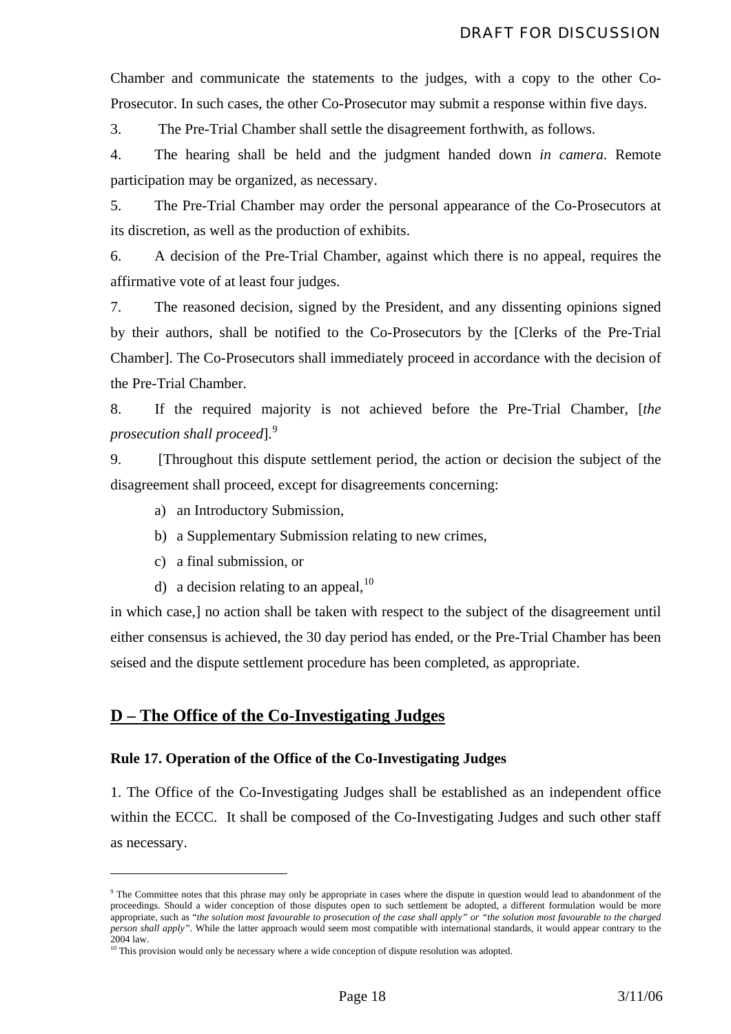Chamber and communicate the statements to the judges, with a copy to the other Co-Prosecutor. In such cases, the other Co-Prosecutor may submit a response within five days.

3. The Pre-Trial Chamber shall settle the disagreement forthwith, as follows.

4. The hearing shall be held and the judgment handed down *in camera*. Remote participation may be organized, as necessary.

5. The Pre-Trial Chamber may order the personal appearance of the Co-Prosecutors at its discretion, as well as the production of exhibits.

6. A decision of the Pre-Trial Chamber, against which there is no appeal, requires the affirmative vote of at least four judges.

7. The reasoned decision, signed by the President, and any dissenting opinions signed by their authors, shall be notified to the Co-Prosecutors by the [Clerks of the Pre-Trial Chamber]. The Co-Prosecutors shall immediately proceed in accordance with the decision of the Pre-Trial Chamber.

8. If the required majority is not achieved before the Pre-Trial Chamber, [*the prosecution shall proceed*].[9]

9. [Throughout this dispute settlement period, the action or decision the subject of the disagreement shall proceed, except for disagreements concerning:

a) an Introductory Submission,

b) a Supplementary Submission relating to new crimes,

c) a final submission, or

d) a decision relating to an appeal,[10]

in which case,] no action shall be taken with respect to the subject of the disagreement until either consensus is achieved, the 30 day period has ended, or the Pre-Trial Chamber has been seised and the dispute settlement procedure has been completed, as appropriate.

## D – The Office of the Co-Investigating Judges

### Rule 17. Operation of the Office of the Co-Investigating Judges

1. The Office of the Co-Investigating Judges shall be established as an independent office within the ECCC. It shall be composed of the Co-Investigating Judges and such other staff as necessary.

---

[9] The Committee notes that this phrase may only be appropriate in cases where the dispute in question would lead to abandonment of the proceedings. Should a wider conception of those disputes open to such settlement be adopted, a different formulation would be more appropriate, such as "*the solution most favourable to prosecution of the case shall apply" or "the solution most favourable to the charged person shall apply"*. While the latter approach would seem most compatible with international standards, it would appear contrary to the 2004 law.

[10] This provision would only be necessary where a wide conception of dispute resolution was adopted.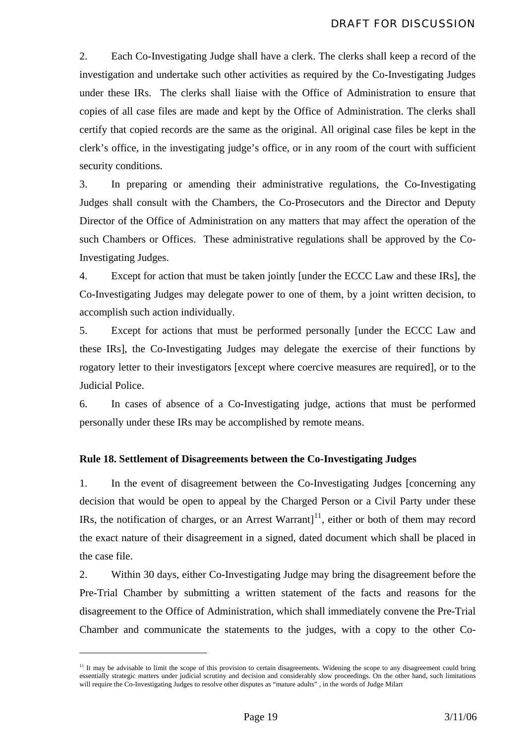2. Each Co-Investigating Judge shall have a clerk. The clerks shall keep a record of the investigation and undertake such other activities as required by the Co-Investigating Judges under these IRs. The clerks shall liaise with the Office of Administration to ensure that copies of all case files are made and kept by the Office of Administration. The clerks shall certify that copied records are the same as the original. All original case files be kept in the clerk's office, in the investigating judge's office, or in any room of the court with sufficient security conditions.

3. In preparing or amending their administrative regulations, the Co-Investigating Judges shall consult with the Chambers, the Co-Prosecutors and the Director and Deputy Director of the Office of Administration on any matters that may affect the operation of the such Chambers or Offices. These administrative regulations shall be approved by the Co-Investigating Judges.

4. Except for action that must be taken jointly [under the ECCC Law and these IRs], the Co-Investigating Judges may delegate power to one of them, by a joint written decision, to accomplish such action individually.

5. Except for actions that must be performed personally [under the ECCC Law and these IRs], the Co-Investigating Judges may delegate the exercise of their functions by rogatory letter to their investigators [except where coercive measures are required], or to the Judicial Police.

6. In cases of absence of a Co-Investigating judge, actions that must be performed personally under these IRs may be accomplished by remote means.

**Rule 18. Settlement of Disagreements between the Co-Investigating Judges**

1. In the event of disagreement between the Co-Investigating Judges [concerning any decision that would be open to appeal by the Charged Person or a Civil Party under these IRs, the notification of charges, or an Arrest Warrant][11], either or both of them may record the exact nature of their disagreement in a signed, dated document which shall be placed in the case file.

2. Within 30 days, either Co-Investigating Judge may bring the disagreement before the Pre-Trial Chamber by submitting a written statement of the facts and reasons for the disagreement to the Office of Administration, which shall immediately convene the Pre-Trial Chamber and communicate the statements to the judges, with a copy to the other Co-

---

[11] It may be advisable to limit the scope of this provision to certain disagreements. Widening the scope to any disagreement could bring essentially strategic matters under judicial scrutiny and decision and considerably slow proceedings. On the other hand, such limitations will require the Co-Investigating Judges to resolve other disputes as "mature adults" , in the words of Judge Milart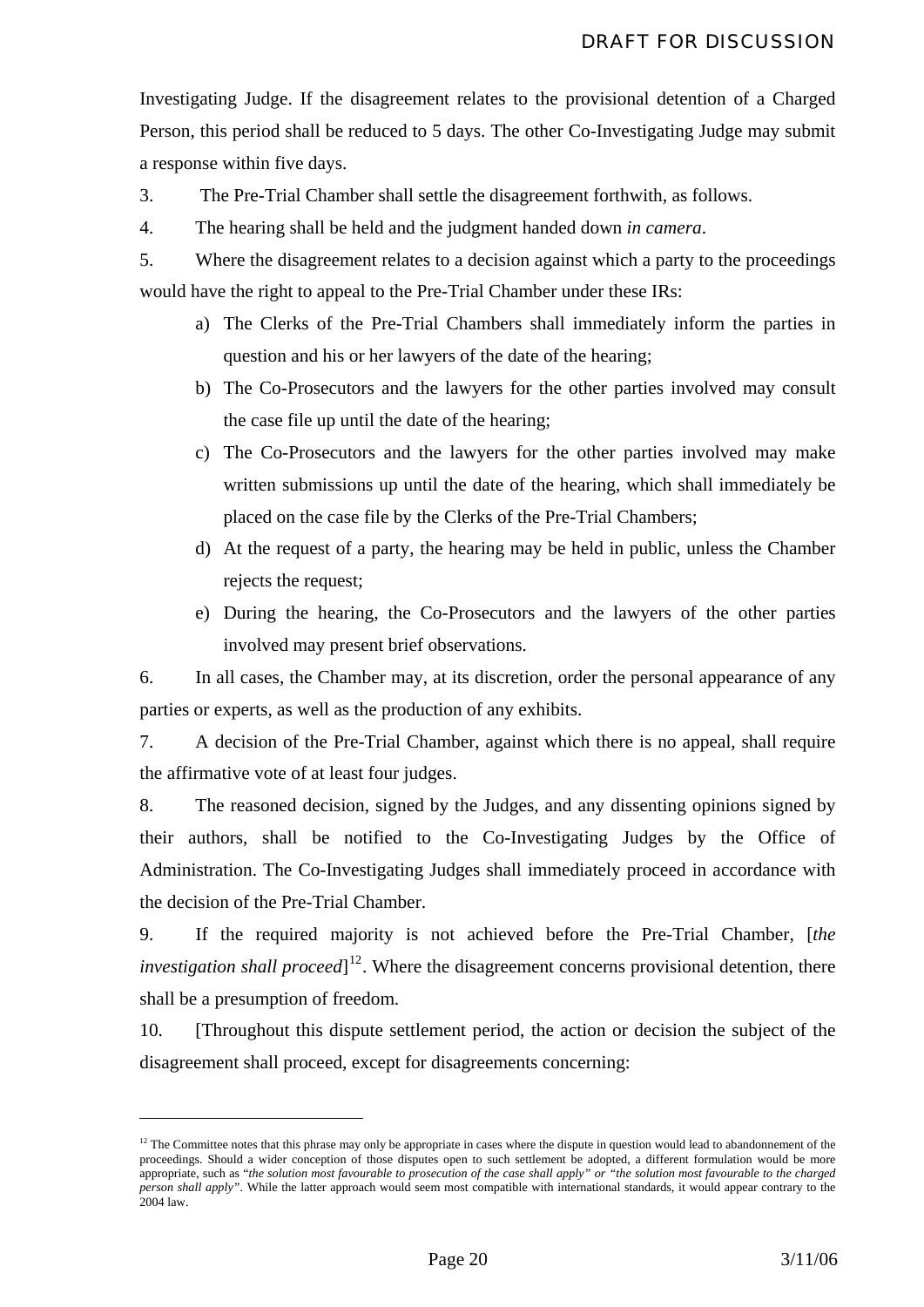Investigating Judge. If the disagreement relates to the provisional detention of a Charged Person, this period shall be reduced to 5 days. The other Co-Investigating Judge may submit a response within five days.

3. The Pre-Trial Chamber shall settle the disagreement forthwith, as follows.

4. The hearing shall be held and the judgment handed down *in camera*.

5. Where the disagreement relates to a decision against which a party to the proceedings would have the right to appeal to the Pre-Trial Chamber under these IRs:

   a) The Clerks of the Pre-Trial Chambers shall immediately inform the parties in question and his or her lawyers of the date of the hearing;

   b) The Co-Prosecutors and the lawyers for the other parties involved may consult the case file up until the date of the hearing;

   c) The Co-Prosecutors and the lawyers for the other parties involved may make written submissions up until the date of the hearing, which shall immediately be placed on the case file by the Clerks of the Pre-Trial Chambers;

   d) At the request of a party, the hearing may be held in public, unless the Chamber rejects the request;

   e) During the hearing, the Co-Prosecutors and the lawyers of the other parties involved may present brief observations.

6. In all cases, the Chamber may, at its discretion, order the personal appearance of any parties or experts, as well as the production of any exhibits.

7. A decision of the Pre-Trial Chamber, against which there is no appeal, shall require the affirmative vote of at least four judges.

8. The reasoned decision, signed by the Judges, and any dissenting opinions signed by their authors, shall be notified to the Co-Investigating Judges by the Office of Administration. The Co-Investigating Judges shall immediately proceed in accordance with the decision of the Pre-Trial Chamber.

9. If the required majority is not achieved before the Pre-Trial Chamber, [*the investigation shall proceed*][12]. Where the disagreement concerns provisional detention, there shall be a presumption of freedom.

10. [Throughout this dispute settlement period, the action or decision the subject of the disagreement shall proceed, except for disagreements concerning:

---

[12] The Committee notes that this phrase may only be appropriate in cases where the dispute in question would lead to abandonnement of the proceedings. Should a wider conception of those disputes open to such settlement be adopted, a different formulation would be more appropriate, such as "*the solution most favourable to prosecution of the case shall apply" or "the solution most favourable to the charged person shall apply*". While the latter approach would seem most compatible with international standards, it would appear contrary to the 2004 law.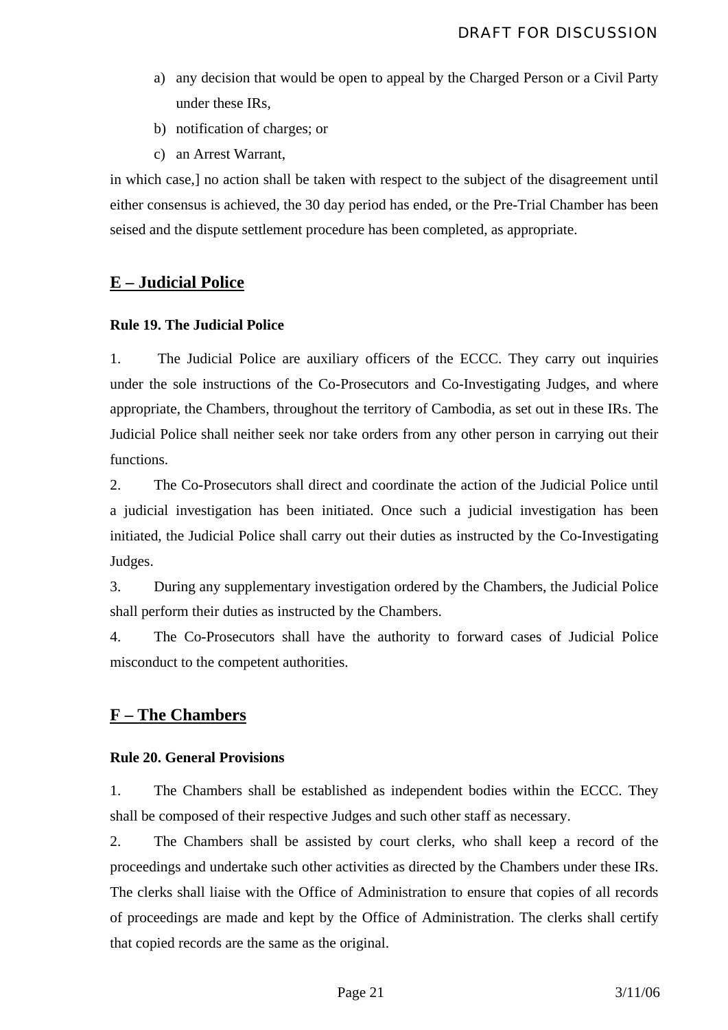a) any decision that would be open to appeal by the Charged Person or a Civil Party under these IRs,
b) notification of charges; or
c) an Arrest Warrant,

in which case,] no action shall be taken with respect to the subject of the disagreement until either consensus is achieved, the 30 day period has ended, or the Pre-Trial Chamber has been seised and the dispute settlement procedure has been completed, as appropriate.

## E – Judicial Police

### Rule 19. The Judicial Police

1. The Judicial Police are auxiliary officers of the ECCC. They carry out inquiries under the sole instructions of the Co-Prosecutors and Co-Investigating Judges, and where appropriate, the Chambers, throughout the territory of Cambodia, as set out in these IRs. The Judicial Police shall neither seek nor take orders from any other person in carrying out their functions.

2. The Co-Prosecutors shall direct and coordinate the action of the Judicial Police until a judicial investigation has been initiated. Once such a judicial investigation has been initiated, the Judicial Police shall carry out their duties as instructed by the Co-Investigating Judges.

3. During any supplementary investigation ordered by the Chambers, the Judicial Police shall perform their duties as instructed by the Chambers.

4. The Co-Prosecutors shall have the authority to forward cases of Judicial Police misconduct to the competent authorities.

## F – The Chambers

### Rule 20. General Provisions

1. The Chambers shall be established as independent bodies within the ECCC. They shall be composed of their respective Judges and such other staff as necessary.

2. The Chambers shall be assisted by court clerks, who shall keep a record of the proceedings and undertake such other activities as directed by the Chambers under these IRs. The clerks shall liaise with the Office of Administration to ensure that copies of all records of proceedings are made and kept by the Office of Administration. The clerks shall certify that copied records are the same as the original.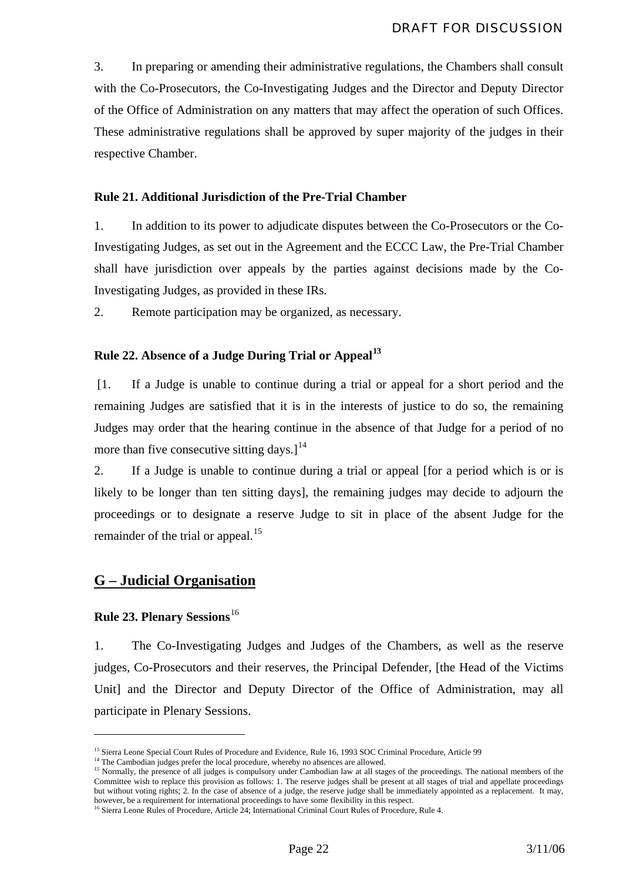3. In preparing or amending their administrative regulations, the Chambers shall consult with the Co-Prosecutors, the Co-Investigating Judges and the Director and Deputy Director of the Office of Administration on any matters that may affect the operation of such Offices. These administrative regulations shall be approved by super majority of the judges in their respective Chamber.

**Rule 21. Additional Jurisdiction of the Pre-Trial Chamber**

1. In addition to its power to adjudicate disputes between the Co-Prosecutors or the Co-Investigating Judges, as set out in the Agreement and the ECCC Law, the Pre-Trial Chamber shall have jurisdiction over appeals by the parties against decisions made by the Co-Investigating Judges, as provided in these IRs.

2. Remote participation may be organized, as necessary.

**Rule 22. Absence of a Judge During Trial or Appeal**[13]

[1. If a Judge is unable to continue during a trial or appeal for a short period and the remaining Judges are satisfied that it is in the interests of justice to do so, the remaining Judges may order that the hearing continue in the absence of that Judge for a period of no more than five consecutive sitting days.][14]

2. If a Judge is unable to continue during a trial or appeal [for a period which is or is likely to be longer than ten sitting days], the remaining judges may decide to adjourn the proceedings or to designate a reserve Judge to sit in place of the absent Judge for the remainder of the trial or appeal.[15]

## G – Judicial Organisation

**Rule 23. Plenary Sessions**[16]

1. The Co-Investigating Judges and Judges of the Chambers, as well as the reserve judges, Co-Prosecutors and their reserves, the Principal Defender, [the Head of the Victims Unit] and the Director and Deputy Director of the Office of Administration, may all participate in Plenary Sessions.

---

[13] Sierra Leone Special Court Rules of Procedure and Evidence, Rule 16, 1993 SOC Criminal Procedure, Article 99

[14] The Cambodian judges prefer the local procedure, whereby no absences are allowed.

[15] Normally, the presence of all judges is compulsory under Cambodian law at all stages of the proceedings. The national members of the Committee wish to replace this provision as follows: 1. The reserve judges shall be present at all stages of trial and appellate proceedings but without voting rights; 2. In the case of absence of a judge, the reserve judge shall be immediately appointed as a replacement. It may, however, be a requirement for international proceedings to have some flexibility in this respect.

[16] Sierra Leone Rules of Procedure, Article 24; International Criminal Court Rules of Procedure, Rule 4.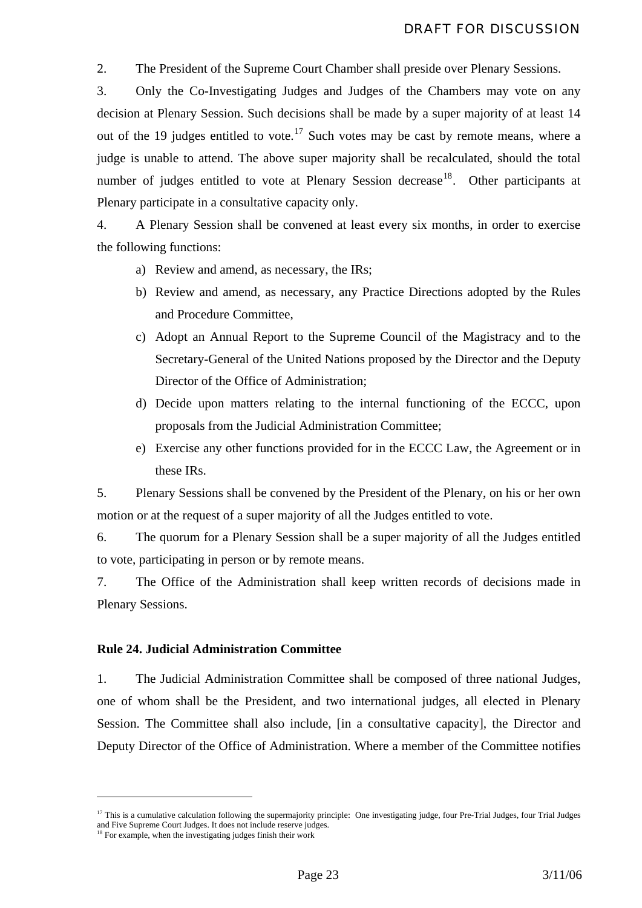2. The President of the Supreme Court Chamber shall preside over Plenary Sessions.

3. Only the Co-Investigating Judges and Judges of the Chambers may vote on any decision at Plenary Session. Such decisions shall be made by a super majority of at least 14 out of the 19 judges entitled to vote.[17] Such votes may be cast by remote means, where a judge is unable to attend. The above super majority shall be recalculated, should the total number of judges entitled to vote at Plenary Session decrease[18]. Other participants at Plenary participate in a consultative capacity only.

4. A Plenary Session shall be convened at least every six months, in order to exercise the following functions:

a) Review and amend, as necessary, the IRs;

b) Review and amend, as necessary, any Practice Directions adopted by the Rules and Procedure Committee,

c) Adopt an Annual Report to the Supreme Council of the Magistracy and to the Secretary-General of the United Nations proposed by the Director and the Deputy Director of the Office of Administration;

d) Decide upon matters relating to the internal functioning of the ECCC, upon proposals from the Judicial Administration Committee;

e) Exercise any other functions provided for in the ECCC Law, the Agreement or in these IRs.

5. Plenary Sessions shall be convened by the President of the Plenary, on his or her own motion or at the request of a super majority of all the Judges entitled to vote.

6. The quorum for a Plenary Session shall be a super majority of all the Judges entitled to vote, participating in person or by remote means.

7. The Office of the Administration shall keep written records of decisions made in Plenary Sessions.

**Rule 24. Judicial Administration Committee**

1. The Judicial Administration Committee shall be composed of three national Judges, one of whom shall be the President, and two international judges, all elected in Plenary Session. The Committee shall also include, [in a consultative capacity], the Director and Deputy Director of the Office of Administration. Where a member of the Committee notifies

---

[17] This is a cumulative calculation following the supermajority principle: One investigating judge, four Pre-Trial Judges, four Trial Judges and Five Supreme Court Judges. It does not include reserve judges.

[18] For example, when the investigating judges finish their work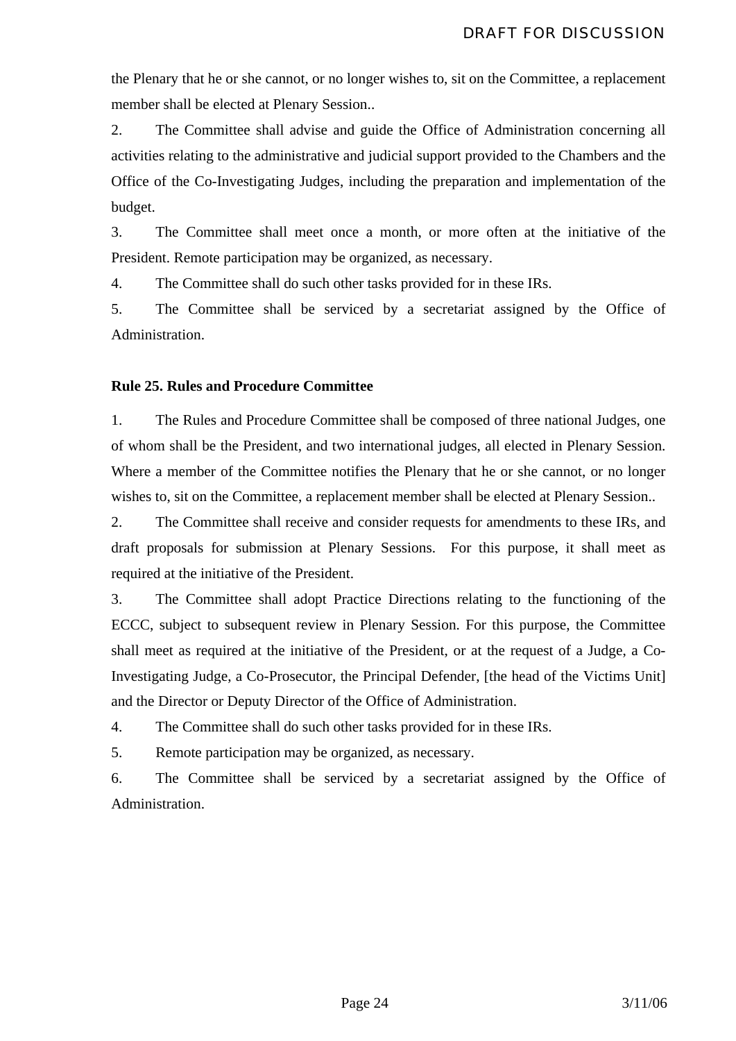the Plenary that he or she cannot, or no longer wishes to, sit on the Committee, a replacement member shall be elected at Plenary Session..

2. The Committee shall advise and guide the Office of Administration concerning all activities relating to the administrative and judicial support provided to the Chambers and the Office of the Co-Investigating Judges, including the preparation and implementation of the budget.

3. The Committee shall meet once a month, or more often at the initiative of the President. Remote participation may be organized, as necessary.

4. The Committee shall do such other tasks provided for in these IRs.

5. The Committee shall be serviced by a secretariat assigned by the Office of Administration.

**Rule 25. Rules and Procedure Committee**

1. The Rules and Procedure Committee shall be composed of three national Judges, one of whom shall be the President, and two international judges, all elected in Plenary Session. Where a member of the Committee notifies the Plenary that he or she cannot, or no longer wishes to, sit on the Committee, a replacement member shall be elected at Plenary Session..

2. The Committee shall receive and consider requests for amendments to these IRs, and draft proposals for submission at Plenary Sessions. For this purpose, it shall meet as required at the initiative of the President.

3. The Committee shall adopt Practice Directions relating to the functioning of the ECCC, subject to subsequent review in Plenary Session. For this purpose, the Committee shall meet as required at the initiative of the President, or at the request of a Judge, a Co-Investigating Judge, a Co-Prosecutor, the Principal Defender, [the head of the Victims Unit] and the Director or Deputy Director of the Office of Administration.

4. The Committee shall do such other tasks provided for in these IRs.

5. Remote participation may be organized, as necessary.

6. The Committee shall be serviced by a secretariat assigned by the Office of Administration.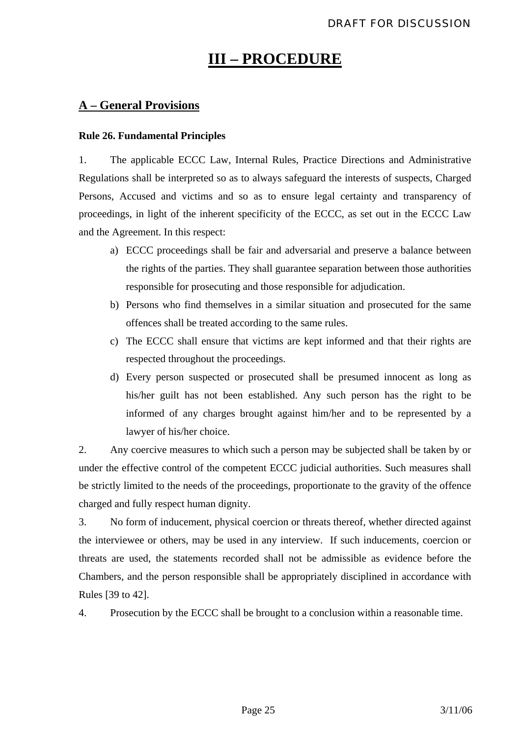# III – PROCEDURE

## A – General Provisions

### Rule 26. Fundamental Principles

1. The applicable ECCC Law, Internal Rules, Practice Directions and Administrative Regulations shall be interpreted so as to always safeguard the interests of suspects, Charged Persons, Accused and victims and so as to ensure legal certainty and transparency of proceedings, in light of the inherent specificity of the ECCC, as set out in the ECCC Law and the Agreement. In this respect:

   a) ECCC proceedings shall be fair and adversarial and preserve a balance between the rights of the parties. They shall guarantee separation between those authorities responsible for prosecuting and those responsible for adjudication.

   b) Persons who find themselves in a similar situation and prosecuted for the same offences shall be treated according to the same rules.

   c) The ECCC shall ensure that victims are kept informed and that their rights are respected throughout the proceedings.

   d) Every person suspected or prosecuted shall be presumed innocent as long as his/her guilt has not been established. Any such person has the right to be informed of any charges brought against him/her and to be represented by a lawyer of his/her choice.

2. Any coercive measures to which such a person may be subjected shall be taken by or under the effective control of the competent ECCC judicial authorities. Such measures shall be strictly limited to the needs of the proceedings, proportionate to the gravity of the offence charged and fully respect human dignity.

3. No form of inducement, physical coercion or threats thereof, whether directed against the interviewee or others, may be used in any interview. If such inducements, coercion or threats are used, the statements recorded shall not be admissible as evidence before the Chambers, and the person responsible shall be appropriately disciplined in accordance with Rules [39 to 42].

4. Prosecution by the ECCC shall be brought to a conclusion within a reasonable time.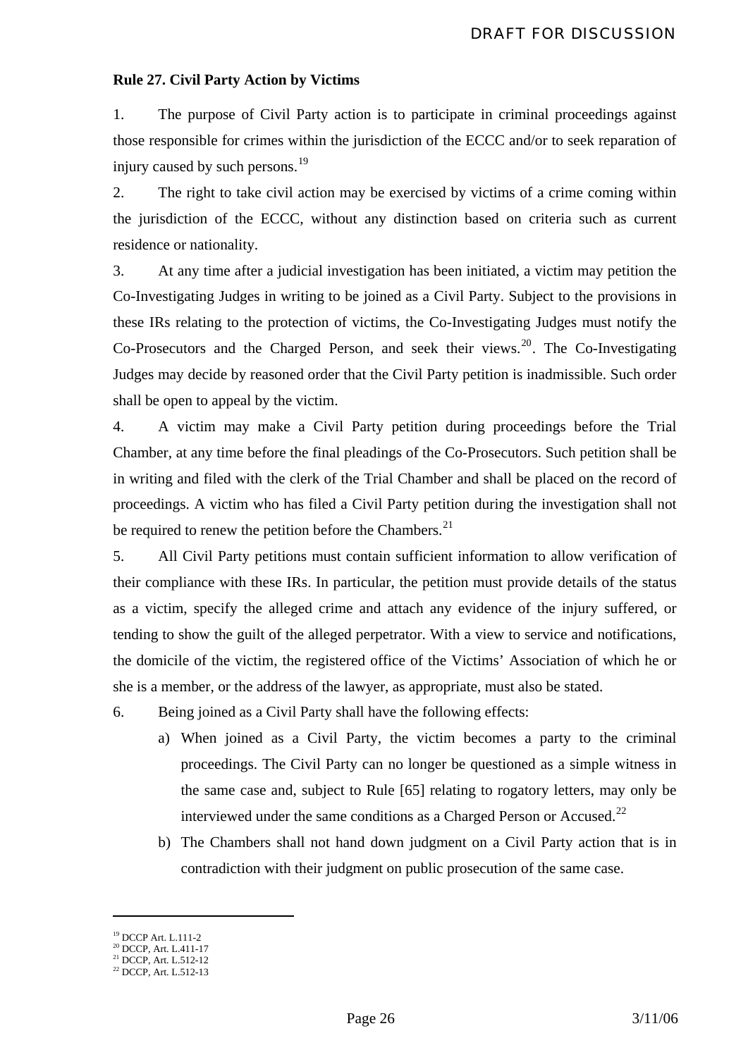**Rule 27. Civil Party Action by Victims**

1. The purpose of Civil Party action is to participate in criminal proceedings against those responsible for crimes within the jurisdiction of the ECCC and/or to seek reparation of injury caused by such persons.[19]

2. The right to take civil action may be exercised by victims of a crime coming within the jurisdiction of the ECCC, without any distinction based on criteria such as current residence or nationality.

3. At any time after a judicial investigation has been initiated, a victim may petition the Co-Investigating Judges in writing to be joined as a Civil Party. Subject to the provisions in these IRs relating to the protection of victims, the Co-Investigating Judges must notify the Co-Prosecutors and the Charged Person, and seek their views.[20]. The Co-Investigating Judges may decide by reasoned order that the Civil Party petition is inadmissible. Such order shall be open to appeal by the victim.

4. A victim may make a Civil Party petition during proceedings before the Trial Chamber, at any time before the final pleadings of the Co-Prosecutors. Such petition shall be in writing and filed with the clerk of the Trial Chamber and shall be placed on the record of proceedings. A victim who has filed a Civil Party petition during the investigation shall not be required to renew the petition before the Chambers.[21]

5. All Civil Party petitions must contain sufficient information to allow verification of their compliance with these IRs. In particular, the petition must provide details of the status as a victim, specify the alleged crime and attach any evidence of the injury suffered, or tending to show the guilt of the alleged perpetrator. With a view to service and notifications, the domicile of the victim, the registered office of the Victims' Association of which he or she is a member, or the address of the lawyer, as appropriate, must also be stated.

6. Being joined as a Civil Party shall have the following effects:

a) When joined as a Civil Party, the victim becomes a party to the criminal proceedings. The Civil Party can no longer be questioned as a simple witness in the same case and, subject to Rule [65] relating to rogatory letters, may only be interviewed under the same conditions as a Charged Person or Accused.[22]

b) The Chambers shall not hand down judgment on a Civil Party action that is in contradiction with their judgment on public prosecution of the same case.

---

[19] DCCP Art. L.111-2
[20] DCCP, Art. L.411-17
[21] DCCP, Art. L.512-12
[22] DCCP, Art. L.512-13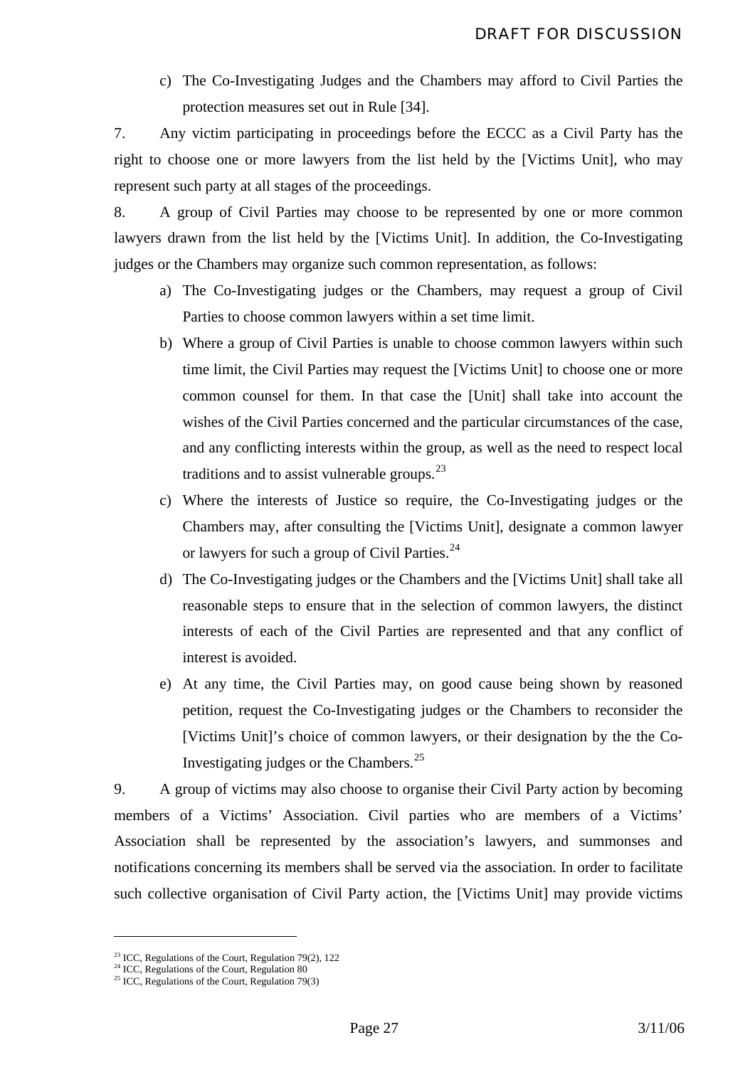c) The Co-Investigating Judges and the Chambers may afford to Civil Parties the protection measures set out in Rule [34].

7. Any victim participating in proceedings before the ECCC as a Civil Party has the right to choose one or more lawyers from the list held by the [Victims Unit], who may represent such party at all stages of the proceedings.

8. A group of Civil Parties may choose to be represented by one or more common lawyers drawn from the list held by the [Victims Unit]. In addition, the Co-Investigating judges or the Chambers may organize such common representation, as follows:

a) The Co-Investigating judges or the Chambers, may request a group of Civil Parties to choose common lawyers within a set time limit.

b) Where a group of Civil Parties is unable to choose common lawyers within such time limit, the Civil Parties may request the [Victims Unit] to choose one or more common counsel for them. In that case the [Unit] shall take into account the wishes of the Civil Parties concerned and the particular circumstances of the case, and any conflicting interests within the group, as well as the need to respect local traditions and to assist vulnerable groups.[23]

c) Where the interests of Justice so require, the Co-Investigating judges or the Chambers may, after consulting the [Victims Unit], designate a common lawyer or lawyers for such a group of Civil Parties.[24]

d) The Co-Investigating judges or the Chambers and the [Victims Unit] shall take all reasonable steps to ensure that in the selection of common lawyers, the distinct interests of each of the Civil Parties are represented and that any conflict of interest is avoided.

e) At any time, the Civil Parties may, on good cause being shown by reasoned petition, request the Co-Investigating judges or the Chambers to reconsider the [Victims Unit]'s choice of common lawyers, or their designation by the the Co-Investigating judges or the Chambers.[25]

9. A group of victims may also choose to organise their Civil Party action by becoming members of a Victims' Association. Civil parties who are members of a Victims' Association shall be represented by the association's lawyers, and summonses and notifications concerning its members shall be served via the association. In order to facilitate such collective organisation of Civil Party action, the [Victims Unit] may provide victims

---

[23] ICC, Regulations of the Court, Regulation 79(2), 122

[24] ICC, Regulations of the Court, Regulation 80

[25] ICC, Regulations of the Court, Regulation 79(3)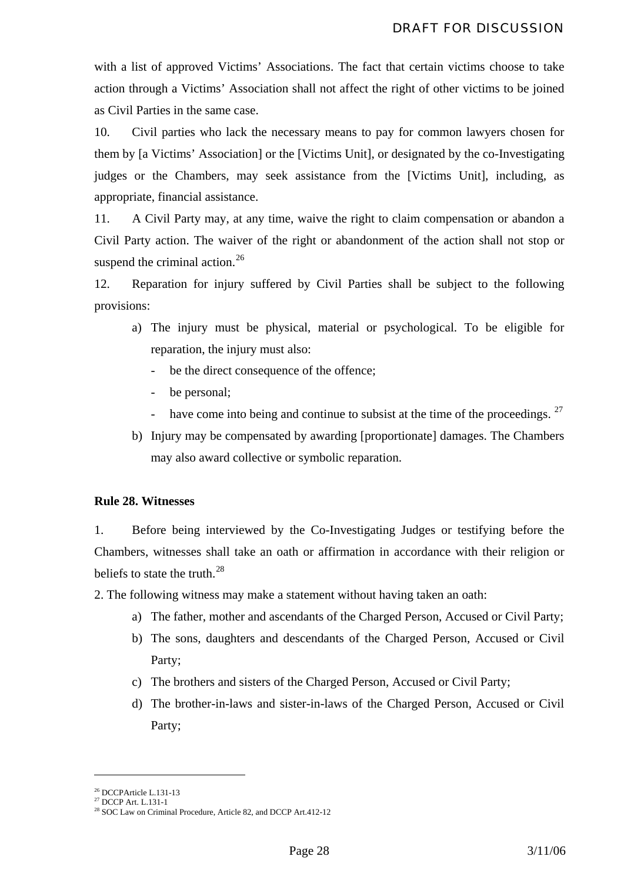with a list of approved Victims' Associations. The fact that certain victims choose to take action through a Victims' Association shall not affect the right of other victims to be joined as Civil Parties in the same case.

10. Civil parties who lack the necessary means to pay for common lawyers chosen for them by [a Victims' Association] or the [Victims Unit], or designated by the co-Investigating judges or the Chambers, may seek assistance from the [Victims Unit], including, as appropriate, financial assistance.

11. A Civil Party may, at any time, waive the right to claim compensation or abandon a Civil Party action. The waiver of the right or abandonment of the action shall not stop or suspend the criminal action.[26]

12. Reparation for injury suffered by Civil Parties shall be subject to the following provisions:

a) The injury must be physical, material or psychological. To be eligible for reparation, the injury must also:
   - be the direct consequence of the offence;
   - be personal;
   - have come into being and continue to subsist at the time of the proceedings. [27]

b) Injury may be compensated by awarding [proportionate] damages. The Chambers may also award collective or symbolic reparation.

**Rule 28. Witnesses**

1. Before being interviewed by the Co-Investigating Judges or testifying before the Chambers, witnesses shall take an oath or affirmation in accordance with their religion or beliefs to state the truth.[28]

2. The following witness may make a statement without having taken an oath:

a) The father, mother and ascendants of the Charged Person, Accused or Civil Party;
b) The sons, daughters and descendants of the Charged Person, Accused or Civil Party;
c) The brothers and sisters of the Charged Person, Accused or Civil Party;
d) The brother-in-laws and sister-in-laws of the Charged Person, Accused or Civil Party;

---

[26] DCCPArticle L.131-13
[27] DCCP Art. L.131-1
[28] SOC Law on Criminal Procedure, Article 82, and DCCP Art.412-12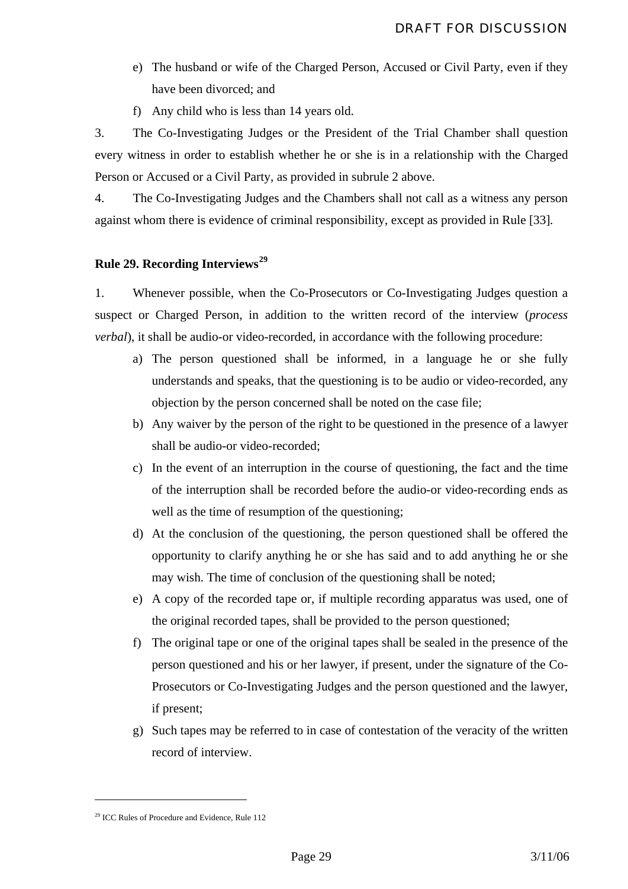e) The husband or wife of the Charged Person, Accused or Civil Party, even if they have been divorced; and

f) Any child who is less than 14 years old.

3. The Co-Investigating Judges or the President of the Trial Chamber shall question every witness in order to establish whether he or she is in a relationship with the Charged Person or Accused or a Civil Party, as provided in subrule 2 above.

4. The Co-Investigating Judges and the Chambers shall not call as a witness any person against whom there is evidence of criminal responsibility, except as provided in Rule [33].

**Rule 29. Recording Interviews**[29]

1. Whenever possible, when the Co-Prosecutors or Co-Investigating Judges question a suspect or Charged Person, in addition to the written record of the interview (*process verbal*), it shall be audio-or video-recorded, in accordance with the following procedure:

a) The person questioned shall be informed, in a language he or she fully understands and speaks, that the questioning is to be audio or video-recorded, any objection by the person concerned shall be noted on the case file;

b) Any waiver by the person of the right to be questioned in the presence of a lawyer shall be audio-or video-recorded;

c) In the event of an interruption in the course of questioning, the fact and the time of the interruption shall be recorded before the audio-or video-recording ends as well as the time of resumption of the questioning;

d) At the conclusion of the questioning, the person questioned shall be offered the opportunity to clarify anything he or she has said and to add anything he or she may wish. The time of conclusion of the questioning shall be noted;

e) A copy of the recorded tape or, if multiple recording apparatus was used, one of the original recorded tapes, shall be provided to the person questioned;

f) The original tape or one of the original tapes shall be sealed in the presence of the person questioned and his or her lawyer, if present, under the signature of the Co-Prosecutors or Co-Investigating Judges and the person questioned and the lawyer, if present;

g) Such tapes may be referred to in case of contestation of the veracity of the written record of interview.

---

[29] ICC Rules of Procedure and Evidence, Rule 112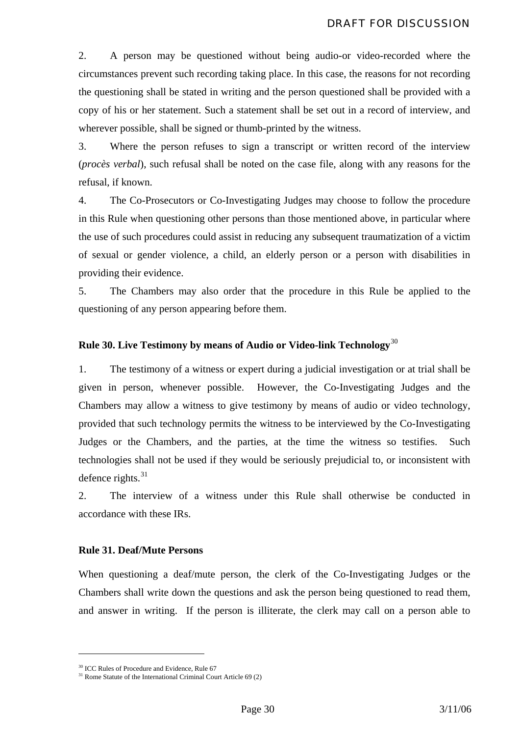2. A person may be questioned without being audio-or video-recorded where the circumstances prevent such recording taking place. In this case, the reasons for not recording the questioning shall be stated in writing and the person questioned shall be provided with a copy of his or her statement. Such a statement shall be set out in a record of interview, and wherever possible, shall be signed or thumb-printed by the witness.

3. Where the person refuses to sign a transcript or written record of the interview (*procès verbal*), such refusal shall be noted on the case file, along with any reasons for the refusal, if known.

4. The Co-Prosecutors or Co-Investigating Judges may choose to follow the procedure in this Rule when questioning other persons than those mentioned above, in particular where the use of such procedures could assist in reducing any subsequent traumatization of a victim of sexual or gender violence, a child, an elderly person or a person with disabilities in providing their evidence.

5. The Chambers may also order that the procedure in this Rule be applied to the questioning of any person appearing before them.

**Rule 30. Live Testimony by means of Audio or Video-link Technology**[30]

1. The testimony of a witness or expert during a judicial investigation or at trial shall be given in person, whenever possible. However, the Co-Investigating Judges and the Chambers may allow a witness to give testimony by means of audio or video technology, provided that such technology permits the witness to be interviewed by the Co-Investigating Judges or the Chambers, and the parties, at the time the witness so testifies. Such technologies shall not be used if they would be seriously prejudicial to, or inconsistent with defence rights.[31]

2. The interview of a witness under this Rule shall otherwise be conducted in accordance with these IRs.

**Rule 31. Deaf/Mute Persons**

When questioning a deaf/mute person, the clerk of the Co-Investigating Judges or the Chambers shall write down the questions and ask the person being questioned to read them, and answer in writing. If the person is illiterate, the clerk may call on a person able to

---

[30] ICC Rules of Procedure and Evidence, Rule 67

[31] Rome Statute of the International Criminal Court Article 69 (2)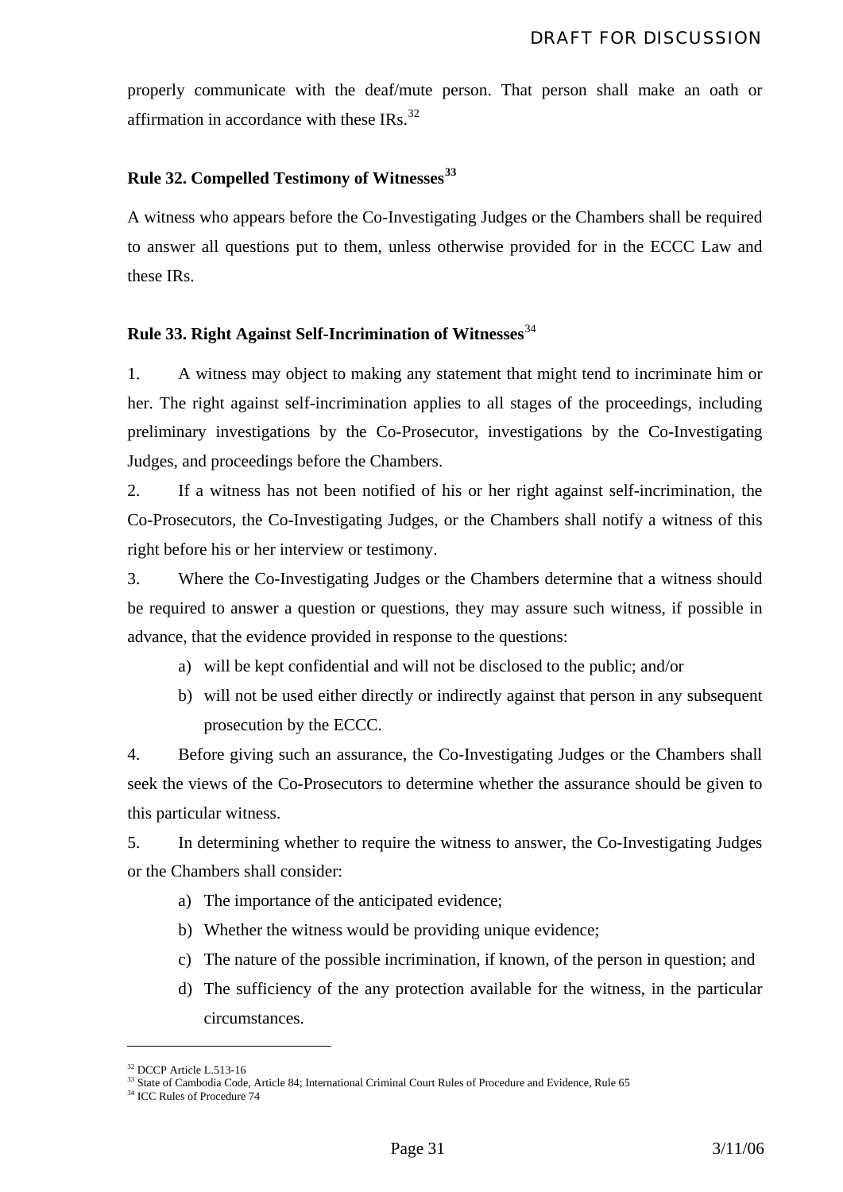properly communicate with the deaf/mute person. That person shall make an oath or affirmation in accordance with these IRs.[32]

### Rule 32. Compelled Testimony of Witnesses[33]

A witness who appears before the Co-Investigating Judges or the Chambers shall be required to answer all questions put to them, unless otherwise provided for in the ECCC Law and these IRs.

### Rule 33. Right Against Self-Incrimination of Witnesses[34]

1. A witness may object to making any statement that might tend to incriminate him or her. The right against self-incrimination applies to all stages of the proceedings, including preliminary investigations by the Co-Prosecutor, investigations by the Co-Investigating Judges, and proceedings before the Chambers.

2. If a witness has not been notified of his or her right against self-incrimination, the Co-Prosecutors, the Co-Investigating Judges, or the Chambers shall notify a witness of this right before his or her interview or testimony.

3. Where the Co-Investigating Judges or the Chambers determine that a witness should be required to answer a question or questions, they may assure such witness, if possible in advance, that the evidence provided in response to the questions:
   a) will be kept confidential and will not be disclosed to the public; and/or
   b) will not be used either directly or indirectly against that person in any subsequent prosecution by the ECCC.

4. Before giving such an assurance, the Co-Investigating Judges or the Chambers shall seek the views of the Co-Prosecutors to determine whether the assurance should be given to this particular witness.

5. In determining whether to require the witness to answer, the Co-Investigating Judges or the Chambers shall consider:
   a) The importance of the anticipated evidence;
   b) Whether the witness would be providing unique evidence;
   c) The nature of the possible incrimination, if known, of the person in question; and
   d) The sufficiency of the any protection available for the witness, in the particular circumstances.

---

[32] DCCP Article L.513-16

[33] State of Cambodia Code, Article 84; International Criminal Court Rules of Procedure and Evidence, Rule 65

[34] ICC Rules of Procedure 74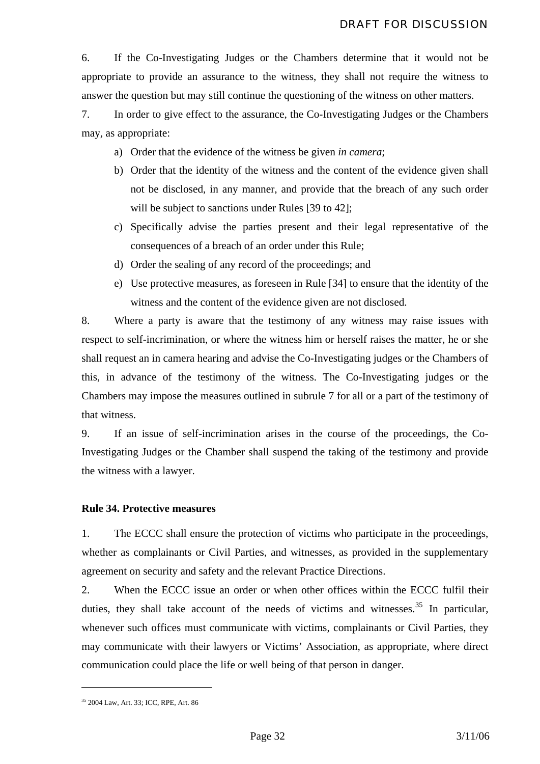6. If the Co-Investigating Judges or the Chambers determine that it would not be appropriate to provide an assurance to the witness, they shall not require the witness to answer the question but may still continue the questioning of the witness on other matters.

7. In order to give effect to the assurance, the Co-Investigating Judges or the Chambers may, as appropriate:

a) Order that the evidence of the witness be given *in camera*;

b) Order that the identity of the witness and the content of the evidence given shall not be disclosed, in any manner, and provide that the breach of any such order will be subject to sanctions under Rules [39 to 42];

c) Specifically advise the parties present and their legal representative of the consequences of a breach of an order under this Rule;

d) Order the sealing of any record of the proceedings; and

e) Use protective measures, as foreseen in Rule [34] to ensure that the identity of the witness and the content of the evidence given are not disclosed.

8. Where a party is aware that the testimony of any witness may raise issues with respect to self-incrimination, or where the witness him or herself raises the matter, he or she shall request an in camera hearing and advise the Co-Investigating judges or the Chambers of this, in advance of the testimony of the witness. The Co-Investigating judges or the Chambers may impose the measures outlined in subrule 7 for all or a part of the testimony of that witness.

9. If an issue of self-incrimination arises in the course of the proceedings, the Co-Investigating Judges or the Chamber shall suspend the taking of the testimony and provide the witness with a lawyer.

**Rule 34. Protective measures**

1. The ECCC shall ensure the protection of victims who participate in the proceedings, whether as complainants or Civil Parties, and witnesses, as provided in the supplementary agreement on security and safety and the relevant Practice Directions.

2. When the ECCC issue an order or when other offices within the ECCC fulfil their duties, they shall take account of the needs of victims and witnesses.[35] In particular, whenever such offices must communicate with victims, complainants or Civil Parties, they may communicate with their lawyers or Victims' Association, as appropriate, where direct communication could place the life or well being of that person in danger.

[35] 2004 Law, Art. 33; ICC, RPE, Art. 86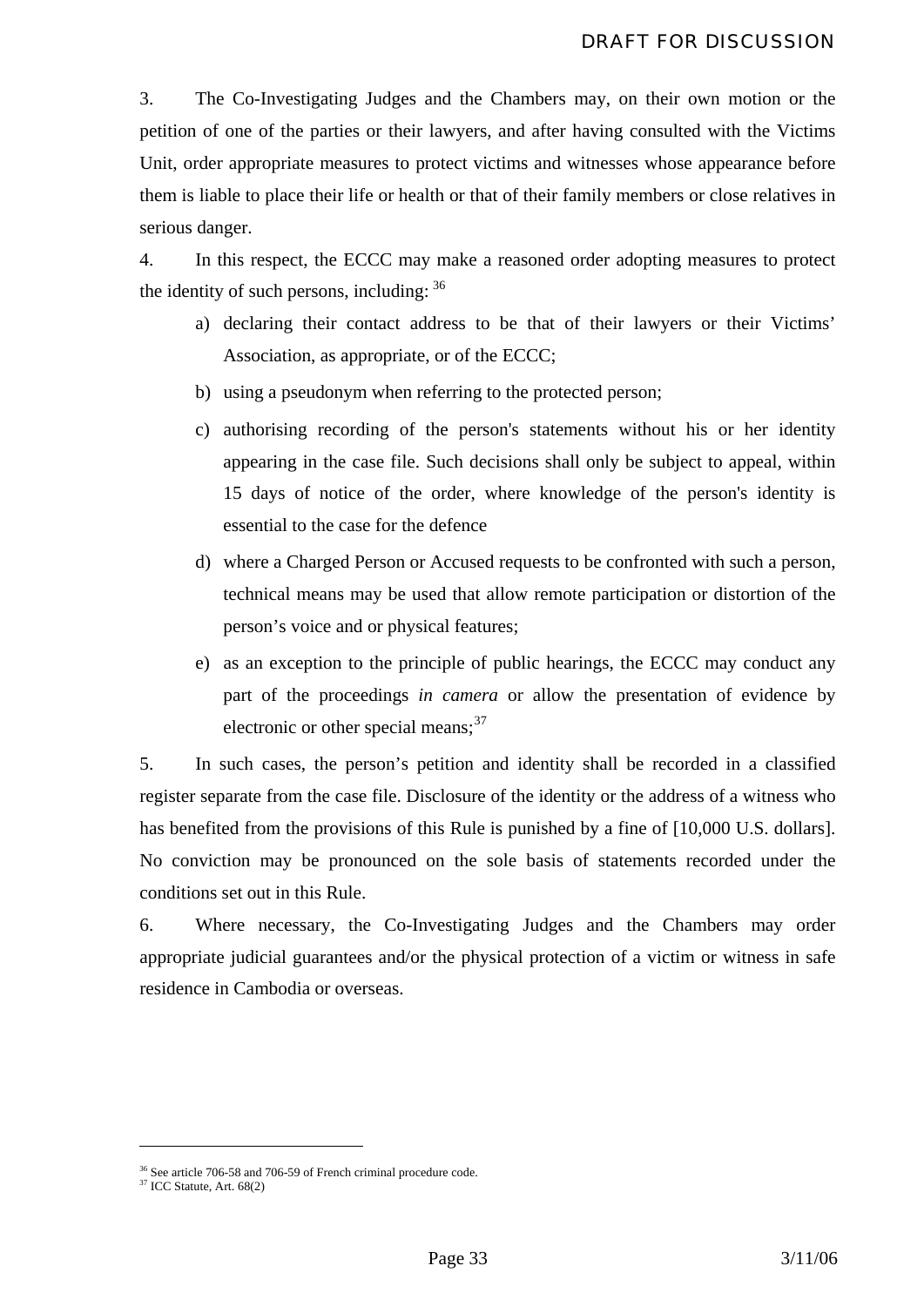3. The Co-Investigating Judges and the Chambers may, on their own motion or the petition of one of the parties or their lawyers, and after having consulted with the Victims Unit, order appropriate measures to protect victims and witnesses whose appearance before them is liable to place their life or health or that of their family members or close relatives in serious danger.

4. In this respect, the ECCC may make a reasoned order adopting measures to protect the identity of such persons, including: [36]

a) declaring their contact address to be that of their lawyers or their Victims' Association, as appropriate, or of the ECCC;

b) using a pseudonym when referring to the protected person;

c) authorising recording of the person's statements without his or her identity appearing in the case file. Such decisions shall only be subject to appeal, within 15 days of notice of the order, where knowledge of the person's identity is essential to the case for the defence

d) where a Charged Person or Accused requests to be confronted with such a person, technical means may be used that allow remote participation or distortion of the person's voice and or physical features;

e) as an exception to the principle of public hearings, the ECCC may conduct any part of the proceedings *in camera* or allow the presentation of evidence by electronic or other special means;[37]

5. In such cases, the person's petition and identity shall be recorded in a classified register separate from the case file. Disclosure of the identity or the address of a witness who has benefited from the provisions of this Rule is punished by a fine of [10,000 U.S. dollars]. No conviction may be pronounced on the sole basis of statements recorded under the conditions set out in this Rule.

6. Where necessary, the Co-Investigating Judges and the Chambers may order appropriate judicial guarantees and/or the physical protection of a victim or witness in safe residence in Cambodia or overseas.

---

[36] See article 706-58 and 706-59 of French criminal procedure code.

[37] ICC Statute, Art. 68(2)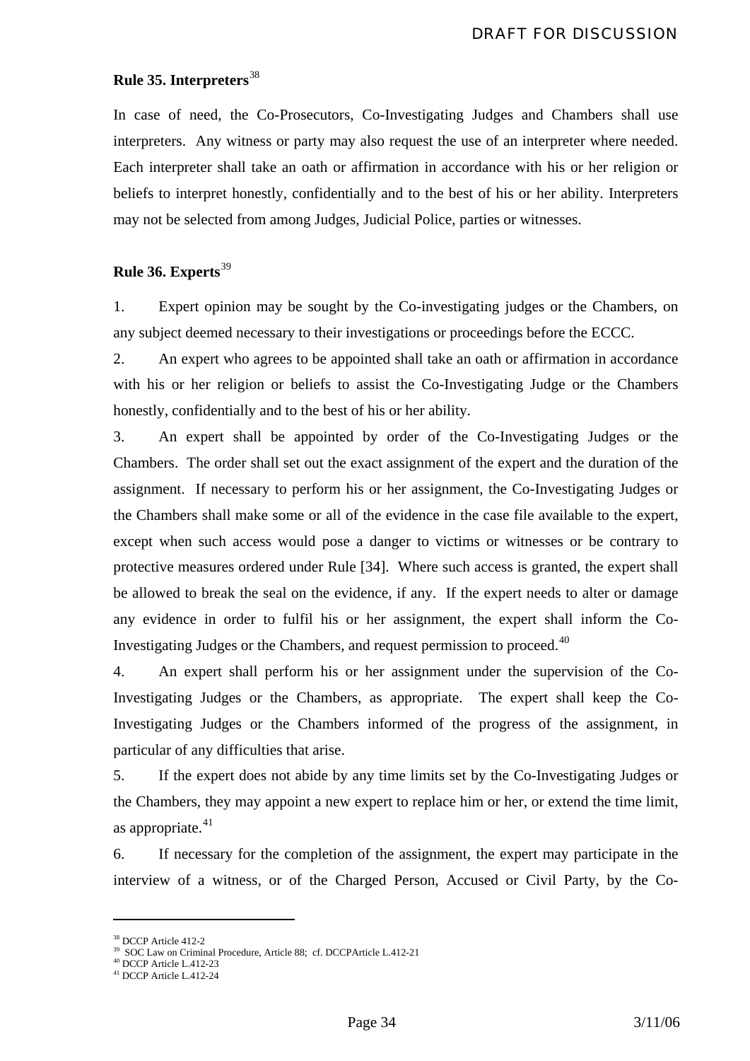### Rule 35. Interpreters[38]

In case of need, the Co-Prosecutors, Co-Investigating Judges and Chambers shall use interpreters. Any witness or party may also request the use of an interpreter where needed. Each interpreter shall take an oath or affirmation in accordance with his or her religion or beliefs to interpret honestly, confidentially and to the best of his or her ability. Interpreters may not be selected from among Judges, Judicial Police, parties or witnesses.

### Rule 36. Experts[39]

1. Expert opinion may be sought by the Co-investigating judges or the Chambers, on any subject deemed necessary to their investigations or proceedings before the ECCC.

2. An expert who agrees to be appointed shall take an oath or affirmation in accordance with his or her religion or beliefs to assist the Co-Investigating Judge or the Chambers honestly, confidentially and to the best of his or her ability.

3. An expert shall be appointed by order of the Co-Investigating Judges or the Chambers. The order shall set out the exact assignment of the expert and the duration of the assignment. If necessary to perform his or her assignment, the Co-Investigating Judges or the Chambers shall make some or all of the evidence in the case file available to the expert, except when such access would pose a danger to victims or witnesses or be contrary to protective measures ordered under Rule [34]. Where such access is granted, the expert shall be allowed to break the seal on the evidence, if any. If the expert needs to alter or damage any evidence in order to fulfil his or her assignment, the expert shall inform the Co-Investigating Judges or the Chambers, and request permission to proceed.[40]

4. An expert shall perform his or her assignment under the supervision of the Co-Investigating Judges or the Chambers, as appropriate. The expert shall keep the Co-Investigating Judges or the Chambers informed of the progress of the assignment, in particular of any difficulties that arise.

5. If the expert does not abide by any time limits set by the Co-Investigating Judges or the Chambers, they may appoint a new expert to replace him or her, or extend the time limit, as appropriate.[41]

6. If necessary for the completion of the assignment, the expert may participate in the interview of a witness, or of the Charged Person, Accused or Civil Party, by the Co-

---

[38] DCCP Article 412-2
[39] SOC Law on Criminal Procedure, Article 88; cf. DCCPArticle L.412-21
[40] DCCP Article L.412-23
[41] DCCP Article L.412-24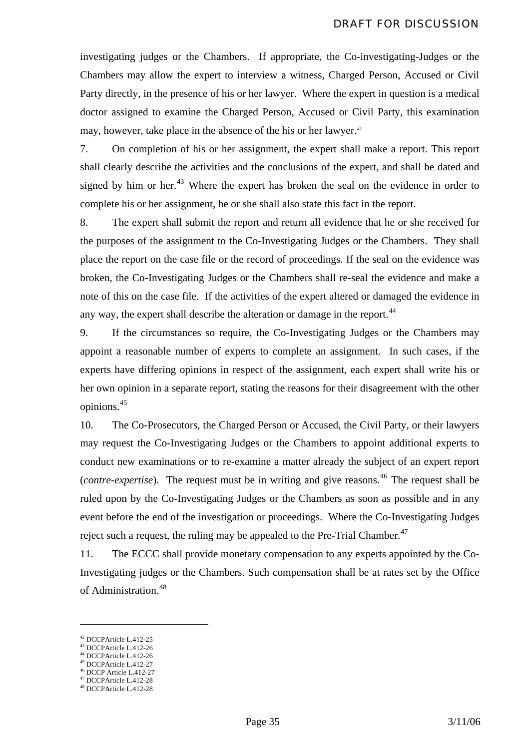investigating judges or the Chambers. If appropriate, the Co-investigating-Judges or the Chambers may allow the expert to interview a witness, Charged Person, Accused or Civil Party directly, in the presence of his or her lawyer. Where the expert in question is a medical doctor assigned to examine the Charged Person, Accused or Civil Party, this examination may, however, take place in the absence of the his or her lawyer.[42]

7. On completion of his or her assignment, the expert shall make a report. This report shall clearly describe the activities and the conclusions of the expert, and shall be dated and signed by him or her.[43] Where the expert has broken the seal on the evidence in order to complete his or her assignment, he or she shall also state this fact in the report.

8. The expert shall submit the report and return all evidence that he or she received for the purposes of the assignment to the Co-Investigating Judges or the Chambers. They shall place the report on the case file or the record of proceedings. If the seal on the evidence was broken, the Co-Investigating Judges or the Chambers shall re-seal the evidence and make a note of this on the case file. If the activities of the expert altered or damaged the evidence in any way, the expert shall describe the alteration or damage in the report.[44]

9. If the circumstances so require, the Co-Investigating Judges or the Chambers may appoint a reasonable number of experts to complete an assignment. In such cases, if the experts have differing opinions in respect of the assignment, each expert shall write his or her own opinion in a separate report, stating the reasons for their disagreement with the other opinions.[45]

10. The Co-Prosecutors, the Charged Person or Accused, the Civil Party, or their lawyers may request the Co-Investigating Judges or the Chambers to appoint additional experts to conduct new examinations or to re-examine a matter already the subject of an expert report (*contre-expertise*). The request must be in writing and give reasons.[46] The request shall be ruled upon by the Co-Investigating Judges or the Chambers as soon as possible and in any event before the end of the investigation or proceedings. Where the Co-Investigating Judges reject such a request, the ruling may be appealed to the Pre-Trial Chamber.[47]

11. The ECCC shall provide monetary compensation to any experts appointed by the Co-Investigating judges or the Chambers. Such compensation shall be at rates set by the Office of Administration.[48]

---

[42] DCCPArticle L.412-25
[43] DCCPArticle L.412-26
[44] DCCPArticle L.412-26
[45] DCCPArticle L.412-27
[46] DCCP Article L.412-27
[47] DCCPArticle L.412-28
[48] DCCPArticle L.412-28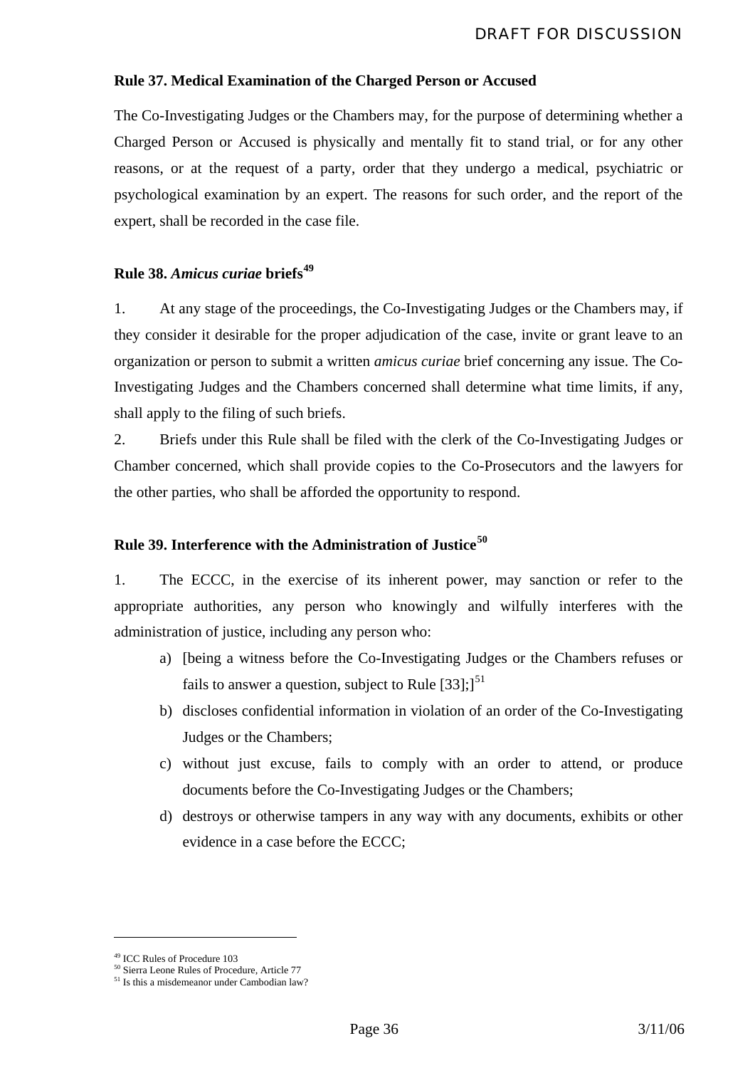### Rule 37. Medical Examination of the Charged Person or Accused

The Co-Investigating Judges or the Chambers may, for the purpose of determining whether a Charged Person or Accused is physically and mentally fit to stand trial, or for any other reasons, or at the request of a party, order that they undergo a medical, psychiatric or psychological examination by an expert. The reasons for such order, and the report of the expert, shall be recorded in the case file.

### Rule 38. *Amicus curiae* briefs[49]

1. At any stage of the proceedings, the Co-Investigating Judges or the Chambers may, if they consider it desirable for the proper adjudication of the case, invite or grant leave to an organization or person to submit a written *amicus curiae* brief concerning any issue. The Co-Investigating Judges and the Chambers concerned shall determine what time limits, if any, shall apply to the filing of such briefs.

2. Briefs under this Rule shall be filed with the clerk of the Co-Investigating Judges or Chamber concerned, which shall provide copies to the Co-Prosecutors and the lawyers for the other parties, who shall be afforded the opportunity to respond.

### Rule 39. Interference with the Administration of Justice[50]

1. The ECCC, in the exercise of its inherent power, may sanction or refer to the appropriate authorities, any person who knowingly and wilfully interferes with the administration of justice, including any person who:

   a) [being a witness before the Co-Investigating Judges or the Chambers refuses or fails to answer a question, subject to Rule [33];][51]
   b) discloses confidential information in violation of an order of the Co-Investigating Judges or the Chambers;
   c) without just excuse, fails to comply with an order to attend, or produce documents before the Co-Investigating Judges or the Chambers;
   d) destroys or otherwise tampers in any way with any documents, exhibits or other evidence in a case before the ECCC;

---

[49] ICC Rules of Procedure 103
[50] Sierra Leone Rules of Procedure, Article 77
[51] Is this a misdemeanor under Cambodian law?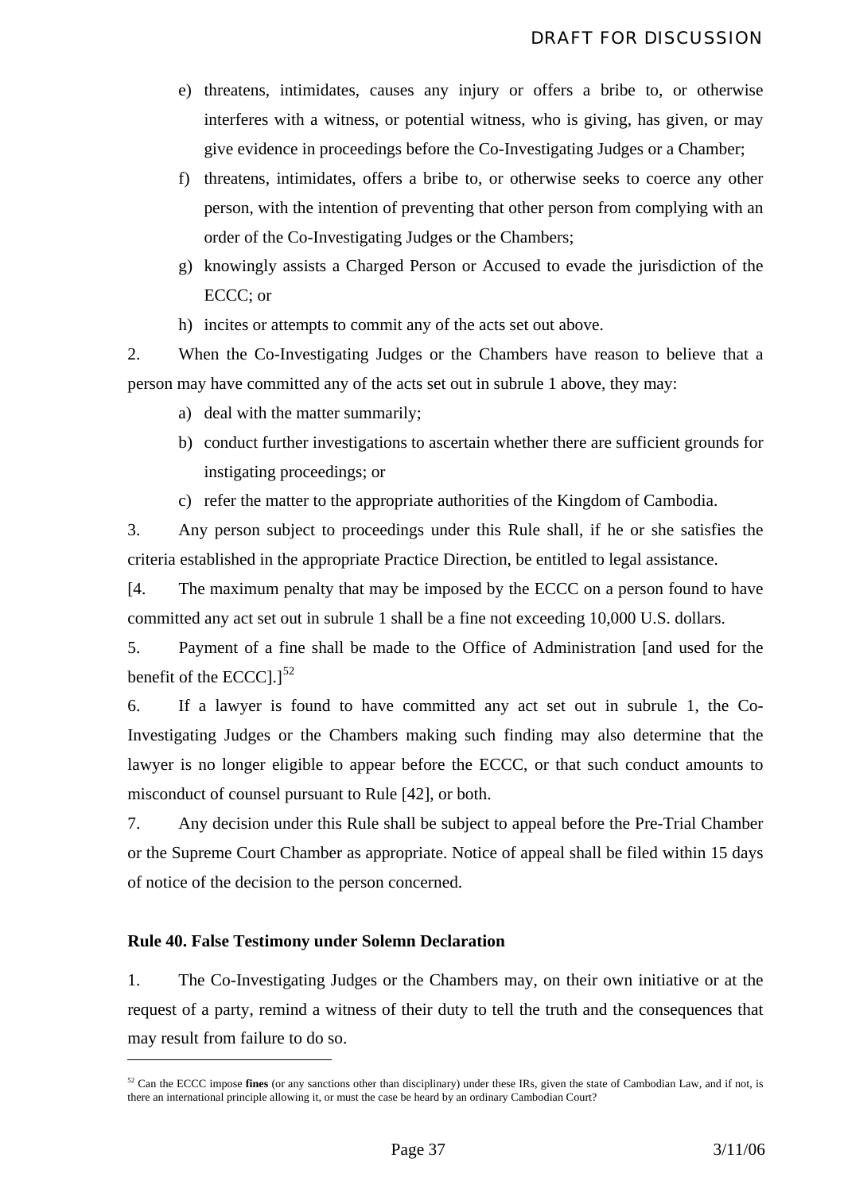e) threatens, intimidates, causes any injury or offers a bribe to, or otherwise interferes with a witness, or potential witness, who is giving, has given, or may give evidence in proceedings before the Co-Investigating Judges or a Chamber;

f) threatens, intimidates, offers a bribe to, or otherwise seeks to coerce any other person, with the intention of preventing that other person from complying with an order of the Co-Investigating Judges or the Chambers;

g) knowingly assists a Charged Person or Accused to evade the jurisdiction of the ECCC; or

h) incites or attempts to commit any of the acts set out above.

2. When the Co-Investigating Judges or the Chambers have reason to believe that a person may have committed any of the acts set out in subrule 1 above, they may:

a) deal with the matter summarily;

b) conduct further investigations to ascertain whether there are sufficient grounds for instigating proceedings; or

c) refer the matter to the appropriate authorities of the Kingdom of Cambodia.

3. Any person subject to proceedings under this Rule shall, if he or she satisfies the criteria established in the appropriate Practice Direction, be entitled to legal assistance.

[4. The maximum penalty that may be imposed by the ECCC on a person found to have committed any act set out in subrule 1 shall be a fine not exceeding 10,000 U.S. dollars.

5. Payment of a fine shall be made to the Office of Administration [and used for the benefit of the ECCC].][52]

6. If a lawyer is found to have committed any act set out in subrule 1, the Co-Investigating Judges or the Chambers making such finding may also determine that the lawyer is no longer eligible to appear before the ECCC, or that such conduct amounts to misconduct of counsel pursuant to Rule [42], or both.

7. Any decision under this Rule shall be subject to appeal before the Pre-Trial Chamber or the Supreme Court Chamber as appropriate. Notice of appeal shall be filed within 15 days of notice of the decision to the person concerned.

**Rule 40. False Testimony under Solemn Declaration**

1. The Co-Investigating Judges or the Chambers may, on their own initiative or at the request of a party, remind a witness of their duty to tell the truth and the consequences that may result from failure to do so.

---

[52] Can the ECCC impose **fines** (or any sanctions other than disciplinary) under these IRs, given the state of Cambodian Law, and if not, is there an international principle allowing it, or must the case be heard by an ordinary Cambodian Court?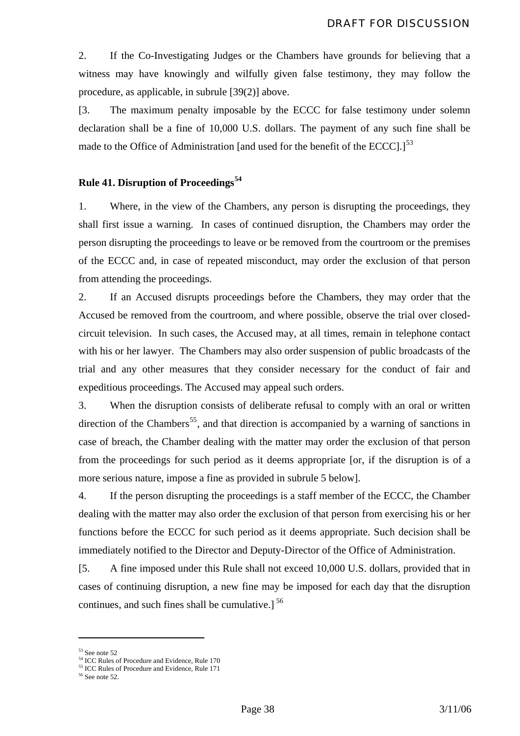2. If the Co-Investigating Judges or the Chambers have grounds for believing that a witness may have knowingly and wilfully given false testimony, they may follow the procedure, as applicable, in subrule [39(2)] above.

[3. The maximum penalty imposable by the ECCC for false testimony under solemn declaration shall be a fine of 10,000 U.S. dollars. The payment of any such fine shall be made to the Office of Administration [and used for the benefit of the ECCC].][53]

**Rule 41. Disruption of Proceedings[54]**

1. Where, in the view of the Chambers, any person is disrupting the proceedings, they shall first issue a warning. In cases of continued disruption, the Chambers may order the person disrupting the proceedings to leave or be removed from the courtroom or the premises of the ECCC and, in case of repeated misconduct, may order the exclusion of that person from attending the proceedings.

2. If an Accused disrupts proceedings before the Chambers, they may order that the Accused be removed from the courtroom, and where possible, observe the trial over closed-circuit television. In such cases, the Accused may, at all times, remain in telephone contact with his or her lawyer. The Chambers may also order suspension of public broadcasts of the trial and any other measures that they consider necessary for the conduct of fair and expeditious proceedings. The Accused may appeal such orders.

3. When the disruption consists of deliberate refusal to comply with an oral or written direction of the Chambers[55], and that direction is accompanied by a warning of sanctions in case of breach, the Chamber dealing with the matter may order the exclusion of that person from the proceedings for such period as it deems appropriate [or, if the disruption is of a more serious nature, impose a fine as provided in subrule 5 below].

4. If the person disrupting the proceedings is a staff member of the ECCC, the Chamber dealing with the matter may also order the exclusion of that person from exercising his or her functions before the ECCC for such period as it deems appropriate. Such decision shall be immediately notified to the Director and Deputy-Director of the Office of Administration.

[5. A fine imposed under this Rule shall not exceed 10,000 U.S. dollars, provided that in cases of continuing disruption, a new fine may be imposed for each day that the disruption continues, and such fines shall be cumulative.] [56]

---

[53] See note 52

[54] ICC Rules of Procedure and Evidence, Rule 170

[55] ICC Rules of Procedure and Evidence, Rule 171

[56] See note 52.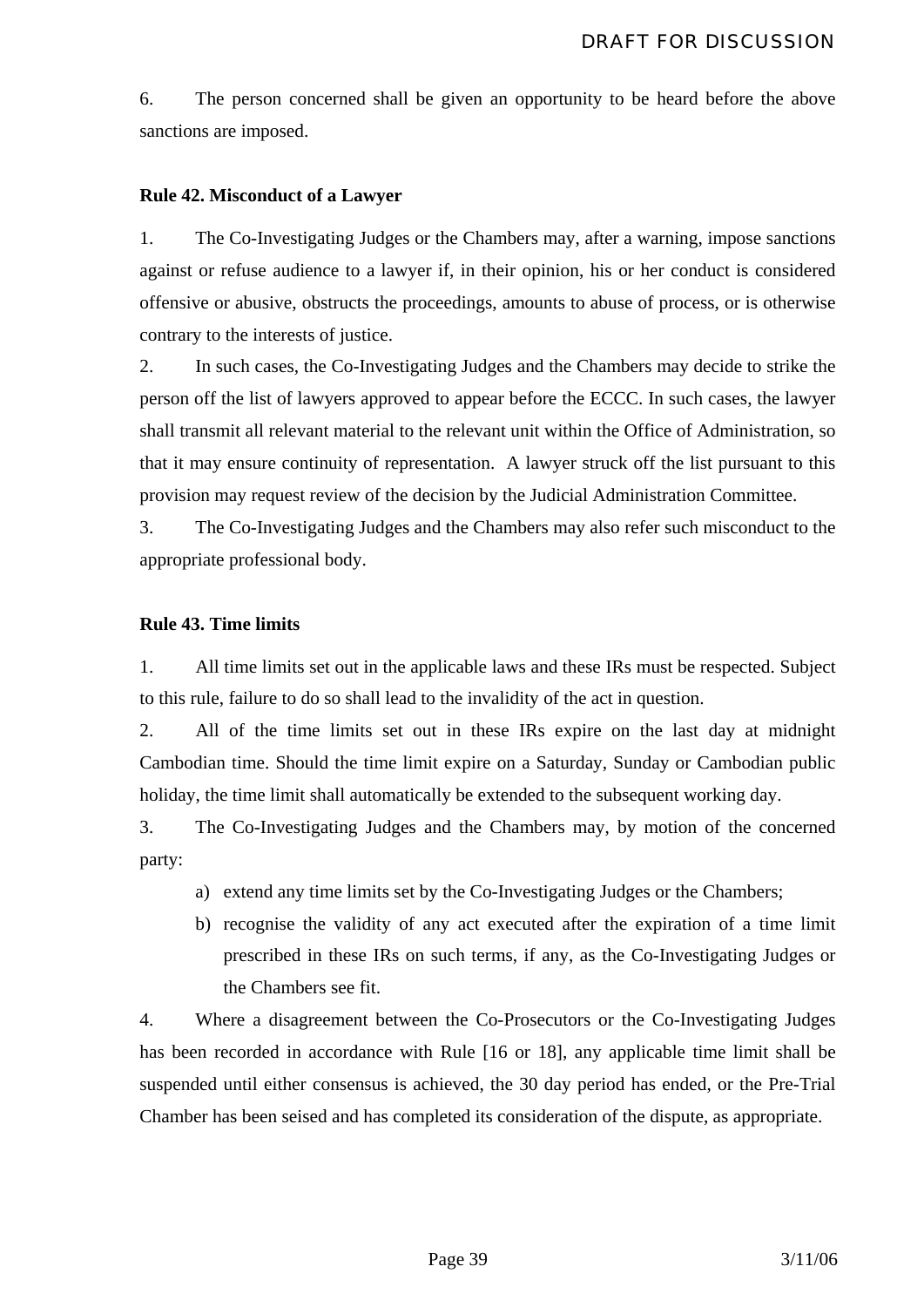6. The person concerned shall be given an opportunity to be heard before the above sanctions are imposed.

**Rule 42. Misconduct of a Lawyer**

1. The Co-Investigating Judges or the Chambers may, after a warning, impose sanctions against or refuse audience to a lawyer if, in their opinion, his or her conduct is considered offensive or abusive, obstructs the proceedings, amounts to abuse of process, or is otherwise contrary to the interests of justice.

2. In such cases, the Co-Investigating Judges and the Chambers may decide to strike the person off the list of lawyers approved to appear before the ECCC. In such cases, the lawyer shall transmit all relevant material to the relevant unit within the Office of Administration, so that it may ensure continuity of representation. A lawyer struck off the list pursuant to this provision may request review of the decision by the Judicial Administration Committee.

3. The Co-Investigating Judges and the Chambers may also refer such misconduct to the appropriate professional body.

**Rule 43. Time limits**

1. All time limits set out in the applicable laws and these IRs must be respected. Subject to this rule, failure to do so shall lead to the invalidity of the act in question.

2. All of the time limits set out in these IRs expire on the last day at midnight Cambodian time. Should the time limit expire on a Saturday, Sunday or Cambodian public holiday, the time limit shall automatically be extended to the subsequent working day.

3. The Co-Investigating Judges and the Chambers may, by motion of the concerned party:

   a) extend any time limits set by the Co-Investigating Judges or the Chambers;

   b) recognise the validity of any act executed after the expiration of a time limit prescribed in these IRs on such terms, if any, as the Co-Investigating Judges or the Chambers see fit.

4. Where a disagreement between the Co-Prosecutors or the Co-Investigating Judges has been recorded in accordance with Rule [16 or 18], any applicable time limit shall be suspended until either consensus is achieved, the 30 day period has ended, or the Pre-Trial Chamber has been seised and has completed its consideration of the dispute, as appropriate.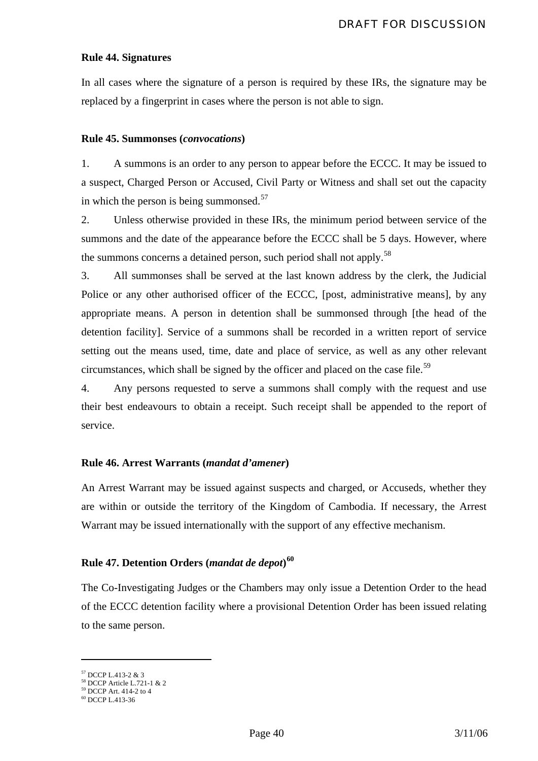### Rule 44. Signatures

In all cases where the signature of a person is required by these IRs, the signature may be replaced by a fingerprint in cases where the person is not able to sign.

### Rule 45. Summonses (*convocations*)

1. A summons is an order to any person to appear before the ECCC. It may be issued to a suspect, Charged Person or Accused, Civil Party or Witness and shall set out the capacity in which the person is being summonsed.[57]

2. Unless otherwise provided in these IRs, the minimum period between service of the summons and the date of the appearance before the ECCC shall be 5 days. However, where the summons concerns a detained person, such period shall not apply.[58]

3. All summonses shall be served at the last known address by the clerk, the Judicial Police or any other authorised officer of the ECCC, [post, administrative means], by any appropriate means. A person in detention shall be summonsed through [the head of the detention facility]. Service of a summons shall be recorded in a written report of service setting out the means used, time, date and place of service, as well as any other relevant circumstances, which shall be signed by the officer and placed on the case file.[59]

4. Any persons requested to serve a summons shall comply with the request and use their best endeavours to obtain a receipt. Such receipt shall be appended to the report of service.

### Rule 46. Arrest Warrants (*mandat d'amener*)

An Arrest Warrant may be issued against suspects and charged, or Accuseds, whether they are within or outside the territory of the Kingdom of Cambodia. If necessary, the Arrest Warrant may be issued internationally with the support of any effective mechanism.

### Rule 47. Detention Orders (*mandat de depot*)[60]

The Co-Investigating Judges or the Chambers may only issue a Detention Order to the head of the ECCC detention facility where a provisional Detention Order has been issued relating to the same person.

---

[57] DCCP L.413-2 & 3
[58] DCCP Article L.721-1 & 2
[59] DCCP Art. 414-2 to 4
[60] DCCP L.413-36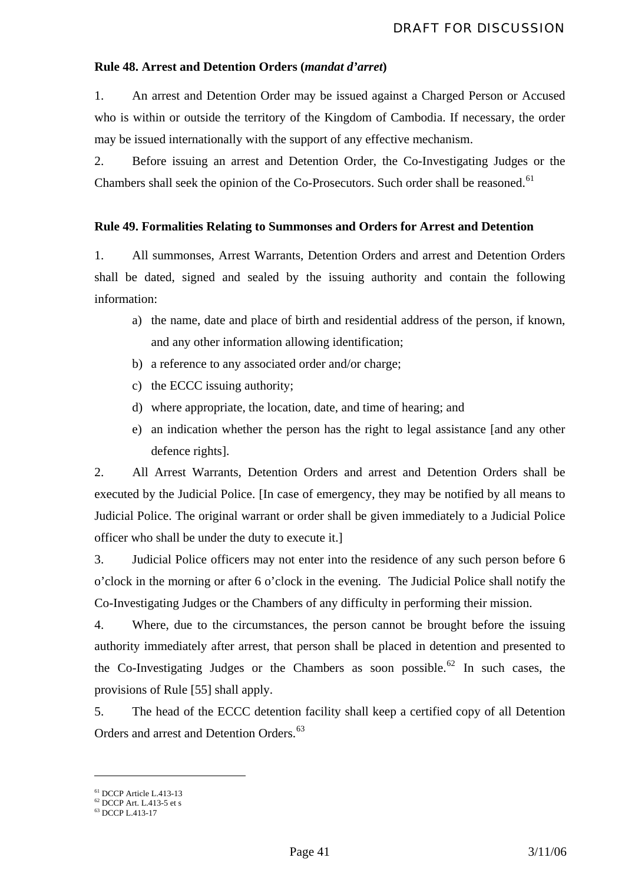**Rule 48. Arrest and Detention Orders (*mandat d'arret*)**

1. An arrest and Detention Order may be issued against a Charged Person or Accused who is within or outside the territory of the Kingdom of Cambodia. If necessary, the order may be issued internationally with the support of any effective mechanism.

2. Before issuing an arrest and Detention Order, the Co-Investigating Judges or the Chambers shall seek the opinion of the Co-Prosecutors. Such order shall be reasoned.[61]

**Rule 49. Formalities Relating to Summonses and Orders for Arrest and Detention**

1. All summonses, Arrest Warrants, Detention Orders and arrest and Detention Orders shall be dated, signed and sealed by the issuing authority and contain the following information:

   a) the name, date and place of birth and residential address of the person, if known, and any other information allowing identification;
   b) a reference to any associated order and/or charge;
   c) the ECCC issuing authority;
   d) where appropriate, the location, date, and time of hearing; and
   e) an indication whether the person has the right to legal assistance [and any other defence rights].

2. All Arrest Warrants, Detention Orders and arrest and Detention Orders shall be executed by the Judicial Police. [In case of emergency, they may be notified by all means to Judicial Police. The original warrant or order shall be given immediately to a Judicial Police officer who shall be under the duty to execute it.]

3. Judicial Police officers may not enter into the residence of any such person before 6 o'clock in the morning or after 6 o'clock in the evening. The Judicial Police shall notify the Co-Investigating Judges or the Chambers of any difficulty in performing their mission.

4. Where, due to the circumstances, the person cannot be brought before the issuing authority immediately after arrest, that person shall be placed in detention and presented to the Co-Investigating Judges or the Chambers as soon possible.[62] In such cases, the provisions of Rule [55] shall apply.

5. The head of the ECCC detention facility shall keep a certified copy of all Detention Orders and arrest and Detention Orders.[63]

---

[61] DCCP Article L.413-13
[62] DCCP Art. L.413-5 et s
[63] DCCP L.413-17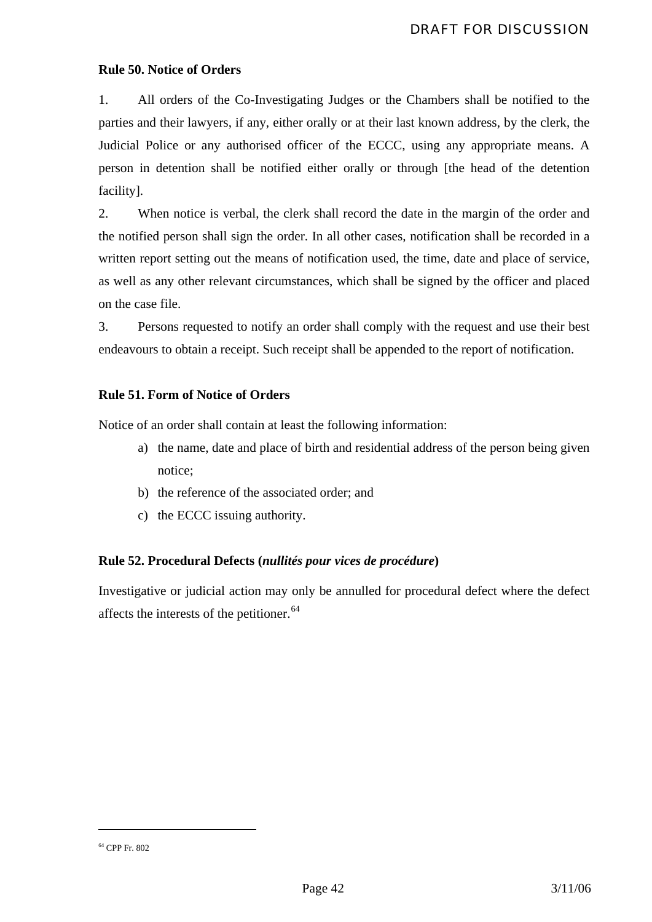### Rule 50. Notice of Orders

1. All orders of the Co-Investigating Judges or the Chambers shall be notified to the parties and their lawyers, if any, either orally or at their last known address, by the clerk, the Judicial Police or any authorised officer of the ECCC, using any appropriate means. A person in detention shall be notified either orally or through [the head of the detention facility].

2. When notice is verbal, the clerk shall record the date in the margin of the order and the notified person shall sign the order. In all other cases, notification shall be recorded in a written report setting out the means of notification used, the time, date and place of service, as well as any other relevant circumstances, which shall be signed by the officer and placed on the case file.

3. Persons requested to notify an order shall comply with the request and use their best endeavours to obtain a receipt. Such receipt shall be appended to the report of notification.

### Rule 51. Form of Notice of Orders

Notice of an order shall contain at least the following information:

a) the name, date and place of birth and residential address of the person being given notice;
b) the reference of the associated order; and
c) the ECCC issuing authority.

### Rule 52. Procedural Defects (*nullités pour vices de procédure*)

Investigative or judicial action may only be annulled for procedural defect where the defect affects the interests of the petitioner.[64]

[64] CPP Fr. 802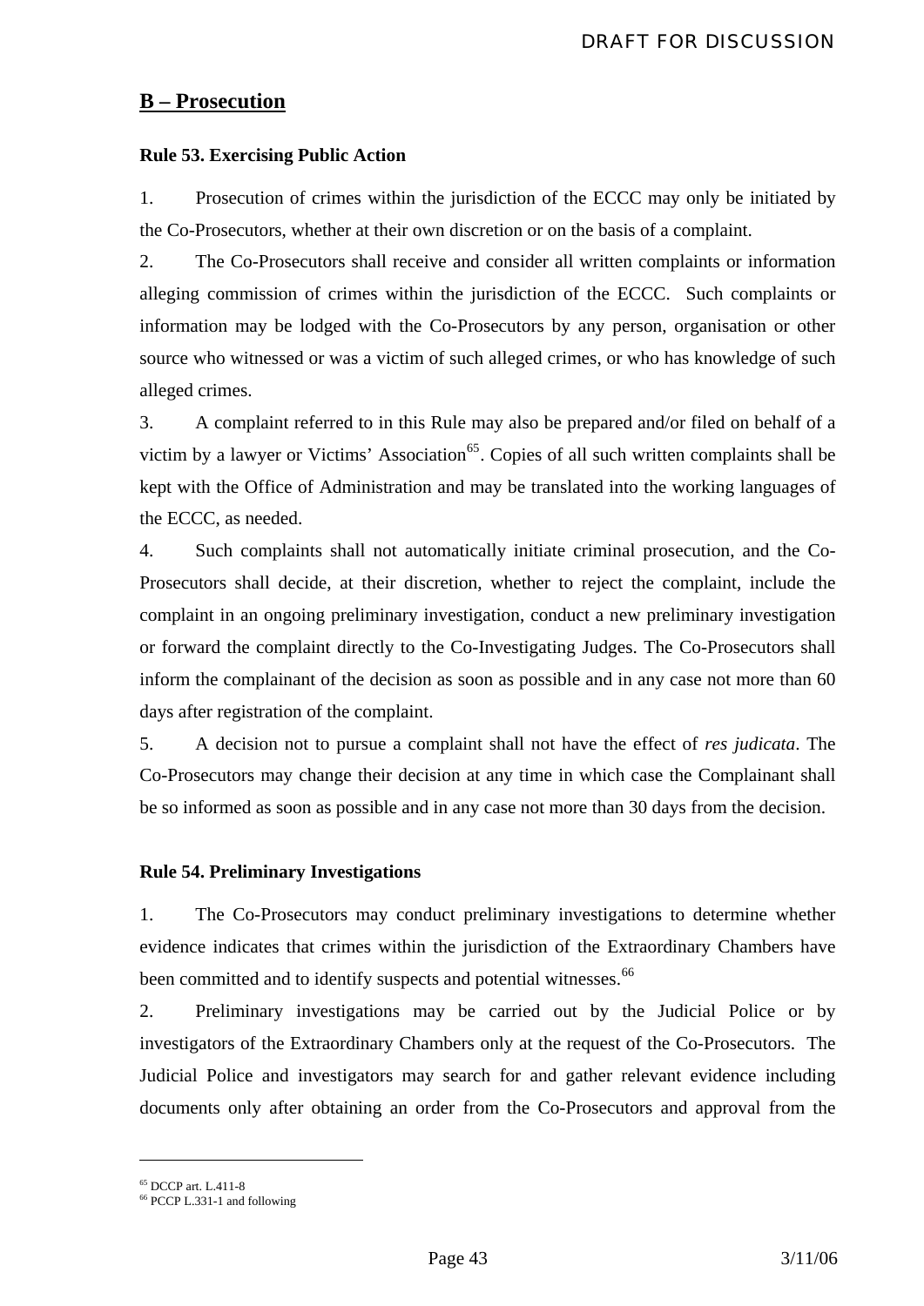## B – Prosecution

### Rule 53. Exercising Public Action

1. Prosecution of crimes within the jurisdiction of the ECCC may only be initiated by the Co-Prosecutors, whether at their own discretion or on the basis of a complaint.

2. The Co-Prosecutors shall receive and consider all written complaints or information alleging commission of crimes within the jurisdiction of the ECCC. Such complaints or information may be lodged with the Co-Prosecutors by any person, organisation or other source who witnessed or was a victim of such alleged crimes, or who has knowledge of such alleged crimes.

3. A complaint referred to in this Rule may also be prepared and/or filed on behalf of a victim by a lawyer or Victims' Association[65]. Copies of all such written complaints shall be kept with the Office of Administration and may be translated into the working languages of the ECCC, as needed.

4. Such complaints shall not automatically initiate criminal prosecution, and the Co-Prosecutors shall decide, at their discretion, whether to reject the complaint, include the complaint in an ongoing preliminary investigation, conduct a new preliminary investigation or forward the complaint directly to the Co-Investigating Judges. The Co-Prosecutors shall inform the complainant of the decision as soon as possible and in any case not more than 60 days after registration of the complaint.

5. A decision not to pursue a complaint shall not have the effect of *res judicata*. The Co-Prosecutors may change their decision at any time in which case the Complainant shall be so informed as soon as possible and in any case not more than 30 days from the decision.

### Rule 54. Preliminary Investigations

1. The Co-Prosecutors may conduct preliminary investigations to determine whether evidence indicates that crimes within the jurisdiction of the Extraordinary Chambers have been committed and to identify suspects and potential witnesses.[66]

2. Preliminary investigations may be carried out by the Judicial Police or by investigators of the Extraordinary Chambers only at the request of the Co-Prosecutors. The Judicial Police and investigators may search for and gather relevant evidence including documents only after obtaining an order from the Co-Prosecutors and approval from the

---

[65] DCCP art. L.411-8

[66] PCCP L.331-1 and following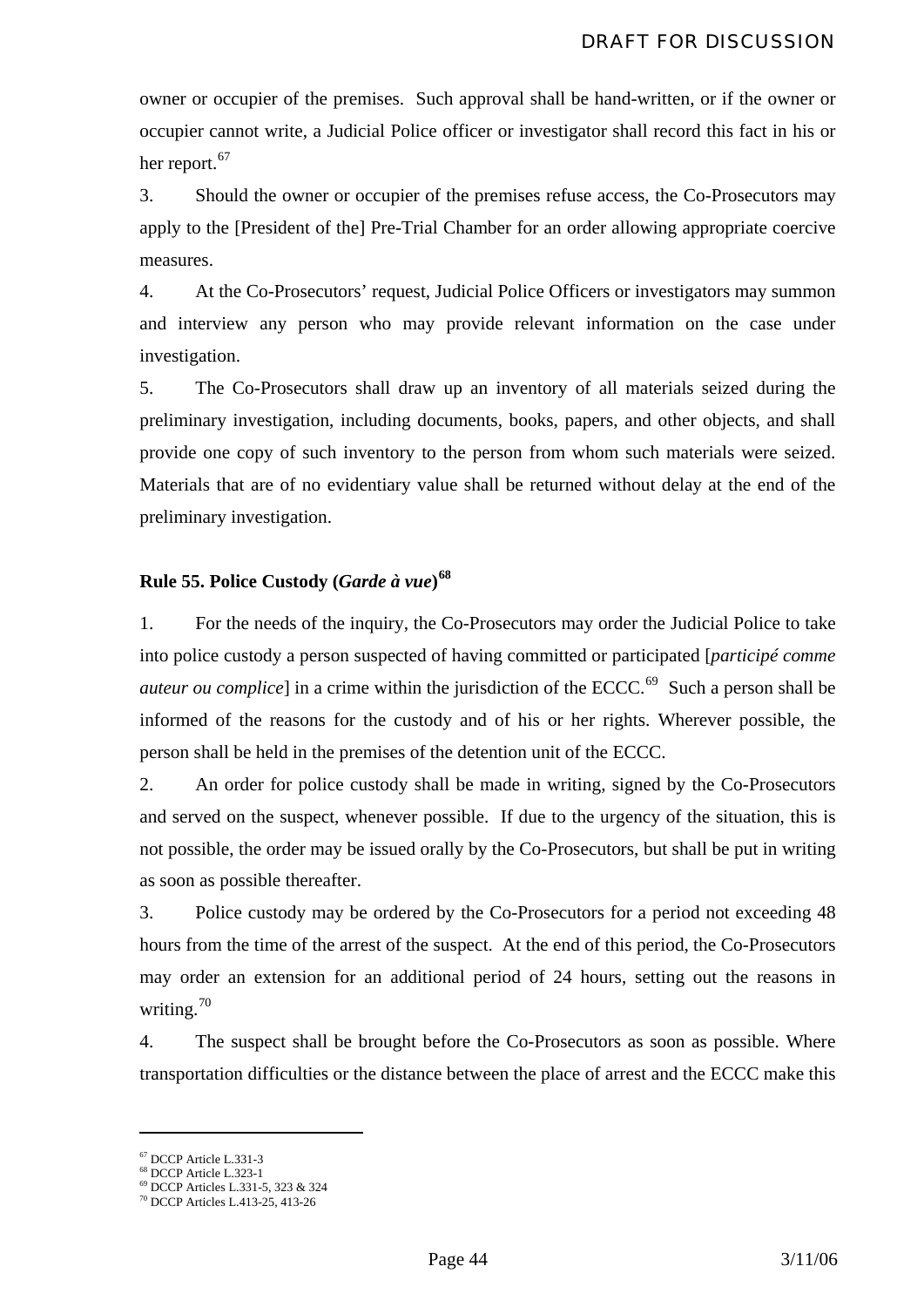owner or occupier of the premises. Such approval shall be hand-written, or if the owner or occupier cannot write, a Judicial Police officer or investigator shall record this fact in his or her report.[67]

3. Should the owner or occupier of the premises refuse access, the Co-Prosecutors may apply to the [President of the] Pre-Trial Chamber for an order allowing appropriate coercive measures.

4. At the Co-Prosecutors' request, Judicial Police Officers or investigators may summon and interview any person who may provide relevant information on the case under investigation.

5. The Co-Prosecutors shall draw up an inventory of all materials seized during the preliminary investigation, including documents, books, papers, and other objects, and shall provide one copy of such inventory to the person from whom such materials were seized. Materials that are of no evidentiary value shall be returned without delay at the end of the preliminary investigation.

### Rule 55. Police Custody (*Garde à vue*)[68]

1. For the needs of the inquiry, the Co-Prosecutors may order the Judicial Police to take into police custody a person suspected of having committed or participated [*participé comme auteur ou complice*] in a crime within the jurisdiction of the ECCC.[69] Such a person shall be informed of the reasons for the custody and of his or her rights. Wherever possible, the person shall be held in the premises of the detention unit of the ECCC.

2. An order for police custody shall be made in writing, signed by the Co-Prosecutors and served on the suspect, whenever possible. If due to the urgency of the situation, this is not possible, the order may be issued orally by the Co-Prosecutors, but shall be put in writing as soon as possible thereafter.

3. Police custody may be ordered by the Co-Prosecutors for a period not exceeding 48 hours from the time of the arrest of the suspect. At the end of this period, the Co-Prosecutors may order an extension for an additional period of 24 hours, setting out the reasons in writing.[70]

4. The suspect shall be brought before the Co-Prosecutors as soon as possible. Where transportation difficulties or the distance between the place of arrest and the ECCC make this

---

[67] DCCP Article L.331-3
[68] DCCP Article L.323-1
[69] DCCP Articles L.331-5, 323 & 324
[70] DCCP Articles L.413-25, 413-26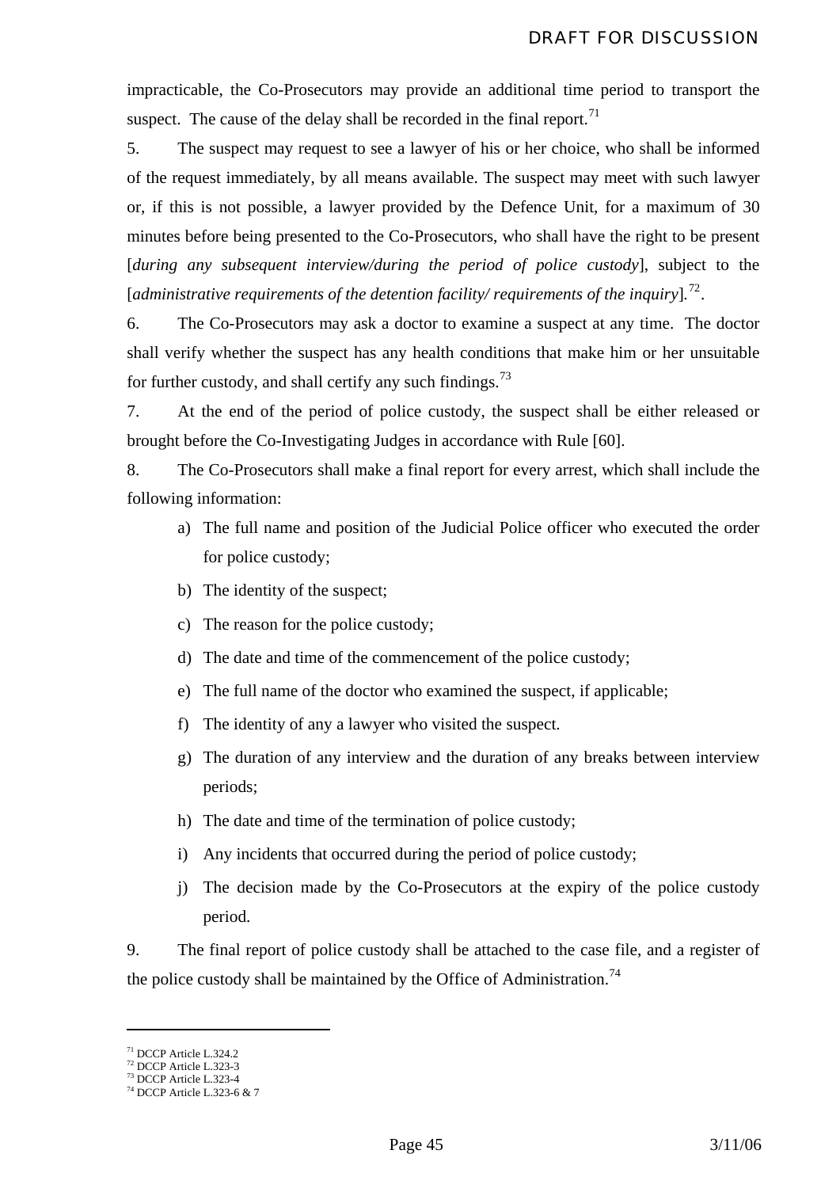impracticable, the Co-Prosecutors may provide an additional time period to transport the suspect. The cause of the delay shall be recorded in the final report.[71]

5. The suspect may request to see a lawyer of his or her choice, who shall be informed of the request immediately, by all means available. The suspect may meet with such lawyer or, if this is not possible, a lawyer provided by the Defence Unit, for a maximum of 30 minutes before being presented to the Co-Prosecutors, who shall have the right to be present [*during any subsequent interview/during the period of police custody*], subject to the [*administrative requirements of the detention facility/ requirements of the inquiry*].[72].

6. The Co-Prosecutors may ask a doctor to examine a suspect at any time. The doctor shall verify whether the suspect has any health conditions that make him or her unsuitable for further custody, and shall certify any such findings.[73]

7. At the end of the period of police custody, the suspect shall be either released or brought before the Co-Investigating Judges in accordance with Rule [60].

8. The Co-Prosecutors shall make a final report for every arrest, which shall include the following information:

a) The full name and position of the Judicial Police officer who executed the order for police custody;

b) The identity of the suspect;

c) The reason for the police custody;

d) The date and time of the commencement of the police custody;

e) The full name of the doctor who examined the suspect, if applicable;

f) The identity of any a lawyer who visited the suspect.

g) The duration of any interview and the duration of any breaks between interview periods;

h) The date and time of the termination of police custody;

i) Any incidents that occurred during the period of police custody;

j) The decision made by the Co-Prosecutors at the expiry of the police custody period.

9. The final report of police custody shall be attached to the case file, and a register of the police custody shall be maintained by the Office of Administration.[74]

---

[71] DCCP Article L.324.2

[72] DCCP Article L.323-3

[73] DCCP Article L.323-4

[74] DCCP Article L.323-6 & 7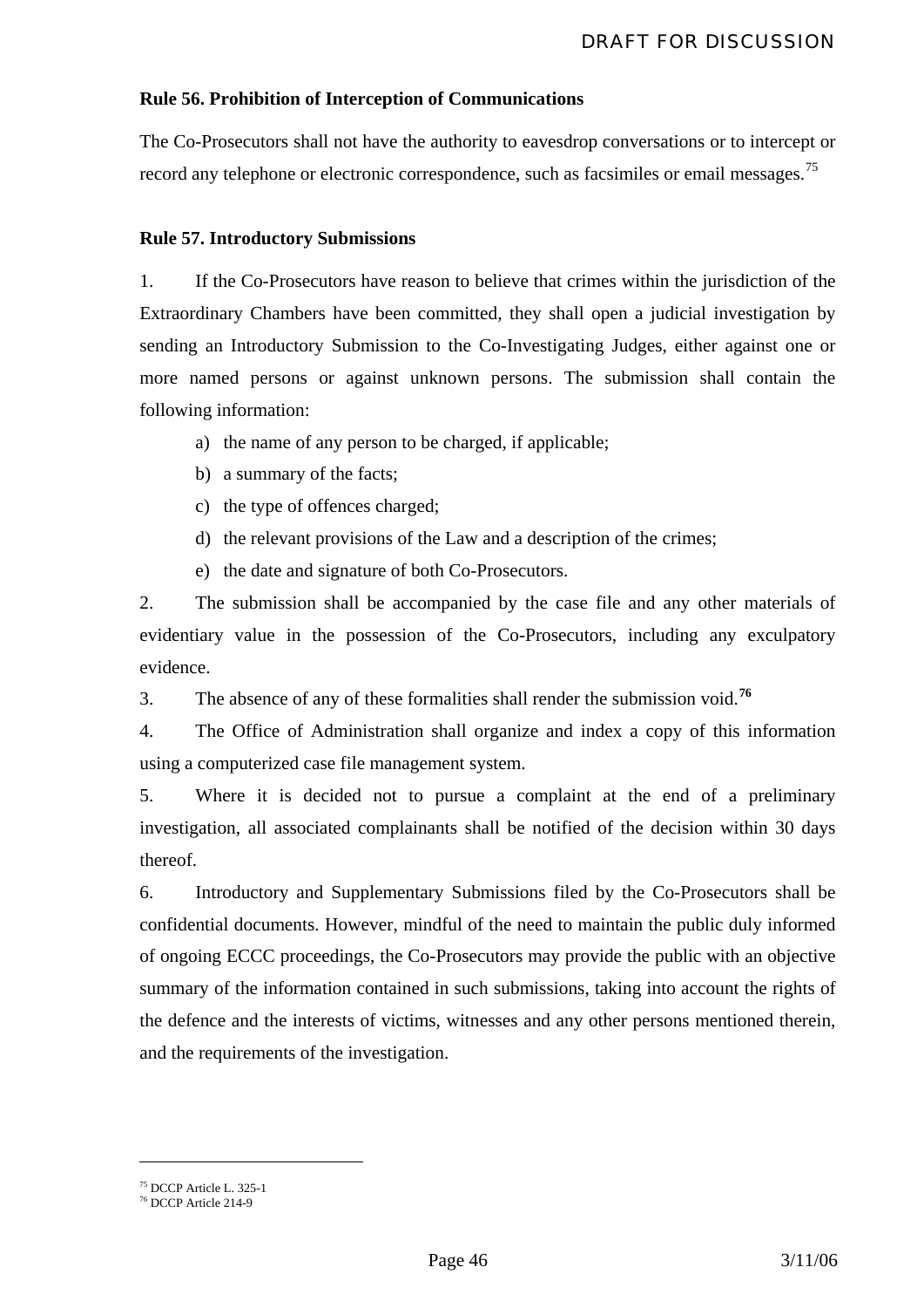**Rule 56. Prohibition of Interception of Communications**

The Co-Prosecutors shall not have the authority to eavesdrop conversations or to intercept or record any telephone or electronic correspondence, such as facsimiles or email messages.[75]

**Rule 57. Introductory Submissions**

1. If the Co-Prosecutors have reason to believe that crimes within the jurisdiction of the Extraordinary Chambers have been committed, they shall open a judicial investigation by sending an Introductory Submission to the Co-Investigating Judges, either against one or more named persons or against unknown persons. The submission shall contain the following information:

   a) the name of any person to be charged, if applicable;
   b) a summary of the facts;
   c) the type of offences charged;
   d) the relevant provisions of the Law and a description of the crimes;
   e) the date and signature of both Co-Prosecutors.

2. The submission shall be accompanied by the case file and any other materials of evidentiary value in the possession of the Co-Prosecutors, including any exculpatory evidence.

3. The absence of any of these formalities shall render the submission void.[76]

4. The Office of Administration shall organize and index a copy of this information using a computerized case file management system.

5. Where it is decided not to pursue a complaint at the end of a preliminary investigation, all associated complainants shall be notified of the decision within 30 days thereof.

6. Introductory and Supplementary Submissions filed by the Co-Prosecutors shall be confidential documents. However, mindful of the need to maintain the public duly informed of ongoing ECCC proceedings, the Co-Prosecutors may provide the public with an objective summary of the information contained in such submissions, taking into account the rights of the defence and the interests of victims, witnesses and any other persons mentioned therein, and the requirements of the investigation.

---

[75] DCCP Article L. 325-1

[76] DCCP Article 214-9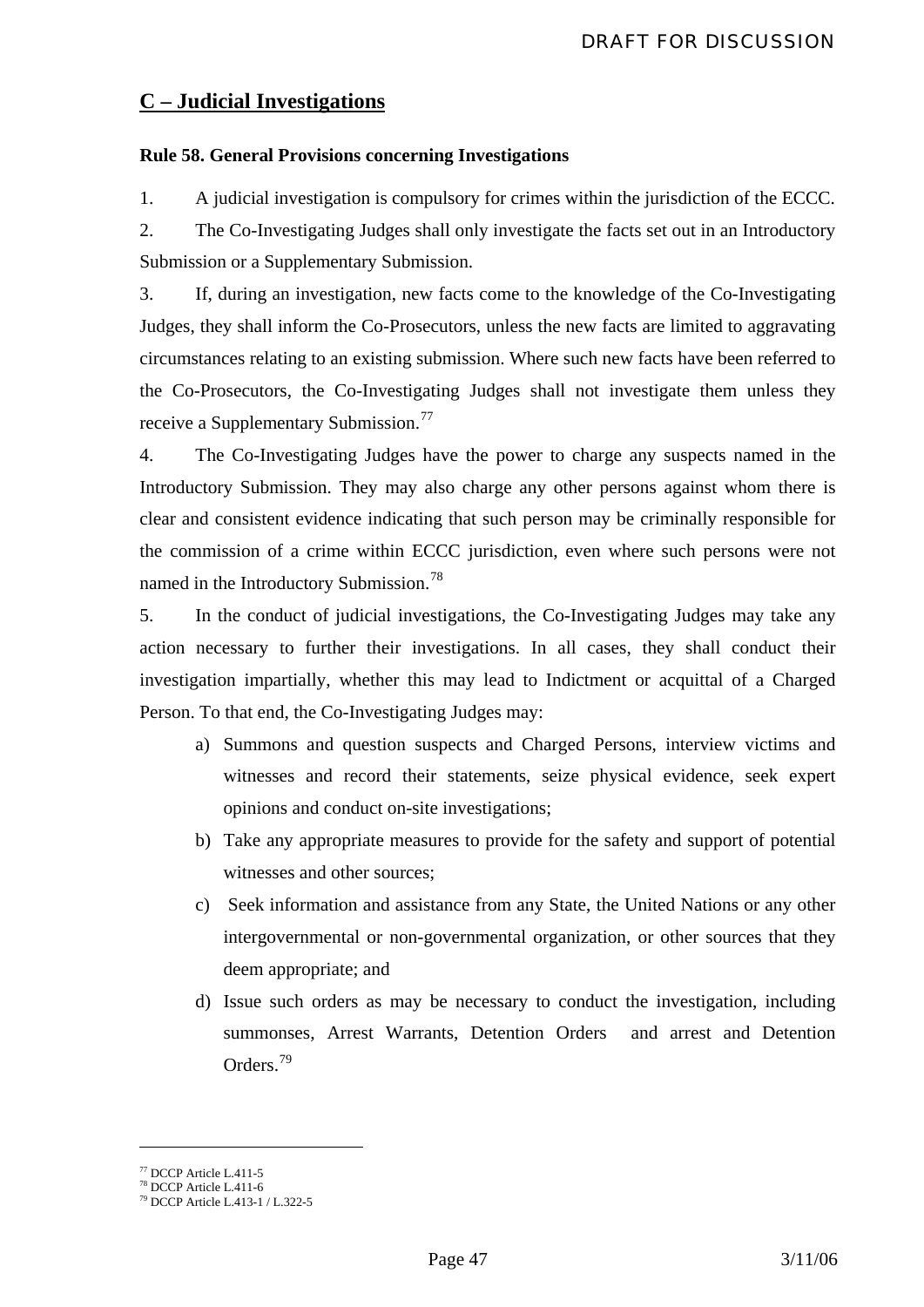## C – Judicial Investigations

### Rule 58. General Provisions concerning Investigations

1. A judicial investigation is compulsory for crimes within the jurisdiction of the ECCC.

2. The Co-Investigating Judges shall only investigate the facts set out in an Introductory Submission or a Supplementary Submission.

3. If, during an investigation, new facts come to the knowledge of the Co-Investigating Judges, they shall inform the Co-Prosecutors, unless the new facts are limited to aggravating circumstances relating to an existing submission. Where such new facts have been referred to the Co-Prosecutors, the Co-Investigating Judges shall not investigate them unless they receive a Supplementary Submission.[77]

4. The Co-Investigating Judges have the power to charge any suspects named in the Introductory Submission. They may also charge any other persons against whom there is clear and consistent evidence indicating that such person may be criminally responsible for the commission of a crime within ECCC jurisdiction, even where such persons were not named in the Introductory Submission.[78]

5. In the conduct of judicial investigations, the Co-Investigating Judges may take any action necessary to further their investigations. In all cases, they shall conduct their investigation impartially, whether this may lead to Indictment or acquittal of a Charged Person. To that end, the Co-Investigating Judges may:

   a) Summons and question suspects and Charged Persons, interview victims and witnesses and record their statements, seize physical evidence, seek expert opinions and conduct on-site investigations;

   b) Take any appropriate measures to provide for the safety and support of potential witnesses and other sources;

   c) Seek information and assistance from any State, the United Nations or any other intergovernmental or non-governmental organization, or other sources that they deem appropriate; and

   d) Issue such orders as may be necessary to conduct the investigation, including summonses, Arrest Warrants, Detention Orders and arrest and Detention Orders.[79]

---

[77] DCCP Article L.411-5
[78] DCCP Article L.411-6
[79] DCCP Article L.413-1 / L.322-5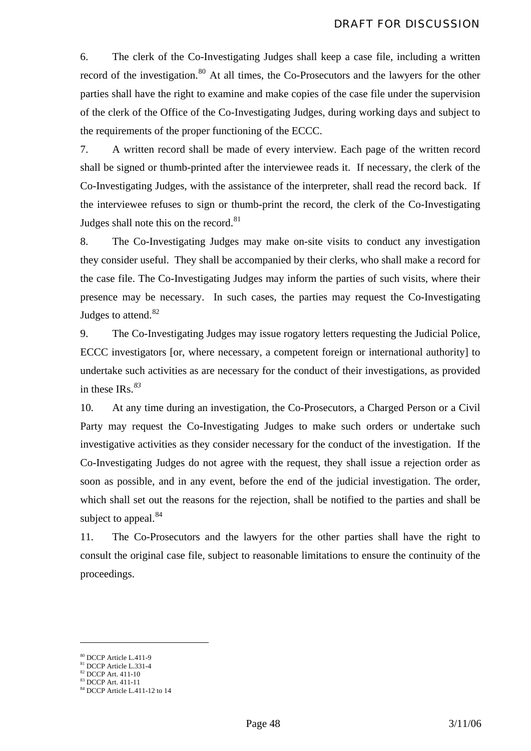6. The clerk of the Co-Investigating Judges shall keep a case file, including a written record of the investigation.[80] At all times, the Co-Prosecutors and the lawyers for the other parties shall have the right to examine and make copies of the case file under the supervision of the clerk of the Office of the Co-Investigating Judges, during working days and subject to the requirements of the proper functioning of the ECCC.

7. A written record shall be made of every interview. Each page of the written record shall be signed or thumb-printed after the interviewee reads it. If necessary, the clerk of the Co-Investigating Judges, with the assistance of the interpreter, shall read the record back. If the interviewee refuses to sign or thumb-print the record, the clerk of the Co-Investigating Judges shall note this on the record.[81]

8. The Co-Investigating Judges may make on-site visits to conduct any investigation they consider useful. They shall be accompanied by their clerks, who shall make a record for the case file. The Co-Investigating Judges may inform the parties of such visits, where their presence may be necessary. In such cases, the parties may request the Co-Investigating Judges to attend.[82]

9. The Co-Investigating Judges may issue rogatory letters requesting the Judicial Police, ECCC investigators [or, where necessary, a competent foreign or international authority] to undertake such activities as are necessary for the conduct of their investigations, as provided in these IRs.[83]

10. At any time during an investigation, the Co-Prosecutors, a Charged Person or a Civil Party may request the Co-Investigating Judges to make such orders or undertake such investigative activities as they consider necessary for the conduct of the investigation. If the Co-Investigating Judges do not agree with the request, they shall issue a rejection order as soon as possible, and in any event, before the end of the judicial investigation. The order, which shall set out the reasons for the rejection, shall be notified to the parties and shall be subject to appeal.[84]

11. The Co-Prosecutors and the lawyers for the other parties shall have the right to consult the original case file, subject to reasonable limitations to ensure the continuity of the proceedings.

---

[80] DCCP Article L.411-9
[81] DCCP Article L.331-4
[82] DCCP Art. 411-10
[83] DCCP Art. 411-11
[84] DCCP Article L.411-12 to 14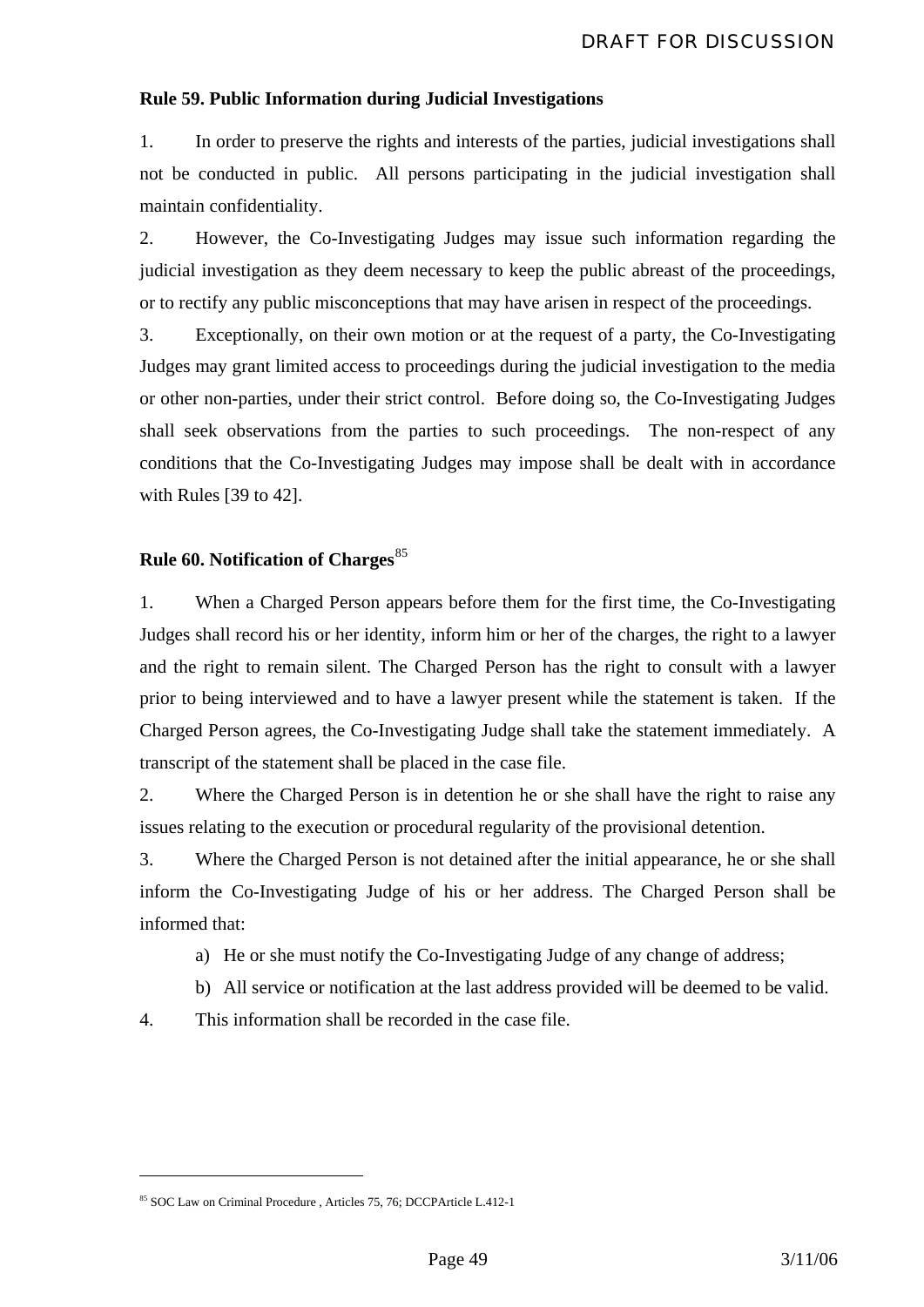**Rule 59. Public Information during Judicial Investigations**

1. In order to preserve the rights and interests of the parties, judicial investigations shall not be conducted in public. All persons participating in the judicial investigation shall maintain confidentiality.

2. However, the Co-Investigating Judges may issue such information regarding the judicial investigation as they deem necessary to keep the public abreast of the proceedings, or to rectify any public misconceptions that may have arisen in respect of the proceedings.

3. Exceptionally, on their own motion or at the request of a party, the Co-Investigating Judges may grant limited access to proceedings during the judicial investigation to the media or other non-parties, under their strict control. Before doing so, the Co-Investigating Judges shall seek observations from the parties to such proceedings. The non-respect of any conditions that the Co-Investigating Judges may impose shall be dealt with in accordance with Rules [39 to 42].

**Rule 60. Notification of Charges**[85]

1. When a Charged Person appears before them for the first time, the Co-Investigating Judges shall record his or her identity, inform him or her of the charges, the right to a lawyer and the right to remain silent. The Charged Person has the right to consult with a lawyer prior to being interviewed and to have a lawyer present while the statement is taken. If the Charged Person agrees, the Co-Investigating Judge shall take the statement immediately. A transcript of the statement shall be placed in the case file.

2. Where the Charged Person is in detention he or she shall have the right to raise any issues relating to the execution or procedural regularity of the provisional detention.

3. Where the Charged Person is not detained after the initial appearance, he or she shall inform the Co-Investigating Judge of his or her address. The Charged Person shall be informed that:

   a) He or she must notify the Co-Investigating Judge of any change of address;

   b) All service or notification at the last address provided will be deemed to be valid.

4. This information shall be recorded in the case file.

---

[85] SOC Law on Criminal Procedure , Articles 75, 76; DCCPArticle L.412-1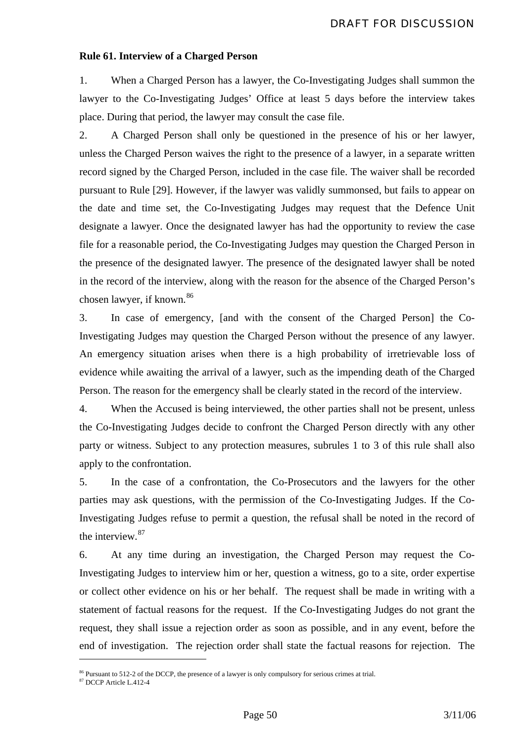**Rule 61. Interview of a Charged Person**

1. When a Charged Person has a lawyer, the Co-Investigating Judges shall summon the lawyer to the Co-Investigating Judges' Office at least 5 days before the interview takes place. During that period, the lawyer may consult the case file.

2. A Charged Person shall only be questioned in the presence of his or her lawyer, unless the Charged Person waives the right to the presence of a lawyer, in a separate written record signed by the Charged Person, included in the case file. The waiver shall be recorded pursuant to Rule [29]. However, if the lawyer was validly summonsed, but fails to appear on the date and time set, the Co-Investigating Judges may request that the Defence Unit designate a lawyer. Once the designated lawyer has had the opportunity to review the case file for a reasonable period, the Co-Investigating Judges may question the Charged Person in the presence of the designated lawyer. The presence of the designated lawyer shall be noted in the record of the interview, along with the reason for the absence of the Charged Person's chosen lawyer, if known.[86]

3. In case of emergency, [and with the consent of the Charged Person] the Co-Investigating Judges may question the Charged Person without the presence of any lawyer. An emergency situation arises when there is a high probability of irretrievable loss of evidence while awaiting the arrival of a lawyer, such as the impending death of the Charged Person. The reason for the emergency shall be clearly stated in the record of the interview.

4. When the Accused is being interviewed, the other parties shall not be present, unless the Co-Investigating Judges decide to confront the Charged Person directly with any other party or witness. Subject to any protection measures, subrules 1 to 3 of this rule shall also apply to the confrontation.

5. In the case of a confrontation, the Co-Prosecutors and the lawyers for the other parties may ask questions, with the permission of the Co-Investigating Judges. If the Co-Investigating Judges refuse to permit a question, the refusal shall be noted in the record of the interview.[87]

6. At any time during an investigation, the Charged Person may request the Co-Investigating Judges to interview him or her, question a witness, go to a site, order expertise or collect other evidence on his or her behalf. The request shall be made in writing with a statement of factual reasons for the request. If the Co-Investigating Judges do not grant the request, they shall issue a rejection order as soon as possible, and in any event, before the end of investigation. The rejection order shall state the factual reasons for rejection. The

---

[86] Pursuant to 512-2 of the DCCP, the presence of a lawyer is only compulsory for serious crimes at trial.

[87] DCCP Article L.412-4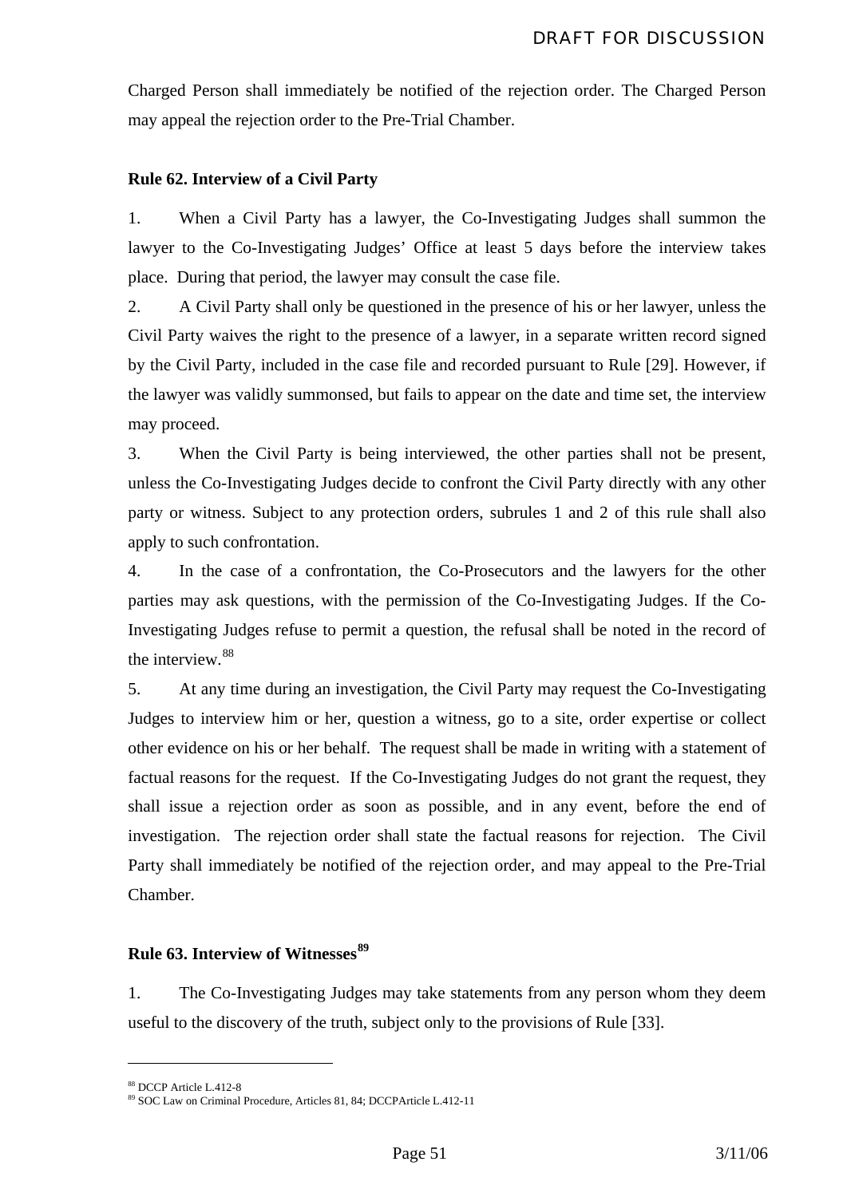Charged Person shall immediately be notified of the rejection order. The Charged Person may appeal the rejection order to the Pre-Trial Chamber.

**Rule 62. Interview of a Civil Party**

1. When a Civil Party has a lawyer, the Co-Investigating Judges shall summon the lawyer to the Co-Investigating Judges' Office at least 5 days before the interview takes place. During that period, the lawyer may consult the case file.

2. A Civil Party shall only be questioned in the presence of his or her lawyer, unless the Civil Party waives the right to the presence of a lawyer, in a separate written record signed by the Civil Party, included in the case file and recorded pursuant to Rule [29]. However, if the lawyer was validly summonsed, but fails to appear on the date and time set, the interview may proceed.

3. When the Civil Party is being interviewed, the other parties shall not be present, unless the Co-Investigating Judges decide to confront the Civil Party directly with any other party or witness. Subject to any protection orders, subrules 1 and 2 of this rule shall also apply to such confrontation.

4. In the case of a confrontation, the Co-Prosecutors and the lawyers for the other parties may ask questions, with the permission of the Co-Investigating Judges. If the Co-Investigating Judges refuse to permit a question, the refusal shall be noted in the record of the interview.[88]

5. At any time during an investigation, the Civil Party may request the Co-Investigating Judges to interview him or her, question a witness, go to a site, order expertise or collect other evidence on his or her behalf. The request shall be made in writing with a statement of factual reasons for the request. If the Co-Investigating Judges do not grant the request, they shall issue a rejection order as soon as possible, and in any event, before the end of investigation. The rejection order shall state the factual reasons for rejection. The Civil Party shall immediately be notified of the rejection order, and may appeal to the Pre-Trial Chamber.

**Rule 63. Interview of Witnesses[89]**

1. The Co-Investigating Judges may take statements from any person whom they deem useful to the discovery of the truth, subject only to the provisions of Rule [33].

---

[88] DCCP Article L.412-8

[89] SOC Law on Criminal Procedure, Articles 81, 84; DCCPArticle L.412-11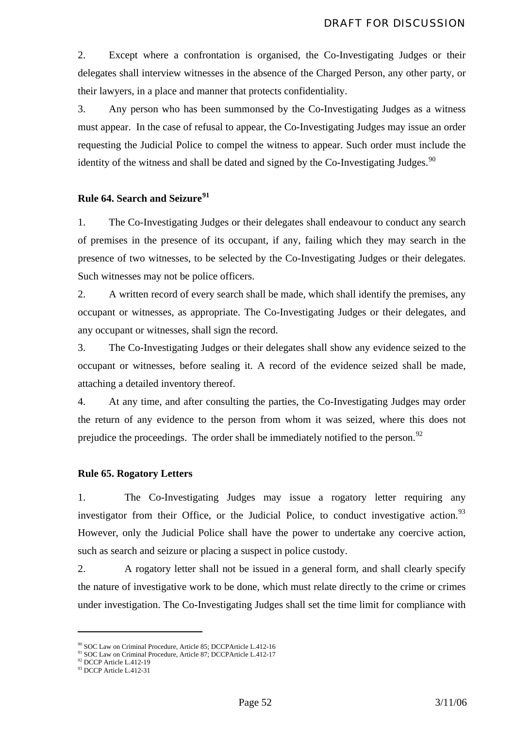2. Except where a confrontation is organised, the Co-Investigating Judges or their delegates shall interview witnesses in the absence of the Charged Person, any other party, or their lawyers, in a place and manner that protects confidentiality.

3. Any person who has been summonsed by the Co-Investigating Judges as a witness must appear. In the case of refusal to appear, the Co-Investigating Judges may issue an order requesting the Judicial Police to compel the witness to appear. Such order must include the identity of the witness and shall be dated and signed by the Co-Investigating Judges.[90]

### Rule 64. Search and Seizure[91]

1. The Co-Investigating Judges or their delegates shall endeavour to conduct any search of premises in the presence of its occupant, if any, failing which they may search in the presence of two witnesses, to be selected by the Co-Investigating Judges or their delegates. Such witnesses may not be police officers.

2. A written record of every search shall be made, which shall identify the premises, any occupant or witnesses, as appropriate. The Co-Investigating Judges or their delegates, and any occupant or witnesses, shall sign the record.

3. The Co-Investigating Judges or their delegates shall show any evidence seized to the occupant or witnesses, before sealing it. A record of the evidence seized shall be made, attaching a detailed inventory thereof.

4. At any time, and after consulting the parties, the Co-Investigating Judges may order the return of any evidence to the person from whom it was seized, where this does not prejudice the proceedings. The order shall be immediately notified to the person.[92]

### Rule 65. Rogatory Letters

1. The Co-Investigating Judges may issue a rogatory letter requiring any investigator from their Office, or the Judicial Police, to conduct investigative action.[93] However, only the Judicial Police shall have the power to undertake any coercive action, such as search and seizure or placing a suspect in police custody.

2. A rogatory letter shall not be issued in a general form, and shall clearly specify the nature of investigative work to be done, which must relate directly to the crime or crimes under investigation. The Co-Investigating Judges shall set the time limit for compliance with

---

[90] SOC Law on Criminal Procedure, Article 85; DCCPArticle L.412-16

[91] SOC Law on Criminal Procedure, Article 87; DCCPArticle L.412-17

[92] DCCP Article L.412-19

[93] DCCP Article L.412-31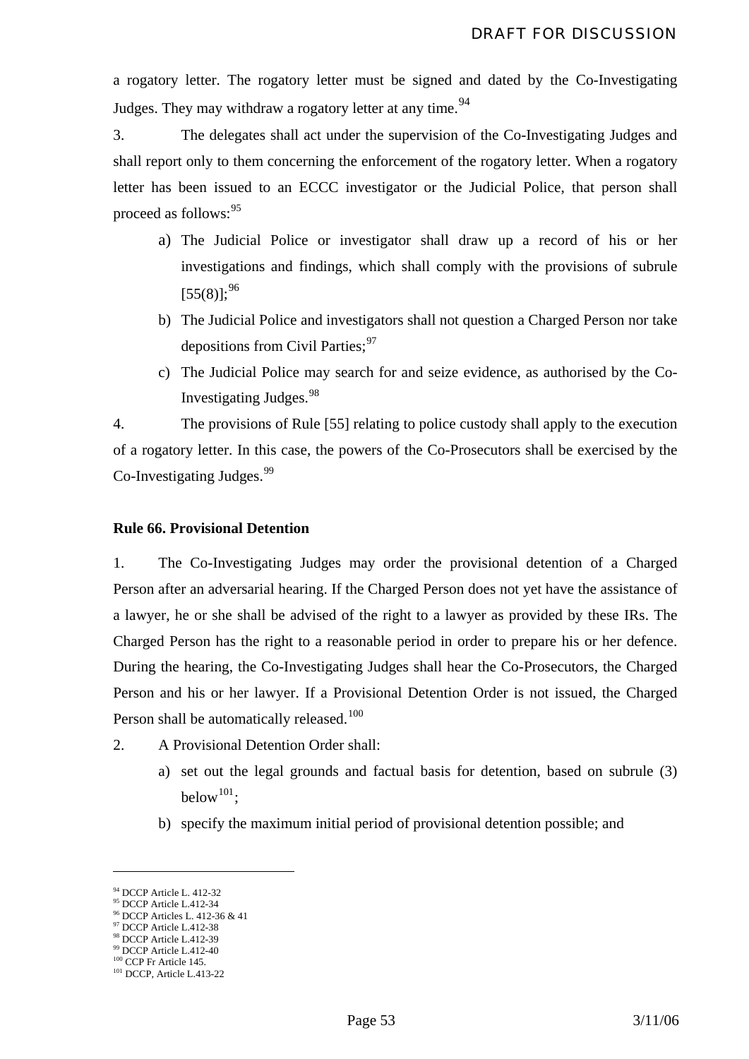a rogatory letter. The rogatory letter must be signed and dated by the Co-Investigating Judges. They may withdraw a rogatory letter at any time.[94]

3. The delegates shall act under the supervision of the Co-Investigating Judges and shall report only to them concerning the enforcement of the rogatory letter. When a rogatory letter has been issued to an ECCC investigator or the Judicial Police, that person shall proceed as follows:[95]

a) The Judicial Police or investigator shall draw up a record of his or her investigations and findings, which shall comply with the provisions of subrule [55(8)];[96]

b) The Judicial Police and investigators shall not question a Charged Person nor take depositions from Civil Parties;[97]

c) The Judicial Police may search for and seize evidence, as authorised by the Co-Investigating Judges.[98]

4. The provisions of Rule [55] relating to police custody shall apply to the execution of a rogatory letter. In this case, the powers of the Co-Prosecutors shall be exercised by the Co-Investigating Judges.[99]

**Rule 66. Provisional Detention**

1. The Co-Investigating Judges may order the provisional detention of a Charged Person after an adversarial hearing. If the Charged Person does not yet have the assistance of a lawyer, he or she shall be advised of the right to a lawyer as provided by these IRs. The Charged Person has the right to a reasonable period in order to prepare his or her defence. During the hearing, the Co-Investigating Judges shall hear the Co-Prosecutors, the Charged Person and his or her lawyer. If a Provisional Detention Order is not issued, the Charged Person shall be automatically released.[100]

2. A Provisional Detention Order shall:

a) set out the legal grounds and factual basis for detention, based on subrule (3) below[101];

b) specify the maximum initial period of provisional detention possible; and

---

[94] DCCP Article L. 412-32
[95] DCCP Article L.412-34
[96] DCCP Articles L. 412-36 & 41
[97] DCCP Article L.412-38
[98] DCCP Article L.412-39
[99] DCCP Article L.412-40
[100] CCP Fr Article 145.
[101] DCCP, Article L.413-22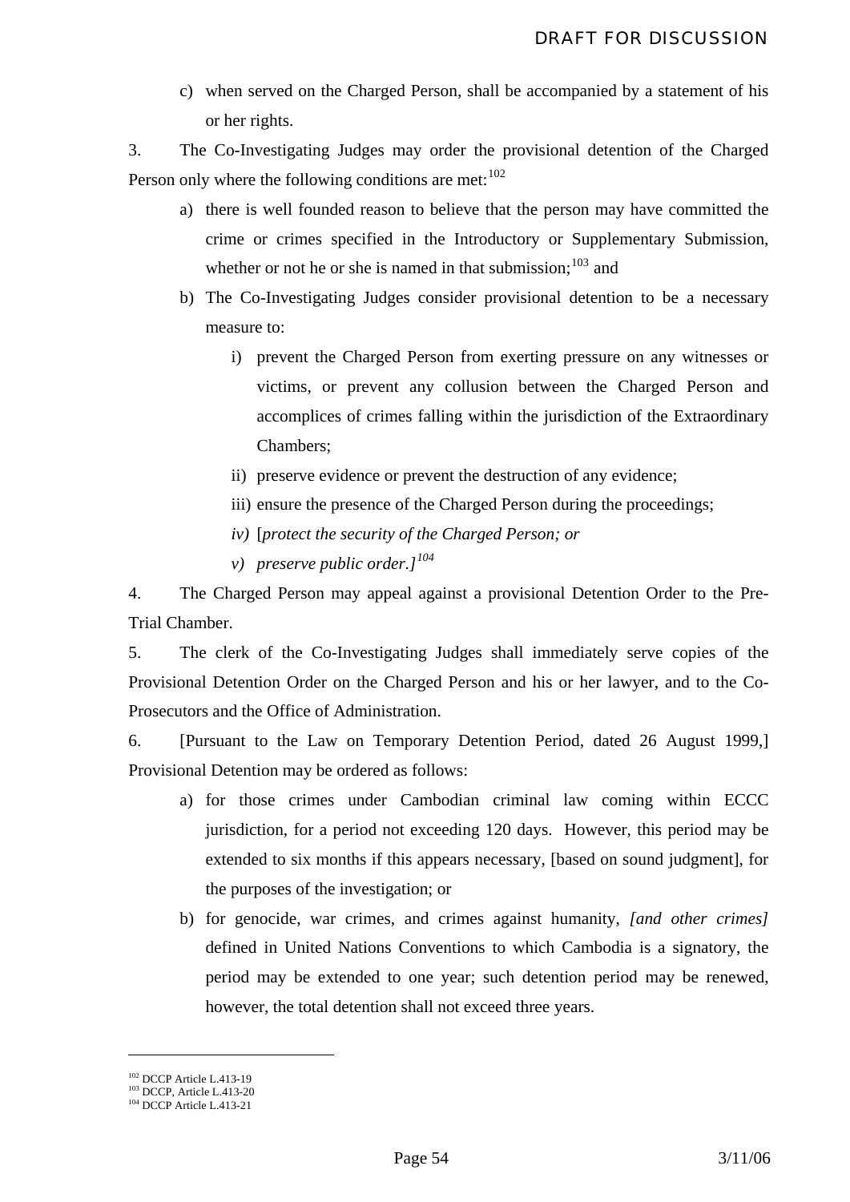c) when served on the Charged Person, shall be accompanied by a statement of his or her rights.

3. The Co-Investigating Judges may order the provisional detention of the Charged Person only where the following conditions are met:[102]

a) there is well founded reason to believe that the person may have committed the crime or crimes specified in the Introductory or Supplementary Submission, whether or not he or she is named in that submission;[103] and

b) The Co-Investigating Judges consider provisional detention to be a necessary measure to:

   i) prevent the Charged Person from exerting pressure on any witnesses or victims, or prevent any collusion between the Charged Person and accomplices of crimes falling within the jurisdiction of the Extraordinary Chambers;

   ii) preserve evidence or prevent the destruction of any evidence;

   iii) ensure the presence of the Charged Person during the proceedings;

   *iv)* [*protect the security of the Charged Person; or*

   *v) preserve public order.]*[104]

4. The Charged Person may appeal against a provisional Detention Order to the Pre-Trial Chamber.

5. The clerk of the Co-Investigating Judges shall immediately serve copies of the Provisional Detention Order on the Charged Person and his or her lawyer, and to the Co-Prosecutors and the Office of Administration.

6. [Pursuant to the Law on Temporary Detention Period, dated 26 August 1999,] Provisional Detention may be ordered as follows:

a) for those crimes under Cambodian criminal law coming within ECCC jurisdiction, for a period not exceeding 120 days. However, this period may be extended to six months if this appears necessary, [based on sound judgment], for the purposes of the investigation; or

b) for genocide, war crimes, and crimes against humanity, *[and other crimes]* defined in United Nations Conventions to which Cambodia is a signatory, the period may be extended to one year; such detention period may be renewed, however, the total detention shall not exceed three years.

---

[102] DCCP Article L.413-19
[103] DCCP, Article L.413-20
[104] DCCP Article L.413-21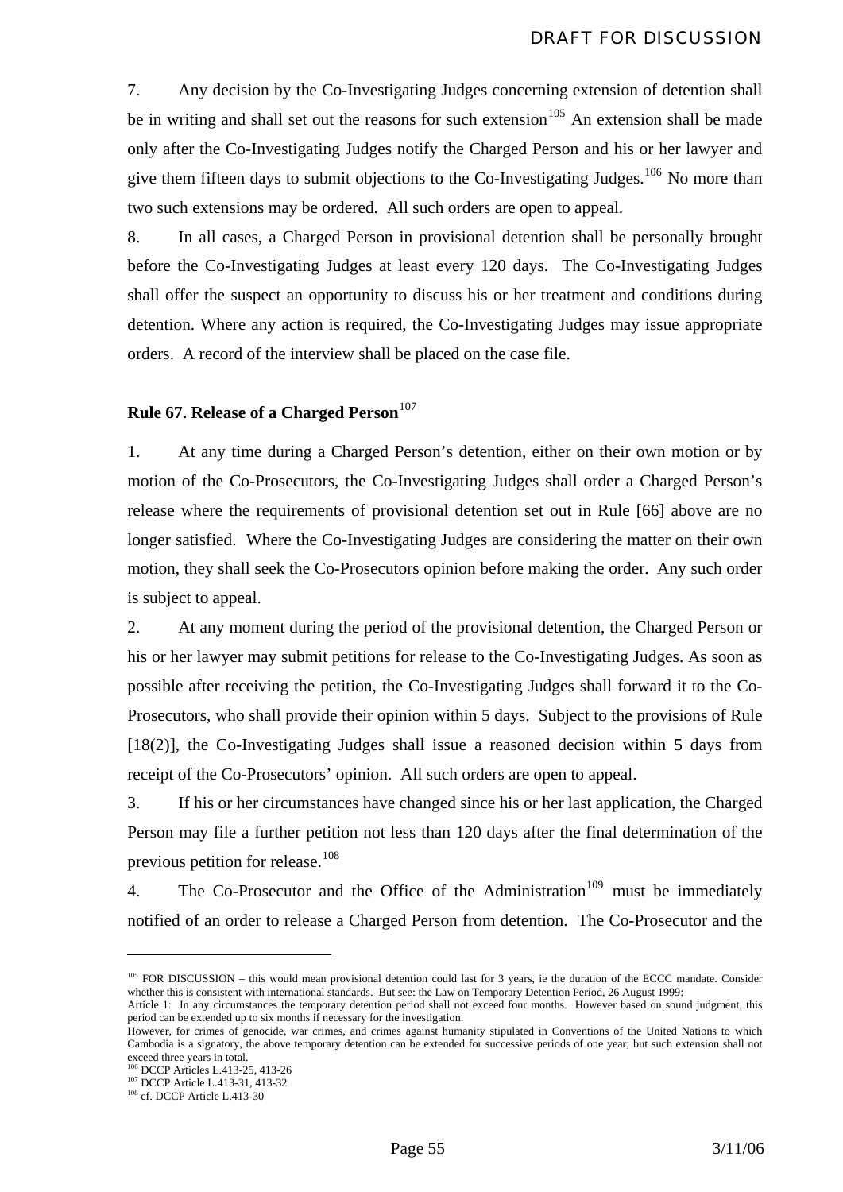7. Any decision by the Co-Investigating Judges concerning extension of detention shall be in writing and shall set out the reasons for such extension[105] An extension shall be made only after the Co-Investigating Judges notify the Charged Person and his or her lawyer and give them fifteen days to submit objections to the Co-Investigating Judges.[106] No more than two such extensions may be ordered. All such orders are open to appeal.

8. In all cases, a Charged Person in provisional detention shall be personally brought before the Co-Investigating Judges at least every 120 days. The Co-Investigating Judges shall offer the suspect an opportunity to discuss his or her treatment and conditions during detention. Where any action is required, the Co-Investigating Judges may issue appropriate orders. A record of the interview shall be placed on the case file.

**Rule 67. Release of a Charged Person**[107]

1. At any time during a Charged Person's detention, either on their own motion or by motion of the Co-Prosecutors, the Co-Investigating Judges shall order a Charged Person's release where the requirements of provisional detention set out in Rule [66] above are no longer satisfied. Where the Co-Investigating Judges are considering the matter on their own motion, they shall seek the Co-Prosecutors opinion before making the order. Any such order is subject to appeal.

2. At any moment during the period of the provisional detention, the Charged Person or his or her lawyer may submit petitions for release to the Co-Investigating Judges. As soon as possible after receiving the petition, the Co-Investigating Judges shall forward it to the Co-Prosecutors, who shall provide their opinion within 5 days. Subject to the provisions of Rule [18(2)], the Co-Investigating Judges shall issue a reasoned decision within 5 days from receipt of the Co-Prosecutors' opinion. All such orders are open to appeal.

3. If his or her circumstances have changed since his or her last application, the Charged Person may file a further petition not less than 120 days after the final determination of the previous petition for release.[108]

4. The Co-Prosecutor and the Office of the Administration[109] must be immediately notified of an order to release a Charged Person from detention. The Co-Prosecutor and the

---

[105] FOR DISCUSSION – this would mean provisional detention could last for 3 years, ie the duration of the ECCC mandate. Consider whether this is consistent with international standards. But see: the Law on Temporary Detention Period, 26 August 1999:
Article 1: In any circumstances the temporary detention period shall not exceed four months. However based on sound judgment, this period can be extended up to six months if necessary for the investigation.
However, for crimes of genocide, war crimes, and crimes against humanity stipulated in Conventions of the United Nations to which Cambodia is a signatory, the above temporary detention can be extended for successive periods of one year; but such extension shall not exceed three years in total.

[106] DCCP Articles L.413-25, 413-26

[107] DCCP Article L.413-31, 413-32

[108] cf. DCCP Article L.413-30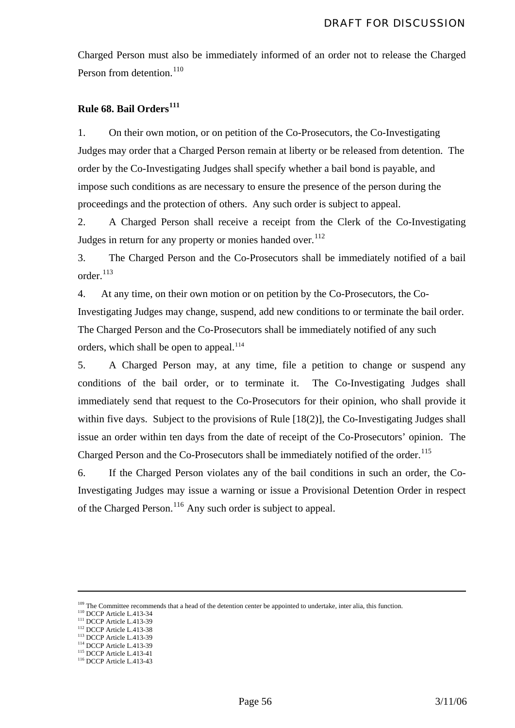Charged Person must also be immediately informed of an order not to release the Charged Person from detention.[110]

### Rule 68. Bail Orders[111]

1. On their own motion, or on petition of the Co-Prosecutors, the Co-Investigating Judges may order that a Charged Person remain at liberty or be released from detention. The order by the Co-Investigating Judges shall specify whether a bail bond is payable, and impose such conditions as are necessary to ensure the presence of the person during the proceedings and the protection of others. Any such order is subject to appeal.

2. A Charged Person shall receive a receipt from the Clerk of the Co-Investigating Judges in return for any property or monies handed over.[112]

3. The Charged Person and the Co-Prosecutors shall be immediately notified of a bail order.[113]

4. At any time, on their own motion or on petition by the Co-Prosecutors, the Co-Investigating Judges may change, suspend, add new conditions to or terminate the bail order. The Charged Person and the Co-Prosecutors shall be immediately notified of any such orders, which shall be open to appeal.[114]

5. A Charged Person may, at any time, file a petition to change or suspend any conditions of the bail order, or to terminate it. The Co-Investigating Judges shall immediately send that request to the Co-Prosecutors for their opinion, who shall provide it within five days. Subject to the provisions of Rule [18(2)], the Co-Investigating Judges shall issue an order within ten days from the date of receipt of the Co-Prosecutors' opinion. The Charged Person and the Co-Prosecutors shall be immediately notified of the order.[115]

6. If the Charged Person violates any of the bail conditions in such an order, the Co-Investigating Judges may issue a warning or issue a Provisional Detention Order in respect of the Charged Person.[116] Any such order is subject to appeal.

---

[109] The Committee recommends that a head of the detention center be appointed to undertake, inter alia, this function.
[110] DCCP Article L.413-34
[111] DCCP Article L.413-39
[112] DCCP Article L.413-38
[113] DCCP Article L.413-39
[114] DCCP Article L.413-39
[115] DCCP Article L.413-41
[116] DCCP Article L.413-43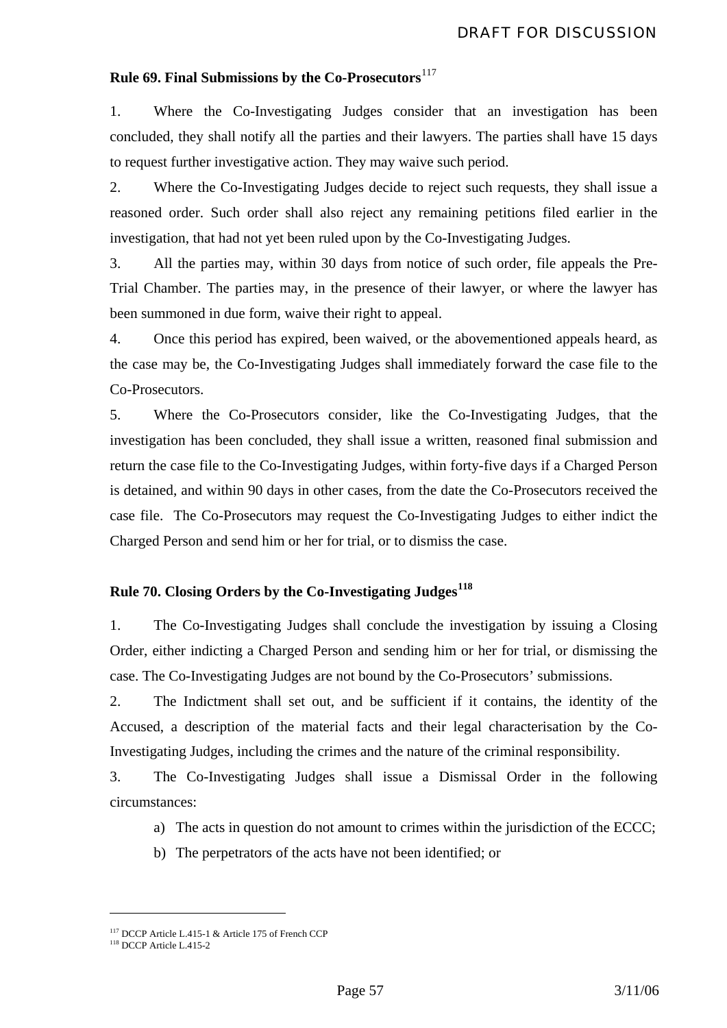**Rule 69. Final Submissions by the Co-Prosecutors**[117]

1. Where the Co-Investigating Judges consider that an investigation has been concluded, they shall notify all the parties and their lawyers. The parties shall have 15 days to request further investigative action. They may waive such period.

2. Where the Co-Investigating Judges decide to reject such requests, they shall issue a reasoned order. Such order shall also reject any remaining petitions filed earlier in the investigation, that had not yet been ruled upon by the Co-Investigating Judges.

3. All the parties may, within 30 days from notice of such order, file appeals the Pre-Trial Chamber. The parties may, in the presence of their lawyer, or where the lawyer has been summoned in due form, waive their right to appeal.

4. Once this period has expired, been waived, or the abovementioned appeals heard, as the case may be, the Co-Investigating Judges shall immediately forward the case file to the Co-Prosecutors.

5. Where the Co-Prosecutors consider, like the Co-Investigating Judges, that the investigation has been concluded, they shall issue a written, reasoned final submission and return the case file to the Co-Investigating Judges, within forty-five days if a Charged Person is detained, and within 90 days in other cases, from the date the Co-Prosecutors received the case file. The Co-Prosecutors may request the Co-Investigating Judges to either indict the Charged Person and send him or her for trial, or to dismiss the case.

**Rule 70. Closing Orders by the Co-Investigating Judges**[118]

1. The Co-Investigating Judges shall conclude the investigation by issuing a Closing Order, either indicting a Charged Person and sending him or her for trial, or dismissing the case. The Co-Investigating Judges are not bound by the Co-Prosecutors' submissions.

2. The Indictment shall set out, and be sufficient if it contains, the identity of the Accused, a description of the material facts and their legal characterisation by the Co-Investigating Judges, including the crimes and the nature of the criminal responsibility.

3. The Co-Investigating Judges shall issue a Dismissal Order in the following circumstances:

   a) The acts in question do not amount to crimes within the jurisdiction of the ECCC;
   
   b) The perpetrators of the acts have not been identified; or

---

[117] DCCP Article L.415-1 & Article 175 of French CCP

[118] DCCP Article L.415-2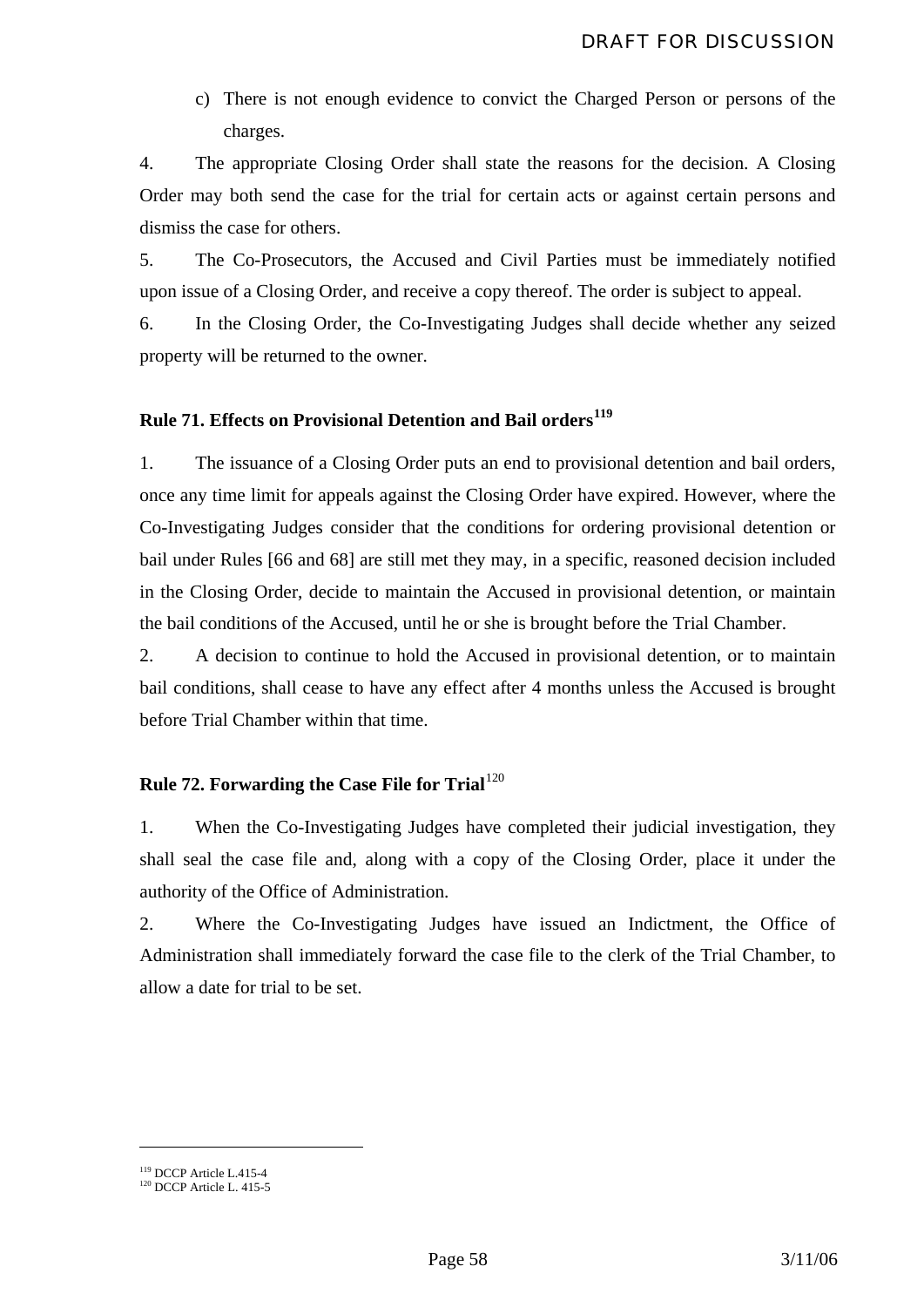c) There is not enough evidence to convict the Charged Person or persons of the charges.

4. The appropriate Closing Order shall state the reasons for the decision. A Closing Order may both send the case for the trial for certain acts or against certain persons and dismiss the case for others.

5. The Co-Prosecutors, the Accused and Civil Parties must be immediately notified upon issue of a Closing Order, and receive a copy thereof. The order is subject to appeal.

6. In the Closing Order, the Co-Investigating Judges shall decide whether any seized property will be returned to the owner.

### Rule 71. Effects on Provisional Detention and Bail orders[119]

1. The issuance of a Closing Order puts an end to provisional detention and bail orders, once any time limit for appeals against the Closing Order have expired. However, where the Co-Investigating Judges consider that the conditions for ordering provisional detention or bail under Rules [66 and 68] are still met they may, in a specific, reasoned decision included in the Closing Order, decide to maintain the Accused in provisional detention, or maintain the bail conditions of the Accused, until he or she is brought before the Trial Chamber.

2. A decision to continue to hold the Accused in provisional detention, or to maintain bail conditions, shall cease to have any effect after 4 months unless the Accused is brought before Trial Chamber within that time.

### Rule 72. Forwarding the Case File for Trial[120]

1. When the Co-Investigating Judges have completed their judicial investigation, they shall seal the case file and, along with a copy of the Closing Order, place it under the authority of the Office of Administration.

2. Where the Co-Investigating Judges have issued an Indictment, the Office of Administration shall immediately forward the case file to the clerk of the Trial Chamber, to allow a date for trial to be set.

---

[119] DCCP Article L.415-4

[120] DCCP Article L. 415-5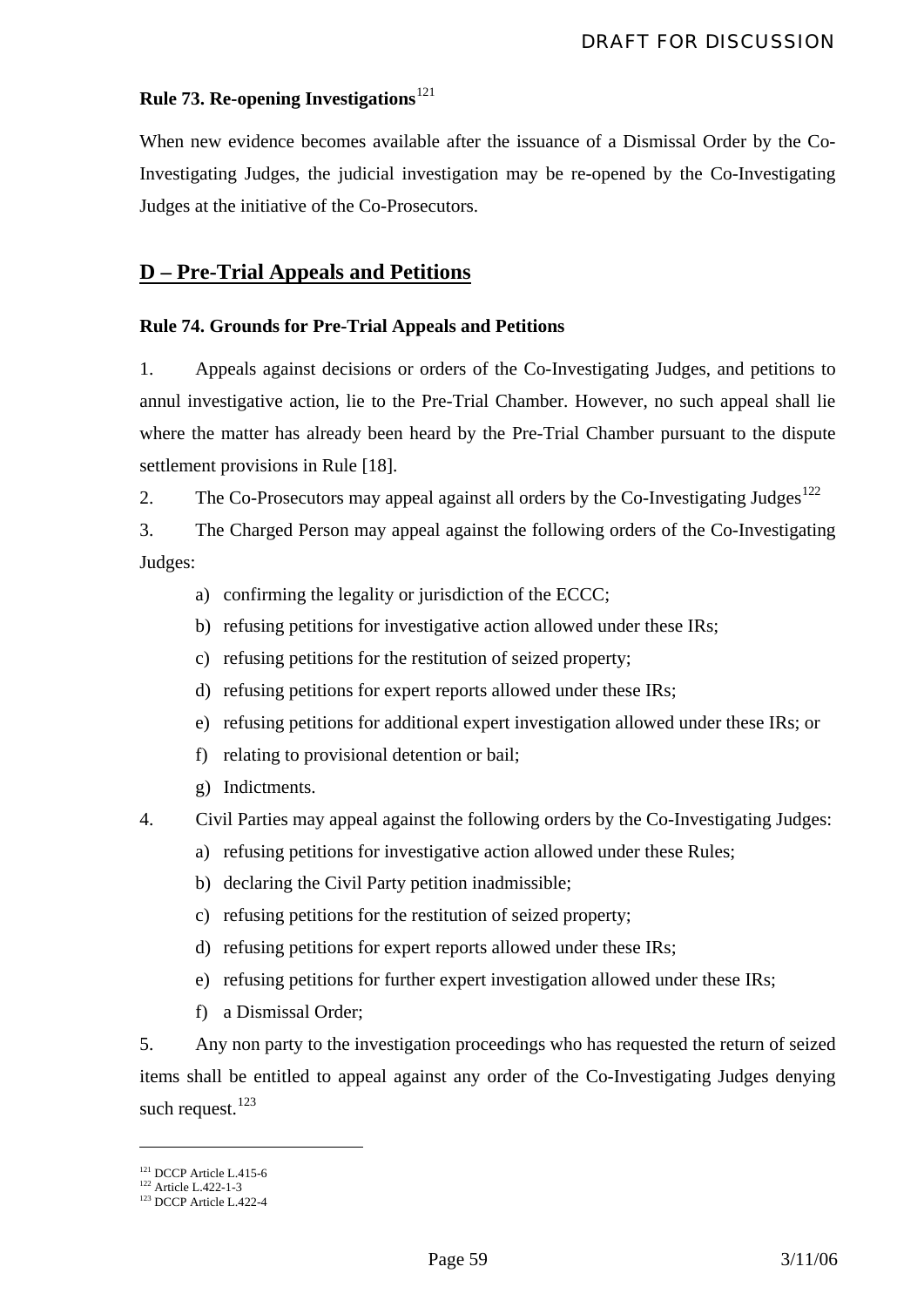### Rule 73. Re-opening Investigations[121]

When new evidence becomes available after the issuance of a Dismissal Order by the Co-Investigating Judges, the judicial investigation may be re-opened by the Co-Investigating Judges at the initiative of the Co-Prosecutors.

## D – Pre-Trial Appeals and Petitions

### Rule 74. Grounds for Pre-Trial Appeals and Petitions

1. Appeals against decisions or orders of the Co-Investigating Judges, and petitions to annul investigative action, lie to the Pre-Trial Chamber. However, no such appeal shall lie where the matter has already been heard by the Pre-Trial Chamber pursuant to the dispute settlement provisions in Rule [18].

2. The Co-Prosecutors may appeal against all orders by the Co-Investigating Judges[122]

3. The Charged Person may appeal against the following orders of the Co-Investigating Judges:

   a) confirming the legality or jurisdiction of the ECCC;
   b) refusing petitions for investigative action allowed under these IRs;
   c) refusing petitions for the restitution of seized property;
   d) refusing petitions for expert reports allowed under these IRs;
   e) refusing petitions for additional expert investigation allowed under these IRs; or
   f) relating to provisional detention or bail;
   g) Indictments.

4. Civil Parties may appeal against the following orders by the Co-Investigating Judges:

   a) refusing petitions for investigative action allowed under these Rules;
   b) declaring the Civil Party petition inadmissible;
   c) refusing petitions for the restitution of seized property;
   d) refusing petitions for expert reports allowed under these IRs;
   e) refusing petitions for further expert investigation allowed under these IRs;
   f) a Dismissal Order;

5. Any non party to the investigation proceedings who has requested the return of seized items shall be entitled to appeal against any order of the Co-Investigating Judges denying such request.[123]

---

[121] DCCP Article L.415-6
[122] Article L.422-1-3
[123] DCCP Article L.422-4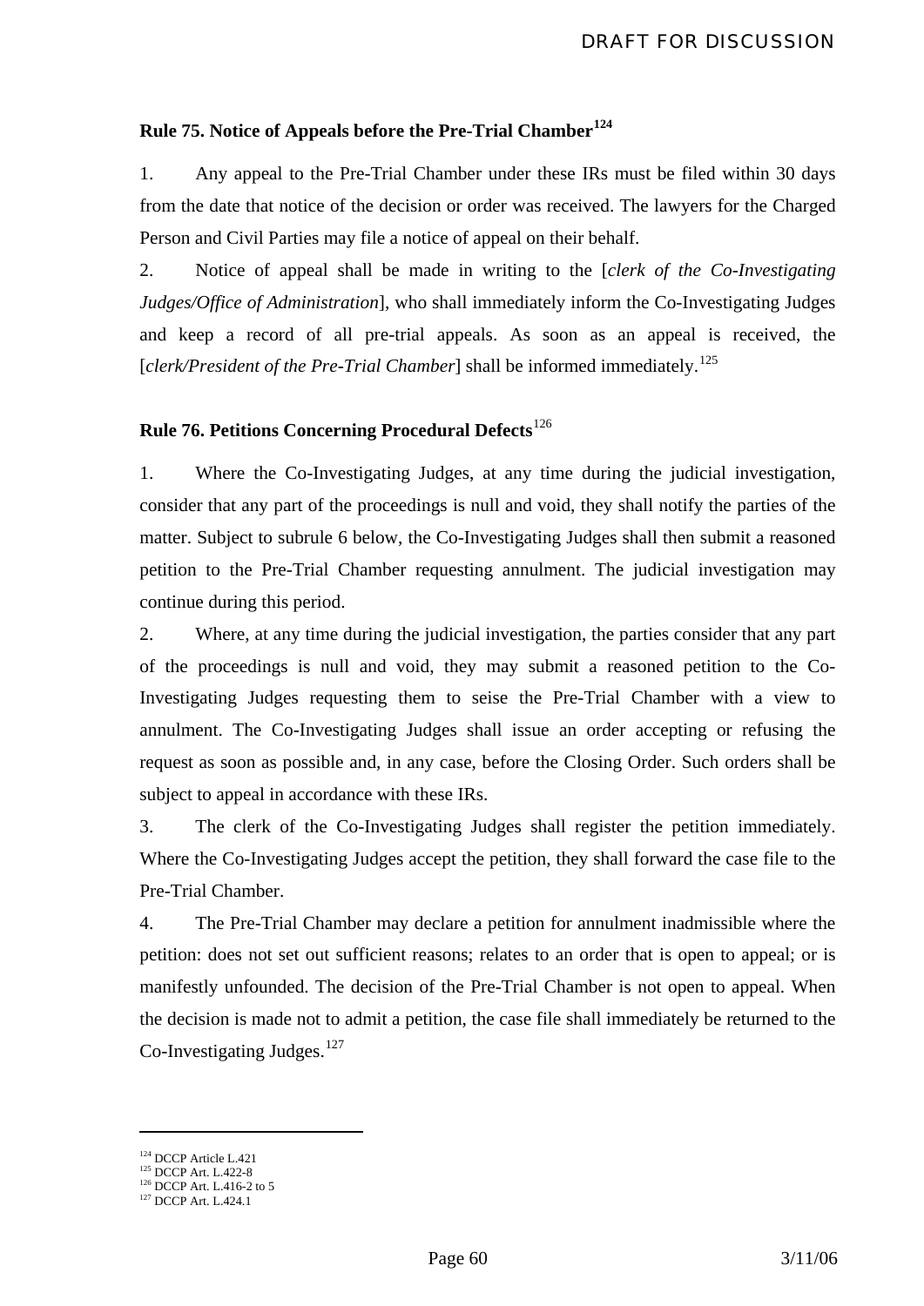## Rule 75. Notice of Appeals before the Pre-Trial Chamber[124]

1. Any appeal to the Pre-Trial Chamber under these IRs must be filed within 30 days from the date that notice of the decision or order was received. The lawyers for the Charged Person and Civil Parties may file a notice of appeal on their behalf.

2. Notice of appeal shall be made in writing to the [*clerk of the Co-Investigating Judges/Office of Administration*], who shall immediately inform the Co-Investigating Judges and keep a record of all pre-trial appeals. As soon as an appeal is received, the [*clerk/President of the Pre-Trial Chamber*] shall be informed immediately.[125]

## Rule 76. Petitions Concerning Procedural Defects[126]

1. Where the Co-Investigating Judges, at any time during the judicial investigation, consider that any part of the proceedings is null and void, they shall notify the parties of the matter. Subject to subrule 6 below, the Co-Investigating Judges shall then submit a reasoned petition to the Pre-Trial Chamber requesting annulment. The judicial investigation may continue during this period.

2. Where, at any time during the judicial investigation, the parties consider that any part of the proceedings is null and void, they may submit a reasoned petition to the Co-Investigating Judges requesting them to seise the Pre-Trial Chamber with a view to annulment. The Co-Investigating Judges shall issue an order accepting or refusing the request as soon as possible and, in any case, before the Closing Order. Such orders shall be subject to appeal in accordance with these IRs.

3. The clerk of the Co-Investigating Judges shall register the petition immediately. Where the Co-Investigating Judges accept the petition, they shall forward the case file to the Pre-Trial Chamber.

4. The Pre-Trial Chamber may declare a petition for annulment inadmissible where the petition: does not set out sufficient reasons; relates to an order that is open to appeal; or is manifestly unfounded. The decision of the Pre-Trial Chamber is not open to appeal. When the decision is made not to admit a petition, the case file shall immediately be returned to the Co-Investigating Judges.[127]

---

[124] DCCP Article L.421
[125] DCCP Art. L.422-8
[126] DCCP Art. L.416-2 to 5
[127] DCCP Art. L.424.1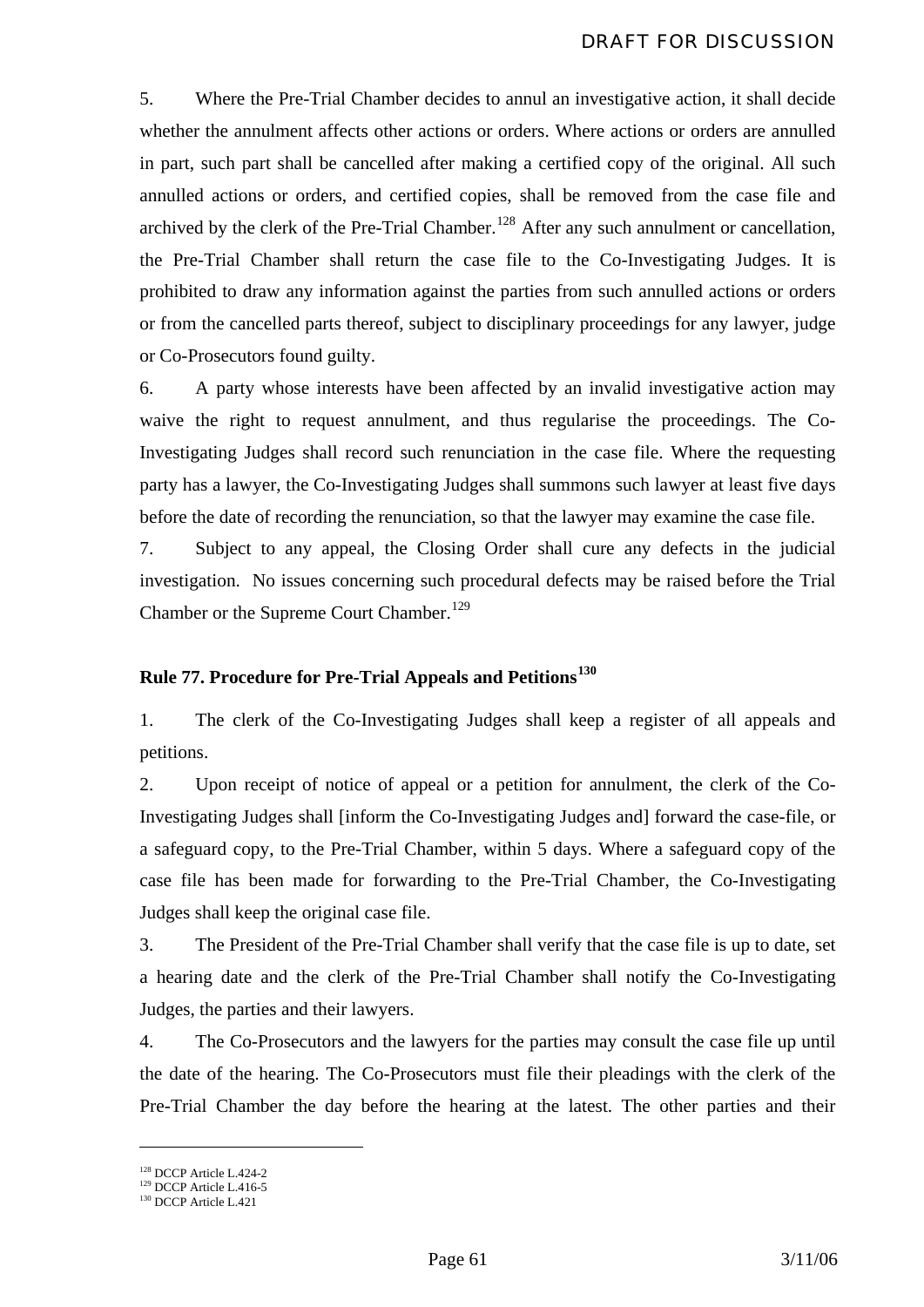5. Where the Pre-Trial Chamber decides to annul an investigative action, it shall decide whether the annulment affects other actions or orders. Where actions or orders are annulled in part, such part shall be cancelled after making a certified copy of the original. All such annulled actions or orders, and certified copies, shall be removed from the case file and archived by the clerk of the Pre-Trial Chamber.[128] After any such annulment or cancellation, the Pre-Trial Chamber shall return the case file to the Co-Investigating Judges. It is prohibited to draw any information against the parties from such annulled actions or orders or from the cancelled parts thereof, subject to disciplinary proceedings for any lawyer, judge or Co-Prosecutors found guilty.

6. A party whose interests have been affected by an invalid investigative action may waive the right to request annulment, and thus regularise the proceedings. The Co-Investigating Judges shall record such renunciation in the case file. Where the requesting party has a lawyer, the Co-Investigating Judges shall summons such lawyer at least five days before the date of recording the renunciation, so that the lawyer may examine the case file.

7. Subject to any appeal, the Closing Order shall cure any defects in the judicial investigation. No issues concerning such procedural defects may be raised before the Trial Chamber or the Supreme Court Chamber.[129]

## Rule 77. Procedure for Pre-Trial Appeals and Petitions[130]

1. The clerk of the Co-Investigating Judges shall keep a register of all appeals and petitions.

2. Upon receipt of notice of appeal or a petition for annulment, the clerk of the Co-Investigating Judges shall [inform the Co-Investigating Judges and] forward the case-file, or a safeguard copy, to the Pre-Trial Chamber, within 5 days. Where a safeguard copy of the case file has been made for forwarding to the Pre-Trial Chamber, the Co-Investigating Judges shall keep the original case file.

3. The President of the Pre-Trial Chamber shall verify that the case file is up to date, set a hearing date and the clerk of the Pre-Trial Chamber shall notify the Co-Investigating Judges, the parties and their lawyers.

4. The Co-Prosecutors and the lawyers for the parties may consult the case file up until the date of the hearing. The Co-Prosecutors must file their pleadings with the clerk of the Pre-Trial Chamber the day before the hearing at the latest. The other parties and their

---

[128] DCCP Article L.424-2

[129] DCCP Article L.416-5

[130] DCCP Article L.421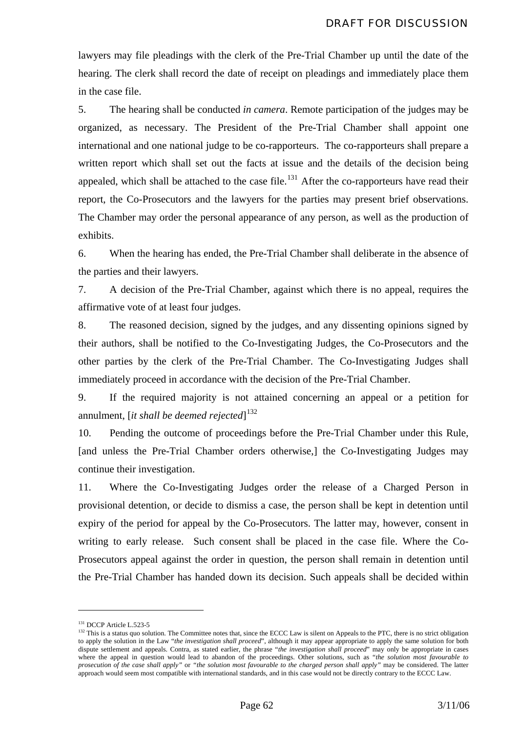lawyers may file pleadings with the clerk of the Pre-Trial Chamber up until the date of the hearing. The clerk shall record the date of receipt on pleadings and immediately place them in the case file.

5. The hearing shall be conducted *in camera*. Remote participation of the judges may be organized, as necessary. The President of the Pre-Trial Chamber shall appoint one international and one national judge to be co-rapporteurs. The co-rapporteurs shall prepare a written report which shall set out the facts at issue and the details of the decision being appealed, which shall be attached to the case file.[131] After the co-rapporteurs have read their report, the Co-Prosecutors and the lawyers for the parties may present brief observations. The Chamber may order the personal appearance of any person, as well as the production of exhibits.

6. When the hearing has ended, the Pre-Trial Chamber shall deliberate in the absence of the parties and their lawyers.

7. A decision of the Pre-Trial Chamber, against which there is no appeal, requires the affirmative vote of at least four judges.

8. The reasoned decision, signed by the judges, and any dissenting opinions signed by their authors, shall be notified to the Co-Investigating Judges, the Co-Prosecutors and the other parties by the clerk of the Pre-Trial Chamber. The Co-Investigating Judges shall immediately proceed in accordance with the decision of the Pre-Trial Chamber.

9. If the required majority is not attained concerning an appeal or a petition for annulment, [*it shall be deemed rejected*][132]

10. Pending the outcome of proceedings before the Pre-Trial Chamber under this Rule, [and unless the Pre-Trial Chamber orders otherwise,] the Co-Investigating Judges may continue their investigation.

11. Where the Co-Investigating Judges order the release of a Charged Person in provisional detention, or decide to dismiss a case, the person shall be kept in detention until expiry of the period for appeal by the Co-Prosecutors. The latter may, however, consent in writing to early release. Such consent shall be placed in the case file. Where the Co-Prosecutors appeal against the order in question, the person shall remain in detention until the Pre-Trial Chamber has handed down its decision. Such appeals shall be decided within

---

[131] DCCP Article L.523-5

[132] This is a status quo solution. The Committee notes that, since the ECCC Law is silent on Appeals to the PTC, there is no strict obligation to apply the solution in the Law "*the investigation shall proceed*", although it may appear appropriate to apply the same solution for both dispute settlement and appeals. Contra, as stated earlier, the phrase "*the investigation shall proceed*" may only be appropriate in cases where the appeal in question would lead to abandon of the proceedings. Other solutions, such as "*the solution most favourable to prosecution of the case shall apply*" or "*the solution most favourable to the charged person shall apply*" may be considered. The latter approach would seem most compatible with international standards, and in this case would not be directly contrary to the ECCC Law.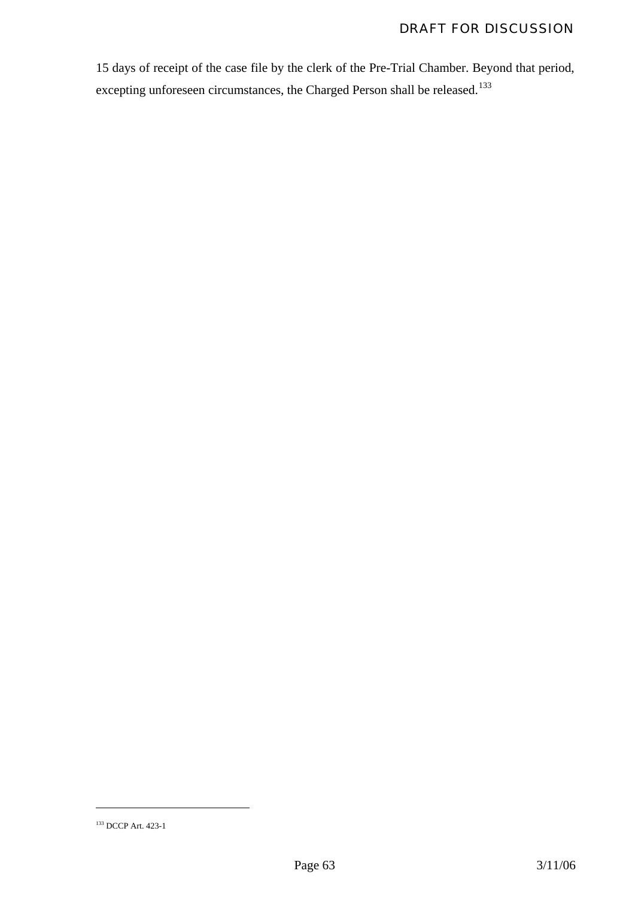15 days of receipt of the case file by the clerk of the Pre-Trial Chamber. Beyond that period, excepting unforeseen circumstances, the Charged Person shall be released.[133]

---

[133] DCCP Art. 423-1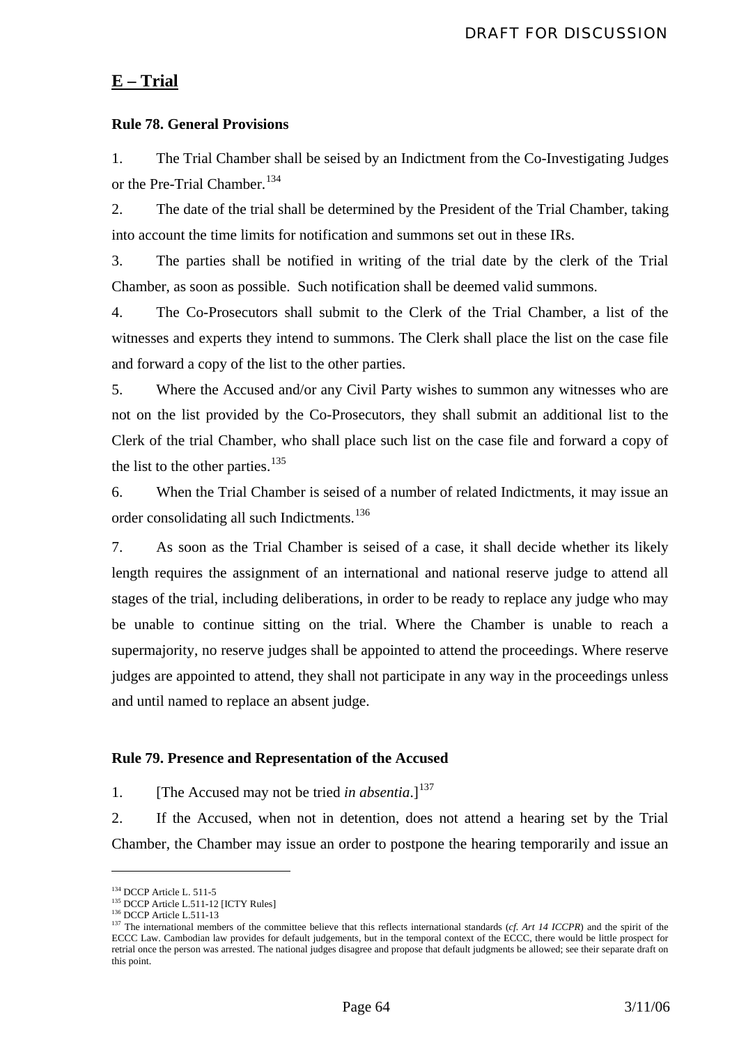## E – Trial

### Rule 78. General Provisions

1. The Trial Chamber shall be seised by an Indictment from the Co-Investigating Judges or the Pre-Trial Chamber.[134]

2. The date of the trial shall be determined by the President of the Trial Chamber, taking into account the time limits for notification and summons set out in these IRs.

3. The parties shall be notified in writing of the trial date by the clerk of the Trial Chamber, as soon as possible. Such notification shall be deemed valid summons.

4. The Co-Prosecutors shall submit to the Clerk of the Trial Chamber, a list of the witnesses and experts they intend to summons. The Clerk shall place the list on the case file and forward a copy of the list to the other parties.

5. Where the Accused and/or any Civil Party wishes to summon any witnesses who are not on the list provided by the Co-Prosecutors, they shall submit an additional list to the Clerk of the trial Chamber, who shall place such list on the case file and forward a copy of the list to the other parties.[135]

6. When the Trial Chamber is seised of a number of related Indictments, it may issue an order consolidating all such Indictments.[136]

7. As soon as the Trial Chamber is seised of a case, it shall decide whether its likely length requires the assignment of an international and national reserve judge to attend all stages of the trial, including deliberations, in order to be ready to replace any judge who may be unable to continue sitting on the trial. Where the Chamber is unable to reach a supermajority, no reserve judges shall be appointed to attend the proceedings. Where reserve judges are appointed to attend, they shall not participate in any way in the proceedings unless and until named to replace an absent judge.

### Rule 79. Presence and Representation of the Accused

1. [The Accused may not be tried *in absentia*.][137]

2. If the Accused, when not in detention, does not attend a hearing set by the Trial Chamber, the Chamber may issue an order to postpone the hearing temporarily and issue an

---

[134] DCCP Article L. 511-5

[135] DCCP Article L.511-12 [ICTY Rules]

[136] DCCP Article L.511-13

[137] The international members of the committee believe that this reflects international standards (*cf. Art 14 ICCPR*) and the spirit of the ECCC Law. Cambodian law provides for default judgements, but in the temporal context of the ECCC, there would be little prospect for retrial once the person was arrested. The national judges disagree and propose that default judgments be allowed; see their separate draft on this point.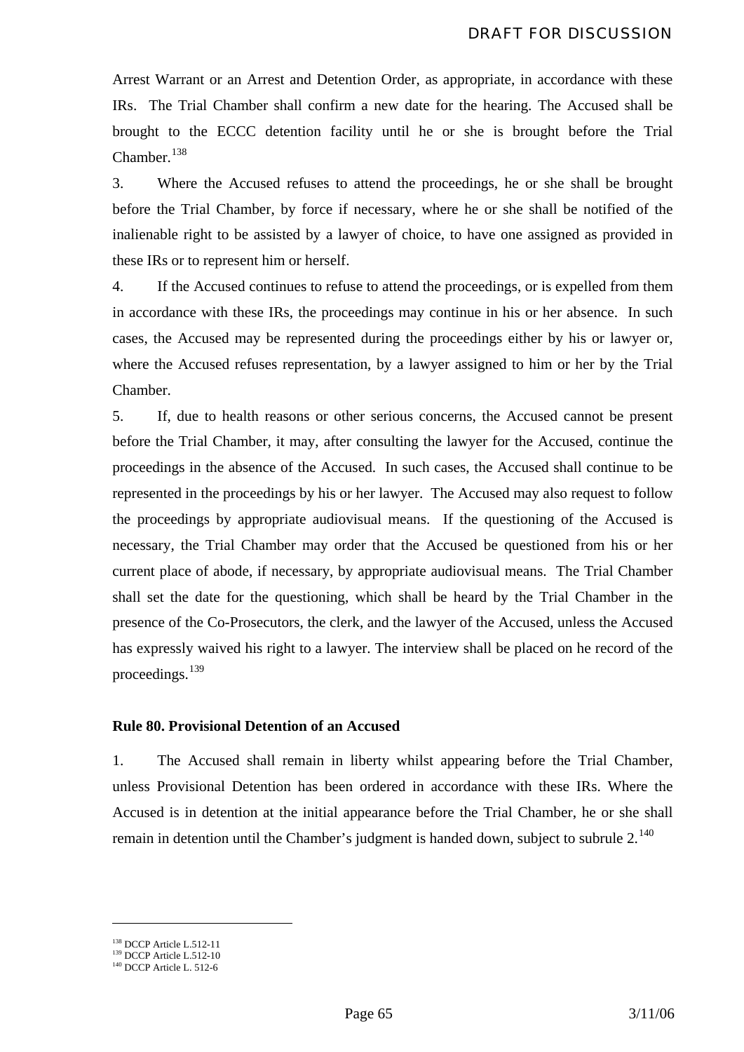Arrest Warrant or an Arrest and Detention Order, as appropriate, in accordance with these IRs. The Trial Chamber shall confirm a new date for the hearing. The Accused shall be brought to the ECCC detention facility until he or she is brought before the Trial Chamber.[138]

3. Where the Accused refuses to attend the proceedings, he or she shall be brought before the Trial Chamber, by force if necessary, where he or she shall be notified of the inalienable right to be assisted by a lawyer of choice, to have one assigned as provided in these IRs or to represent him or herself.

4. If the Accused continues to refuse to attend the proceedings, or is expelled from them in accordance with these IRs, the proceedings may continue in his or her absence. In such cases, the Accused may be represented during the proceedings either by his or lawyer or, where the Accused refuses representation, by a lawyer assigned to him or her by the Trial Chamber.

5. If, due to health reasons or other serious concerns, the Accused cannot be present before the Trial Chamber, it may, after consulting the lawyer for the Accused, continue the proceedings in the absence of the Accused. In such cases, the Accused shall continue to be represented in the proceedings by his or her lawyer. The Accused may also request to follow the proceedings by appropriate audiovisual means. If the questioning of the Accused is necessary, the Trial Chamber may order that the Accused be questioned from his or her current place of abode, if necessary, by appropriate audiovisual means. The Trial Chamber shall set the date for the questioning, which shall be heard by the Trial Chamber in the presence of the Co-Prosecutors, the clerk, and the lawyer of the Accused, unless the Accused has expressly waived his right to a lawyer. The interview shall be placed on he record of the proceedings.[139]

**Rule 80. Provisional Detention of an Accused**

1. The Accused shall remain in liberty whilst appearing before the Trial Chamber, unless Provisional Detention has been ordered in accordance with these IRs. Where the Accused is in detention at the initial appearance before the Trial Chamber, he or she shall remain in detention until the Chamber's judgment is handed down, subject to subrule 2.[140]

---

[138] DCCP Article L.512-11
[139] DCCP Article L.512-10
[140] DCCP Article L. 512-6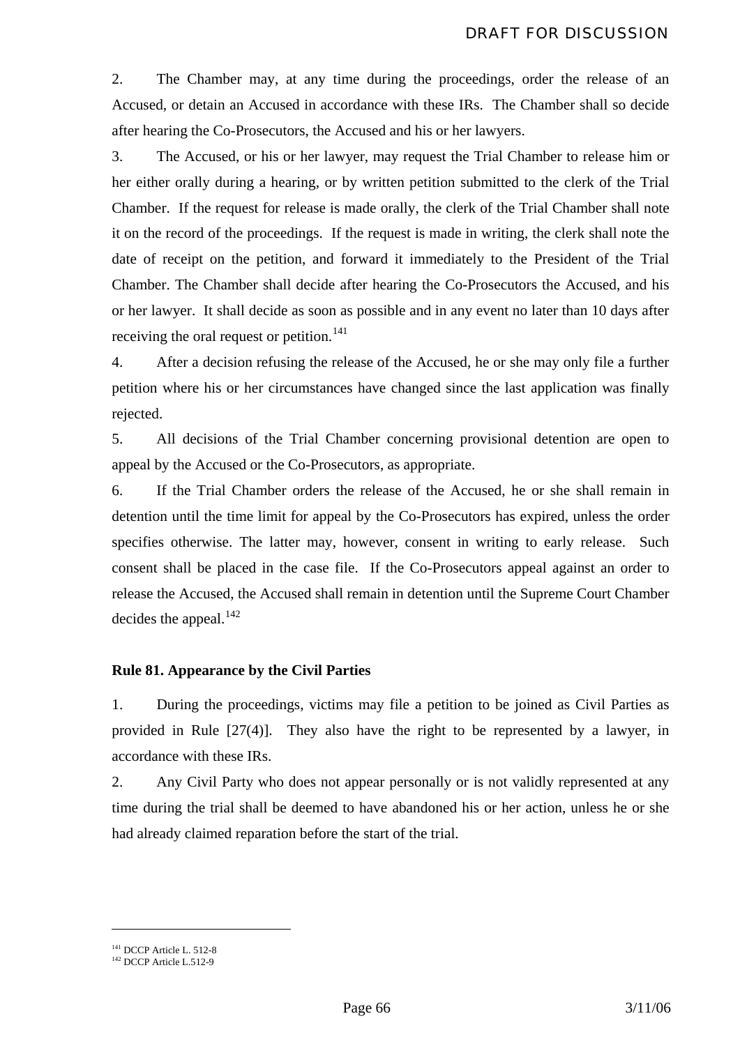2. The Chamber may, at any time during the proceedings, order the release of an Accused, or detain an Accused in accordance with these IRs. The Chamber shall so decide after hearing the Co-Prosecutors, the Accused and his or her lawyers.

3. The Accused, or his or her lawyer, may request the Trial Chamber to release him or her either orally during a hearing, or by written petition submitted to the clerk of the Trial Chamber. If the request for release is made orally, the clerk of the Trial Chamber shall note it on the record of the proceedings. If the request is made in writing, the clerk shall note the date of receipt on the petition, and forward it immediately to the President of the Trial Chamber. The Chamber shall decide after hearing the Co-Prosecutors the Accused, and his or her lawyer. It shall decide as soon as possible and in any event no later than 10 days after receiving the oral request or petition.[141]

4. After a decision refusing the release of the Accused, he or she may only file a further petition where his or her circumstances have changed since the last application was finally rejected.

5. All decisions of the Trial Chamber concerning provisional detention are open to appeal by the Accused or the Co-Prosecutors, as appropriate.

6. If the Trial Chamber orders the release of the Accused, he or she shall remain in detention until the time limit for appeal by the Co-Prosecutors has expired, unless the order specifies otherwise. The latter may, however, consent in writing to early release. Such consent shall be placed in the case file. If the Co-Prosecutors appeal against an order to release the Accused, the Accused shall remain in detention until the Supreme Court Chamber decides the appeal.[142]

**Rule 81. Appearance by the Civil Parties**

1. During the proceedings, victims may file a petition to be joined as Civil Parties as provided in Rule [27(4)]. They also have the right to be represented by a lawyer, in accordance with these IRs.

2. Any Civil Party who does not appear personally or is not validly represented at any time during the trial shall be deemed to have abandoned his or her action, unless he or she had already claimed reparation before the start of the trial.

---

[141] DCCP Article L. 512-8

[142] DCCP Article L.512-9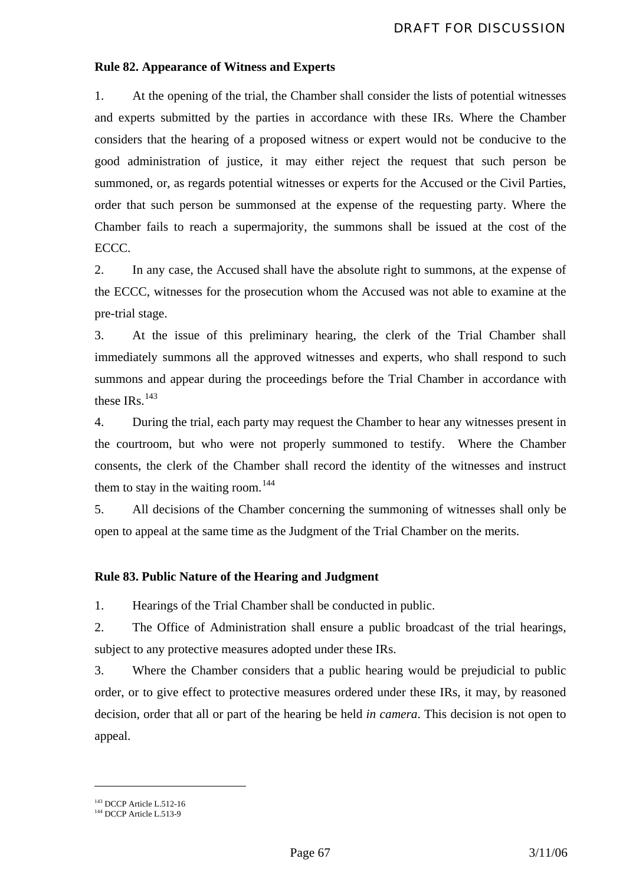**Rule 82. Appearance of Witness and Experts**

1. At the opening of the trial, the Chamber shall consider the lists of potential witnesses and experts submitted by the parties in accordance with these IRs. Where the Chamber considers that the hearing of a proposed witness or expert would not be conducive to the good administration of justice, it may either reject the request that such person be summoned, or, as regards potential witnesses or experts for the Accused or the Civil Parties, order that such person be summonsed at the expense of the requesting party. Where the Chamber fails to reach a supermajority, the summons shall be issued at the cost of the ECCC.

2. In any case, the Accused shall have the absolute right to summons, at the expense of the ECCC, witnesses for the prosecution whom the Accused was not able to examine at the pre-trial stage.

3. At the issue of this preliminary hearing, the clerk of the Trial Chamber shall immediately summons all the approved witnesses and experts, who shall respond to such summons and appear during the proceedings before the Trial Chamber in accordance with these IRs.[143]

4. During the trial, each party may request the Chamber to hear any witnesses present in the courtroom, but who were not properly summoned to testify. Where the Chamber consents, the clerk of the Chamber shall record the identity of the witnesses and instruct them to stay in the waiting room.[144]

5. All decisions of the Chamber concerning the summoning of witnesses shall only be open to appeal at the same time as the Judgment of the Trial Chamber on the merits.

**Rule 83. Public Nature of the Hearing and Judgment**

1. Hearings of the Trial Chamber shall be conducted in public.

2. The Office of Administration shall ensure a public broadcast of the trial hearings, subject to any protective measures adopted under these IRs.

3. Where the Chamber considers that a public hearing would be prejudicial to public order, or to give effect to protective measures ordered under these IRs, it may, by reasoned decision, order that all or part of the hearing be held *in camera*. This decision is not open to appeal.

---

[143] DCCP Article L.512-16

[144] DCCP Article L.513-9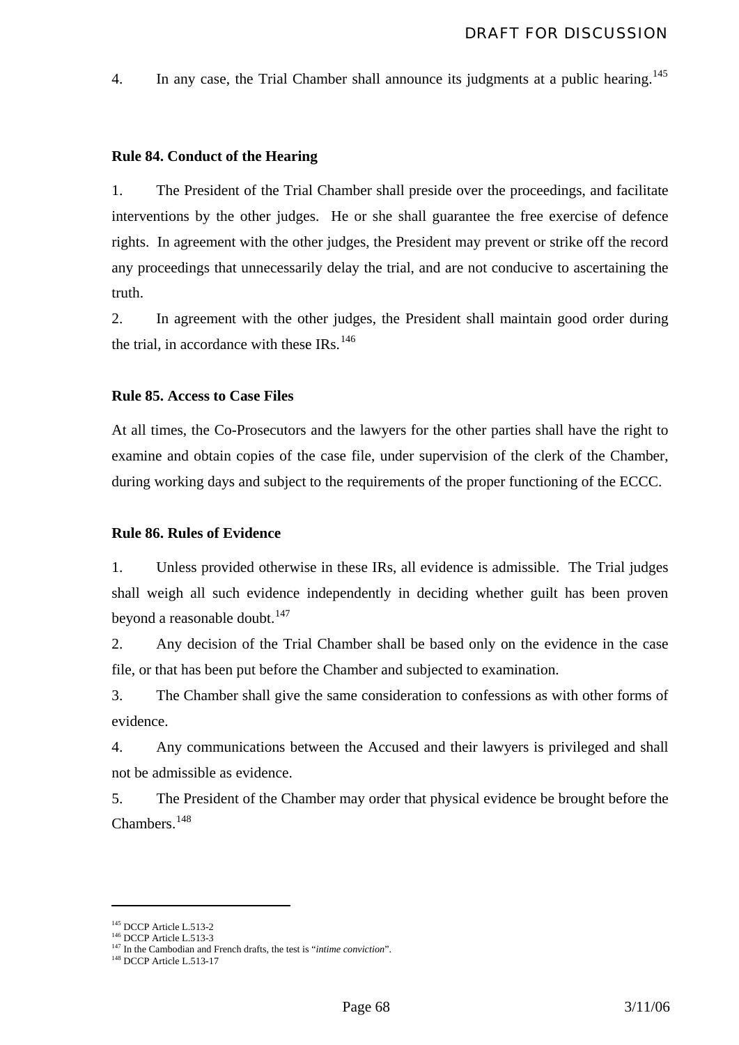4. In any case, the Trial Chamber shall announce its judgments at a public hearing.[145]

**Rule 84. Conduct of the Hearing**

1. The President of the Trial Chamber shall preside over the proceedings, and facilitate interventions by the other judges. He or she shall guarantee the free exercise of defence rights. In agreement with the other judges, the President may prevent or strike off the record any proceedings that unnecessarily delay the trial, and are not conducive to ascertaining the truth.

2. In agreement with the other judges, the President shall maintain good order during the trial, in accordance with these IRs.[146]

**Rule 85. Access to Case Files**

At all times, the Co-Prosecutors and the lawyers for the other parties shall have the right to examine and obtain copies of the case file, under supervision of the clerk of the Chamber, during working days and subject to the requirements of the proper functioning of the ECCC.

**Rule 86. Rules of Evidence**

1. Unless provided otherwise in these IRs, all evidence is admissible. The Trial judges shall weigh all such evidence independently in deciding whether guilt has been proven beyond a reasonable doubt.[147]

2. Any decision of the Trial Chamber shall be based only on the evidence in the case file, or that has been put before the Chamber and subjected to examination.

3. The Chamber shall give the same consideration to confessions as with other forms of evidence.

4. Any communications between the Accused and their lawyers is privileged and shall not be admissible as evidence.

5. The President of the Chamber may order that physical evidence be brought before the Chambers.[148]

---

[145] DCCP Article L.513-2

[146] DCCP Article L.513-3

[147] In the Cambodian and French drafts, the test is "*intime conviction*".

[148] DCCP Article L.513-17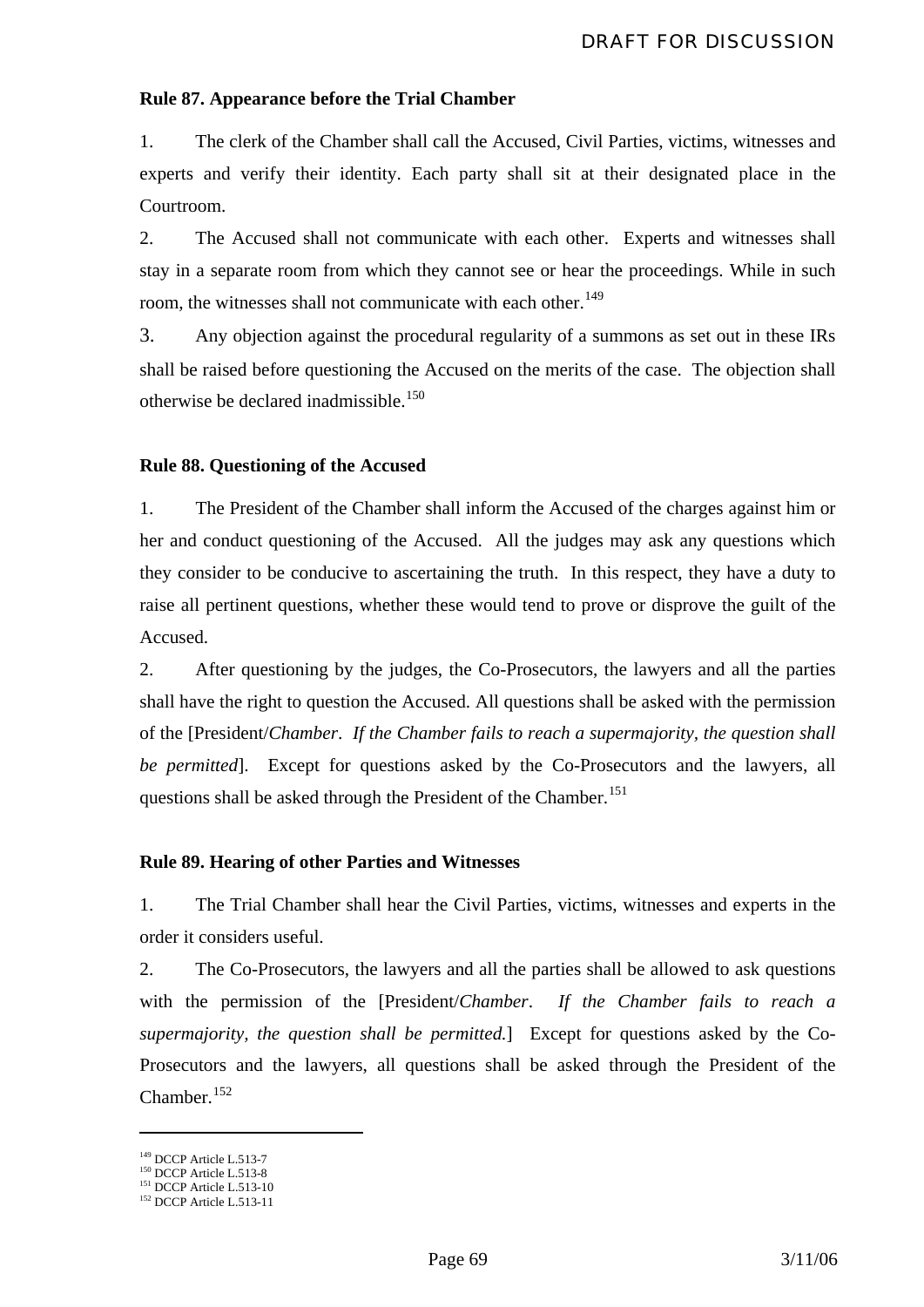**Rule 87. Appearance before the Trial Chamber**

1. The clerk of the Chamber shall call the Accused, Civil Parties, victims, witnesses and experts and verify their identity. Each party shall sit at their designated place in the Courtroom.

2. The Accused shall not communicate with each other. Experts and witnesses shall stay in a separate room from which they cannot see or hear the proceedings. While in such room, the witnesses shall not communicate with each other.[149]

3. Any objection against the procedural regularity of a summons as set out in these IRs shall be raised before questioning the Accused on the merits of the case. The objection shall otherwise be declared inadmissible.[150]

**Rule 88. Questioning of the Accused**

1. The President of the Chamber shall inform the Accused of the charges against him or her and conduct questioning of the Accused. All the judges may ask any questions which they consider to be conducive to ascertaining the truth. In this respect, they have a duty to raise all pertinent questions, whether these would tend to prove or disprove the guilt of the Accused.

2. After questioning by the judges, the Co-Prosecutors, the lawyers and all the parties shall have the right to question the Accused. All questions shall be asked with the permission of the [President/*Chamber*. *If the Chamber fails to reach a supermajority, the question shall be permitted*]. Except for questions asked by the Co-Prosecutors and the lawyers, all questions shall be asked through the President of the Chamber.[151]

**Rule 89. Hearing of other Parties and Witnesses**

1. The Trial Chamber shall hear the Civil Parties, victims, witnesses and experts in the order it considers useful.

2. The Co-Prosecutors, the lawyers and all the parties shall be allowed to ask questions with the permission of the [President/*Chamber*. *If the Chamber fails to reach a supermajority, the question shall be permitted.*] Except for questions asked by the Co-Prosecutors and the lawyers, all questions shall be asked through the President of the Chamber.[152]

---

[149] DCCP Article L.513-7
[150] DCCP Article L.513-8
[151] DCCP Article L.513-10
[152] DCCP Article L.513-11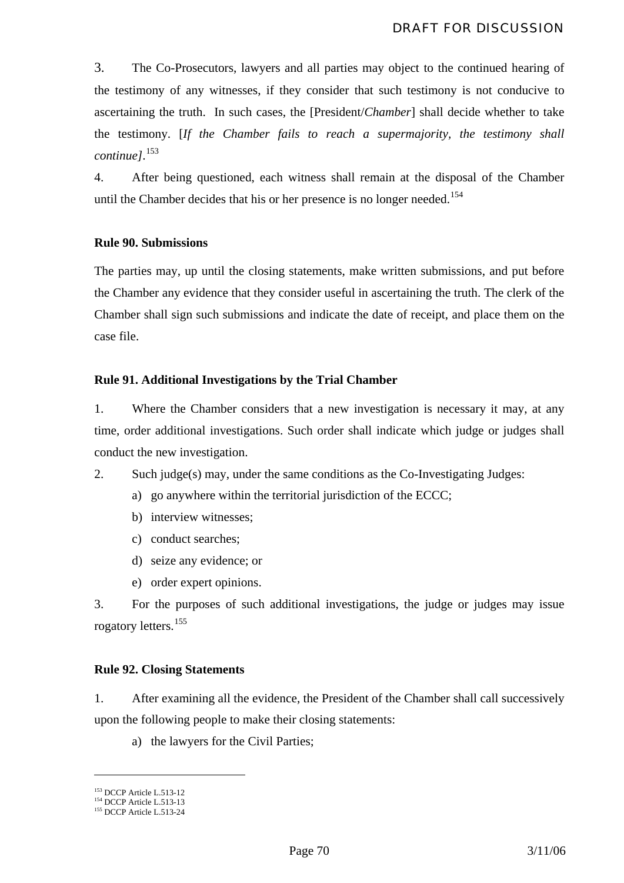3. The Co-Prosecutors, lawyers and all parties may object to the continued hearing of the testimony of any witnesses, if they consider that such testimony is not conducive to ascertaining the truth. In such cases, the [President/*Chamber*] shall decide whether to take the testimony. [*If the Chamber fails to reach a supermajority, the testimony shall continue]*.[153]

4. After being questioned, each witness shall remain at the disposal of the Chamber until the Chamber decides that his or her presence is no longer needed.[154]

**Rule 90. Submissions**

The parties may, up until the closing statements, make written submissions, and put before the Chamber any evidence that they consider useful in ascertaining the truth. The clerk of the Chamber shall sign such submissions and indicate the date of receipt, and place them on the case file.

**Rule 91. Additional Investigations by the Trial Chamber**

1. Where the Chamber considers that a new investigation is necessary it may, at any time, order additional investigations. Such order shall indicate which judge or judges shall conduct the new investigation.

2. Such judge(s) may, under the same conditions as the Co-Investigating Judges:

   a) go anywhere within the territorial jurisdiction of the ECCC;
   b) interview witnesses;
   c) conduct searches;
   d) seize any evidence; or
   e) order expert opinions.

3. For the purposes of such additional investigations, the judge or judges may issue rogatory letters.[155]

**Rule 92. Closing Statements**

1. After examining all the evidence, the President of the Chamber shall call successively upon the following people to make their closing statements:

   a) the lawyers for the Civil Parties;

---

[153] DCCP Article L.513-12
[154] DCCP Article L.513-13
[155] DCCP Article L.513-24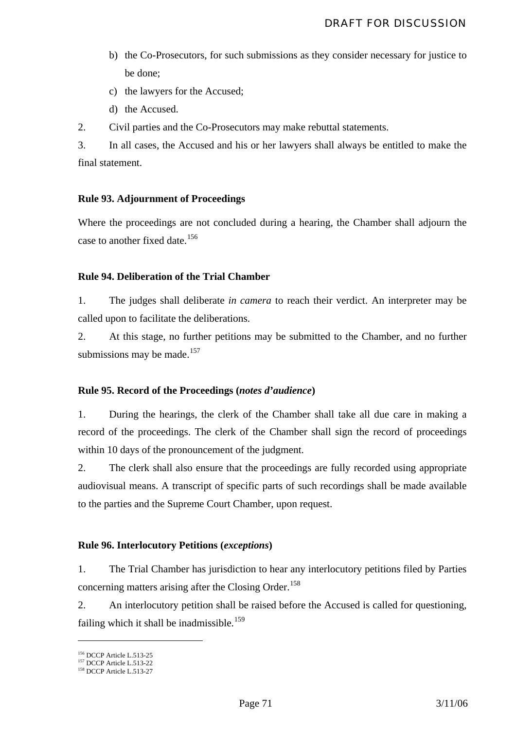b) the Co-Prosecutors, for such submissions as they consider necessary for justice to be done;

c) the lawyers for the Accused;

d) the Accused.

2. Civil parties and the Co-Prosecutors may make rebuttal statements.

3. In all cases, the Accused and his or her lawyers shall always be entitled to make the final statement.

**Rule 93. Adjournment of Proceedings**

Where the proceedings are not concluded during a hearing, the Chamber shall adjourn the case to another fixed date.[156]

**Rule 94. Deliberation of the Trial Chamber**

1. The judges shall deliberate *in camera* to reach their verdict. An interpreter may be called upon to facilitate the deliberations.

2. At this stage, no further petitions may be submitted to the Chamber, and no further submissions may be made.[157]

**Rule 95. Record of the Proceedings (*notes d'audience*)**

1. During the hearings, the clerk of the Chamber shall take all due care in making a record of the proceedings. The clerk of the Chamber shall sign the record of proceedings within 10 days of the pronouncement of the judgment.

2. The clerk shall also ensure that the proceedings are fully recorded using appropriate audiovisual means. A transcript of specific parts of such recordings shall be made available to the parties and the Supreme Court Chamber, upon request.

**Rule 96. Interlocutory Petitions (*exceptions*)**

1. The Trial Chamber has jurisdiction to hear any interlocutory petitions filed by Parties concerning matters arising after the Closing Order.[158]

2. An interlocutory petition shall be raised before the Accused is called for questioning, failing which it shall be inadmissible.[159]

---

[156] DCCP Article L.513-25
[157] DCCP Article L.513-22
[158] DCCP Article L.513-27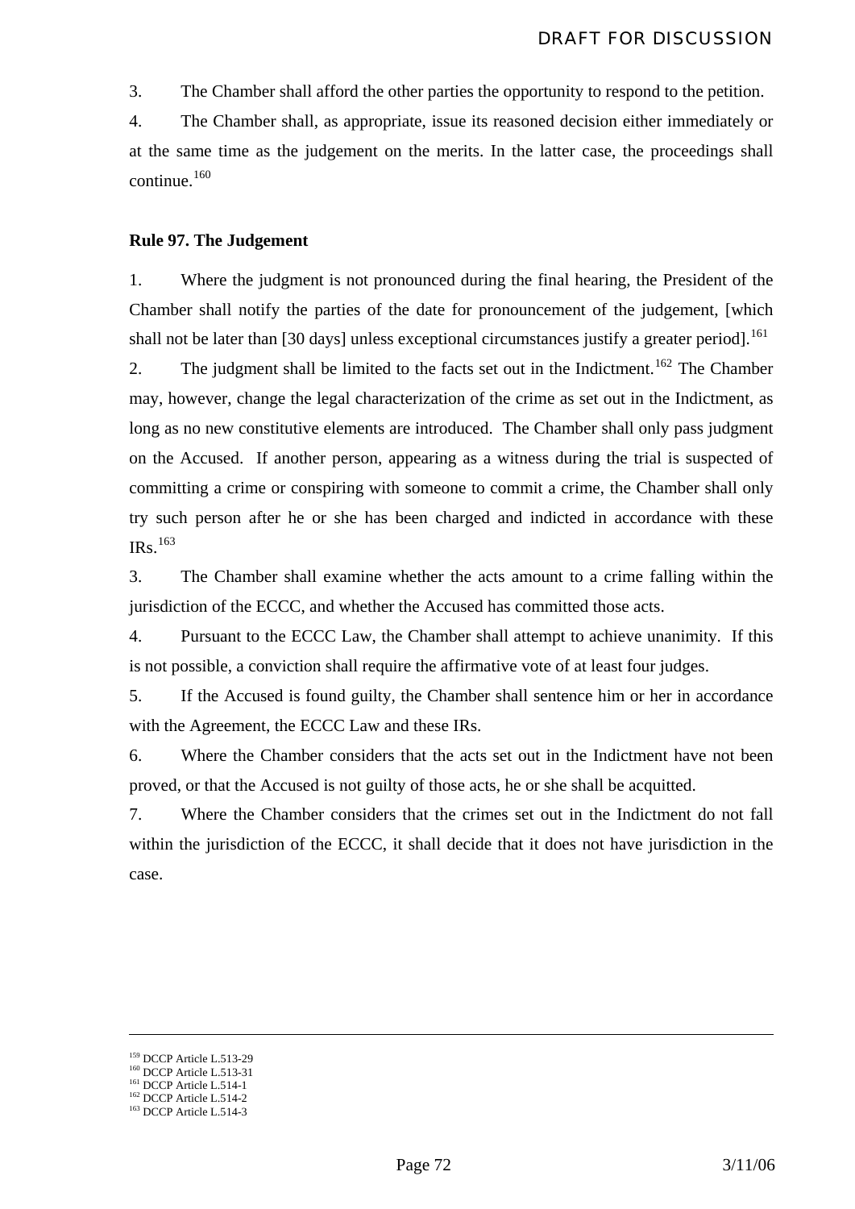3. The Chamber shall afford the other parties the opportunity to respond to the petition.

4. The Chamber shall, as appropriate, issue its reasoned decision either immediately or at the same time as the judgement on the merits. In the latter case, the proceedings shall continue.[160]

**Rule 97. The Judgement**

1. Where the judgment is not pronounced during the final hearing, the President of the Chamber shall notify the parties of the date for pronouncement of the judgement, [which shall not be later than [30 days] unless exceptional circumstances justify a greater period].[161]

2. The judgment shall be limited to the facts set out in the Indictment.[162] The Chamber may, however, change the legal characterization of the crime as set out in the Indictment, as long as no new constitutive elements are introduced. The Chamber shall only pass judgment on the Accused. If another person, appearing as a witness during the trial is suspected of committing a crime or conspiring with someone to commit a crime, the Chamber shall only try such person after he or she has been charged and indicted in accordance with these IRs.[163]

3. The Chamber shall examine whether the acts amount to a crime falling within the jurisdiction of the ECCC, and whether the Accused has committed those acts.

4. Pursuant to the ECCC Law, the Chamber shall attempt to achieve unanimity. If this is not possible, a conviction shall require the affirmative vote of at least four judges.

5. If the Accused is found guilty, the Chamber shall sentence him or her in accordance with the Agreement, the ECCC Law and these IRs.

6. Where the Chamber considers that the acts set out in the Indictment have not been proved, or that the Accused is not guilty of those acts, he or she shall be acquitted.

7. Where the Chamber considers that the crimes set out in the Indictment do not fall within the jurisdiction of the ECCC, it shall decide that it does not have jurisdiction in the case.

---

[159] DCCP Article L.513-29
[160] DCCP Article L.513-31
[161] DCCP Article L.514-1
[162] DCCP Article L.514-2
[163] DCCP Article L.514-3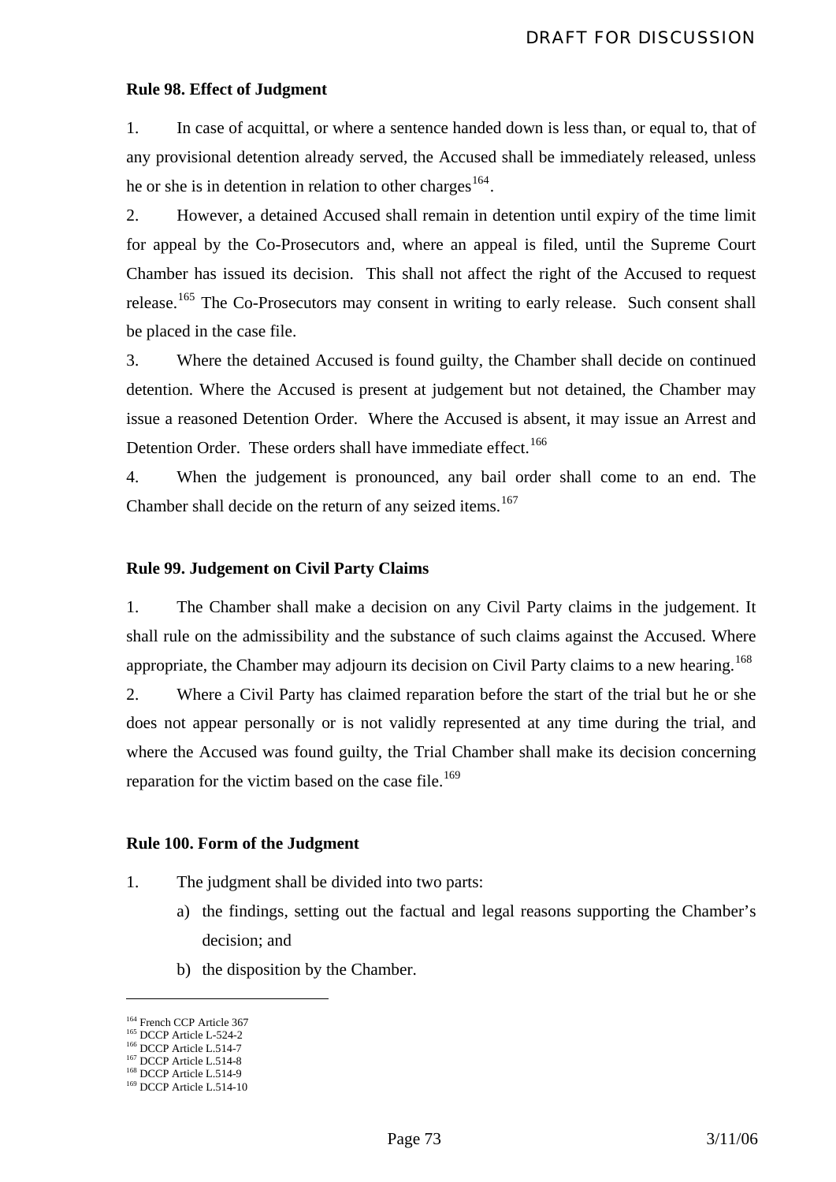### Rule 98. Effect of Judgment

1. In case of acquittal, or where a sentence handed down is less than, or equal to, that of any provisional detention already served, the Accused shall be immediately released, unless he or she is in detention in relation to other charges[164].

2. However, a detained Accused shall remain in detention until expiry of the time limit for appeal by the Co-Prosecutors and, where an appeal is filed, until the Supreme Court Chamber has issued its decision. This shall not affect the right of the Accused to request release.[165] The Co-Prosecutors may consent in writing to early release. Such consent shall be placed in the case file.

3. Where the detained Accused is found guilty, the Chamber shall decide on continued detention. Where the Accused is present at judgement but not detained, the Chamber may issue a reasoned Detention Order. Where the Accused is absent, it may issue an Arrest and Detention Order. These orders shall have immediate effect.[166]

4. When the judgement is pronounced, any bail order shall come to an end. The Chamber shall decide on the return of any seized items.[167]

### Rule 99. Judgement on Civil Party Claims

1. The Chamber shall make a decision on any Civil Party claims in the judgement. It shall rule on the admissibility and the substance of such claims against the Accused. Where appropriate, the Chamber may adjourn its decision on Civil Party claims to a new hearing.[168]

2. Where a Civil Party has claimed reparation before the start of the trial but he or she does not appear personally or is not validly represented at any time during the trial, and where the Accused was found guilty, the Trial Chamber shall make its decision concerning reparation for the victim based on the case file.[169]

### Rule 100. Form of the Judgment

1. The judgment shall be divided into two parts:
   a) the findings, setting out the factual and legal reasons supporting the Chamber's decision; and
   b) the disposition by the Chamber.

---

[164] French CCP Article 367
[165] DCCP Article L-524-2
[166] DCCP Article L.514-7
[167] DCCP Article L.514-8
[168] DCCP Article L.514-9
[169] DCCP Article L.514-10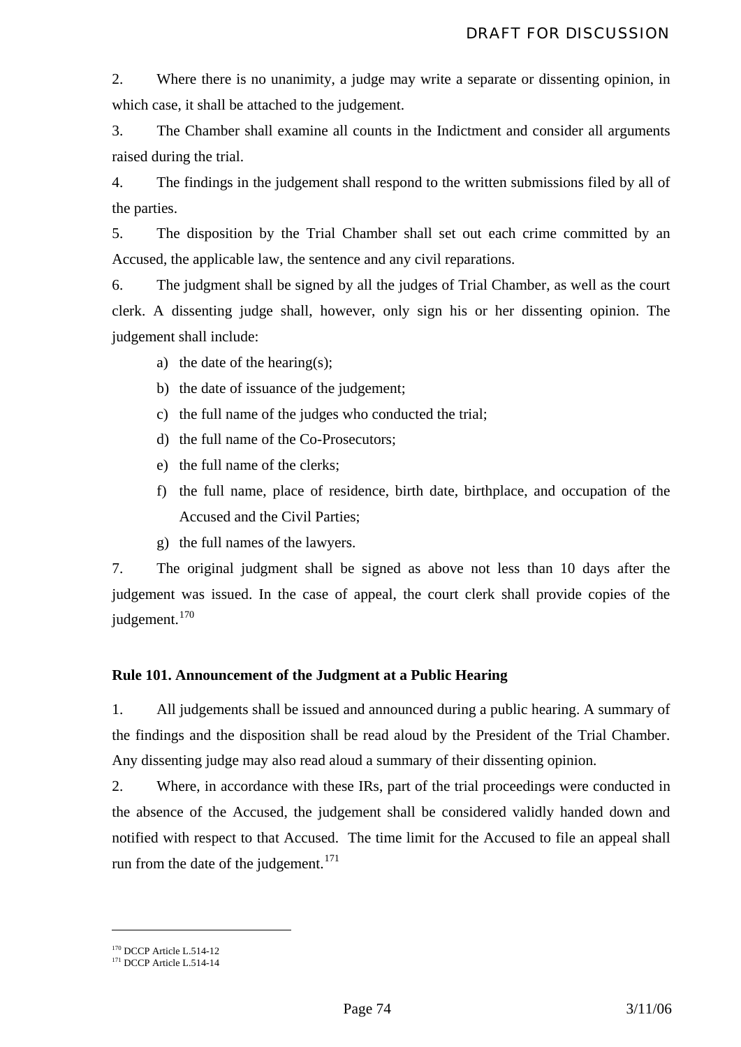2. Where there is no unanimity, a judge may write a separate or dissenting opinion, in which case, it shall be attached to the judgement.

3. The Chamber shall examine all counts in the Indictment and consider all arguments raised during the trial.

4. The findings in the judgement shall respond to the written submissions filed by all of the parties.

5. The disposition by the Trial Chamber shall set out each crime committed by an Accused, the applicable law, the sentence and any civil reparations.

6. The judgment shall be signed by all the judges of Trial Chamber, as well as the court clerk. A dissenting judge shall, however, only sign his or her dissenting opinion. The judgement shall include:

a) the date of the hearing(s);
b) the date of issuance of the judgement;
c) the full name of the judges who conducted the trial;
d) the full name of the Co-Prosecutors;
e) the full name of the clerks;
f) the full name, place of residence, birth date, birthplace, and occupation of the Accused and the Civil Parties;
g) the full names of the lawyers.

7. The original judgment shall be signed as above not less than 10 days after the judgement was issued. In the case of appeal, the court clerk shall provide copies of the judgement.[170]

**Rule 101. Announcement of the Judgment at a Public Hearing**

1. All judgements shall be issued and announced during a public hearing. A summary of the findings and the disposition shall be read aloud by the President of the Trial Chamber. Any dissenting judge may also read aloud a summary of their dissenting opinion.

2. Where, in accordance with these IRs, part of the trial proceedings were conducted in the absence of the Accused, the judgement shall be considered validly handed down and notified with respect to that Accused. The time limit for the Accused to file an appeal shall run from the date of the judgement.[171]

---

[170] DCCP Article L.514-12
[171] DCCP Article L.514-14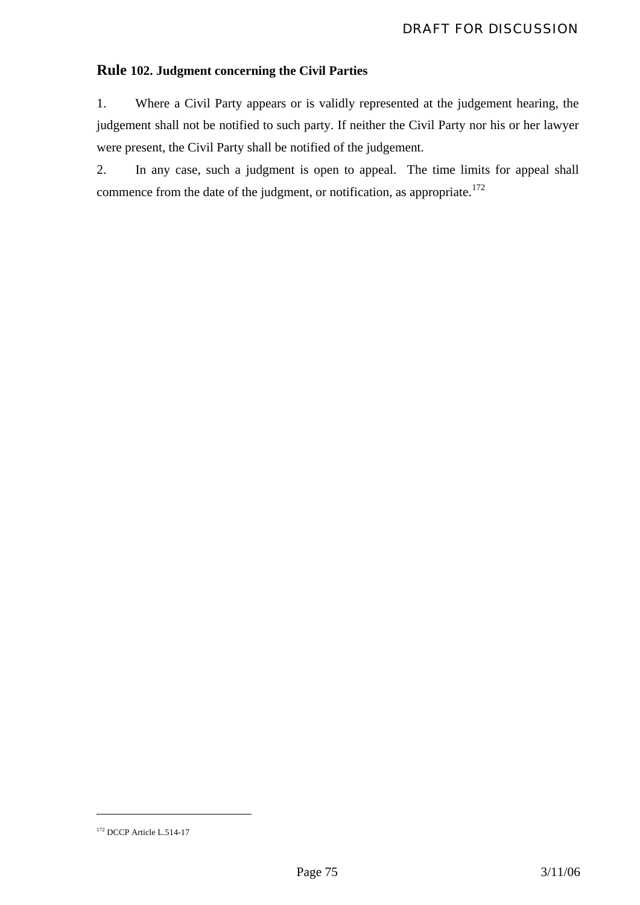## Rule 102. Judgment concerning the Civil Parties

1. Where a Civil Party appears or is validly represented at the judgement hearing, the judgement shall not be notified to such party. If neither the Civil Party nor his or her lawyer were present, the Civil Party shall be notified of the judgement.

2. In any case, such a judgment is open to appeal. The time limits for appeal shall commence from the date of the judgment, or notification, as appropriate.[172]

---

[172] DCCP Article L.514-17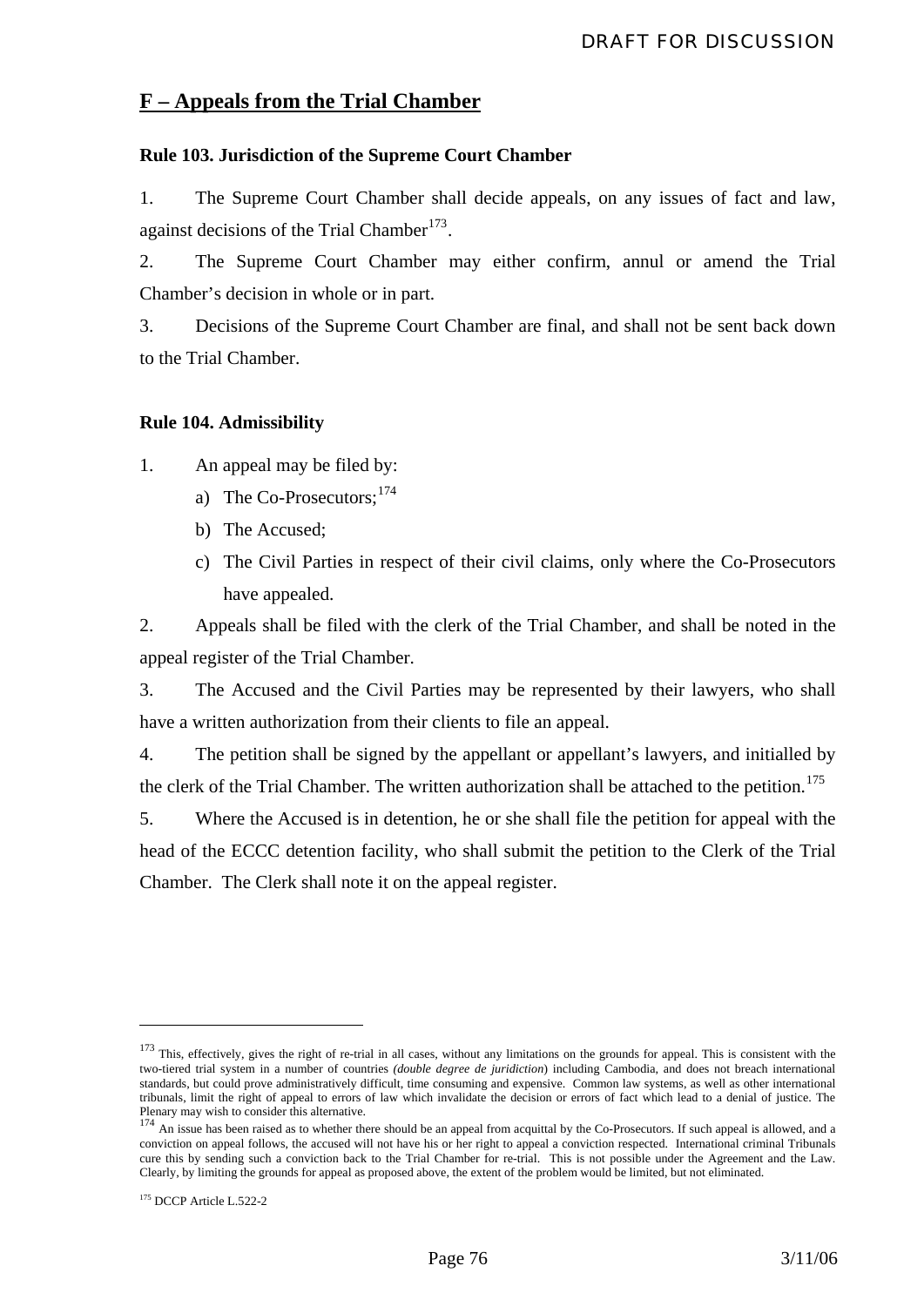## F – Appeals from the Trial Chamber

### Rule 103. Jurisdiction of the Supreme Court Chamber

1. The Supreme Court Chamber shall decide appeals, on any issues of fact and law, against decisions of the Trial Chamber[173].

2. The Supreme Court Chamber may either confirm, annul or amend the Trial Chamber's decision in whole or in part.

3. Decisions of the Supreme Court Chamber are final, and shall not be sent back down to the Trial Chamber.

### Rule 104. Admissibility

1. An appeal may be filed by:

   a) The Co-Prosecutors;[174]

   b) The Accused;

   c) The Civil Parties in respect of their civil claims, only where the Co-Prosecutors have appealed.

2. Appeals shall be filed with the clerk of the Trial Chamber, and shall be noted in the appeal register of the Trial Chamber.

3. The Accused and the Civil Parties may be represented by their lawyers, who shall have a written authorization from their clients to file an appeal.

4. The petition shall be signed by the appellant or appellant's lawyers, and initialled by the clerk of the Trial Chamber. The written authorization shall be attached to the petition.[175]

5. Where the Accused is in detention, he or she shall file the petition for appeal with the head of the ECCC detention facility, who shall submit the petition to the Clerk of the Trial Chamber. The Clerk shall note it on the appeal register.

---

[173] This, effectively, gives the right of re-trial in all cases, without any limitations on the grounds for appeal. This is consistent with the two-tiered trial system in a number of countries *(double degree de juridiction)* including Cambodia, and does not breach international standards, but could prove administratively difficult, time consuming and expensive. Common law systems, as well as other international tribunals, limit the right of appeal to errors of law which invalidate the decision or errors of fact which lead to a denial of justice. The Plenary may wish to consider this alternative.

[174] An issue has been raised as to whether there should be an appeal from acquittal by the Co-Prosecutors. If such appeal is allowed, and a conviction on appeal follows, the accused will not have his or her right to appeal a conviction respected. International criminal Tribunals cure this by sending such a conviction back to the Trial Chamber for re-trial. This is not possible under the Agreement and the Law. Clearly, by limiting the grounds for appeal as proposed above, the extent of the problem would be limited, but not eliminated.

[175] DCCP Article L.522-2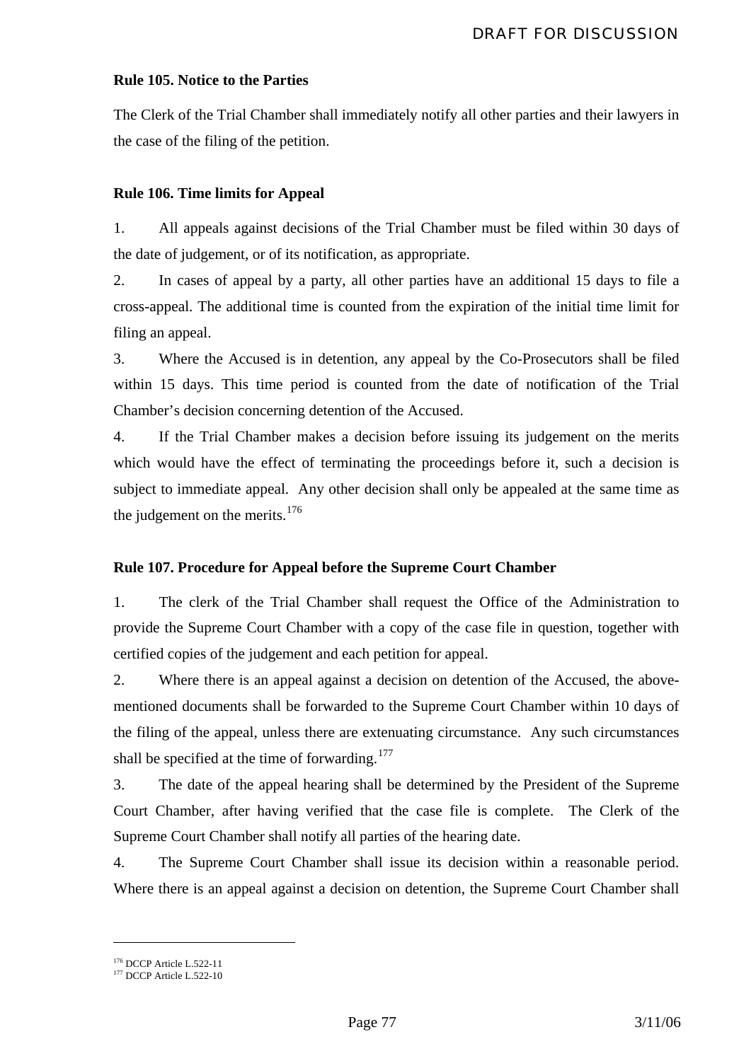**Rule 105. Notice to the Parties**

The Clerk of the Trial Chamber shall immediately notify all other parties and their lawyers in the case of the filing of the petition.

**Rule 106. Time limits for Appeal**

1. All appeals against decisions of the Trial Chamber must be filed within 30 days of the date of judgement, or of its notification, as appropriate.

2. In cases of appeal by a party, all other parties have an additional 15 days to file a cross-appeal. The additional time is counted from the expiration of the initial time limit for filing an appeal.

3. Where the Accused is in detention, any appeal by the Co-Prosecutors shall be filed within 15 days. This time period is counted from the date of notification of the Trial Chamber's decision concerning detention of the Accused.

4. If the Trial Chamber makes a decision before issuing its judgement on the merits which would have the effect of terminating the proceedings before it, such a decision is subject to immediate appeal. Any other decision shall only be appealed at the same time as the judgement on the merits.[176]

**Rule 107. Procedure for Appeal before the Supreme Court Chamber**

1. The clerk of the Trial Chamber shall request the Office of the Administration to provide the Supreme Court Chamber with a copy of the case file in question, together with certified copies of the judgement and each petition for appeal.

2. Where there is an appeal against a decision on detention of the Accused, the above-mentioned documents shall be forwarded to the Supreme Court Chamber within 10 days of the filing of the appeal, unless there are extenuating circumstance. Any such circumstances shall be specified at the time of forwarding.[177]

3. The date of the appeal hearing shall be determined by the President of the Supreme Court Chamber, after having verified that the case file is complete. The Clerk of the Supreme Court Chamber shall notify all parties of the hearing date.

4. The Supreme Court Chamber shall issue its decision within a reasonable period. Where there is an appeal against a decision on detention, the Supreme Court Chamber shall

---

[176] DCCP Article L.522-11

[177] DCCP Article L.522-10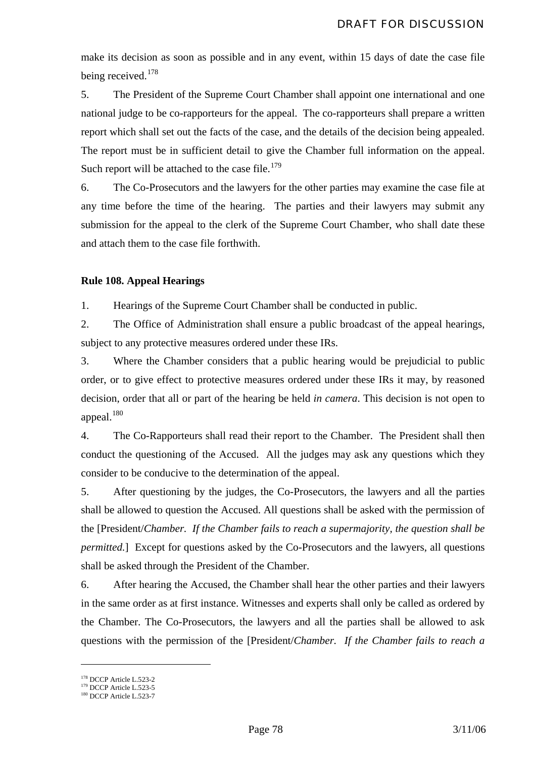make its decision as soon as possible and in any event, within 15 days of date the case file being received.[178]

5. The President of the Supreme Court Chamber shall appoint one international and one national judge to be co-rapporteurs for the appeal. The co-rapporteurs shall prepare a written report which shall set out the facts of the case, and the details of the decision being appealed. The report must be in sufficient detail to give the Chamber full information on the appeal. Such report will be attached to the case file.[179]

6. The Co-Prosecutors and the lawyers for the other parties may examine the case file at any time before the time of the hearing. The parties and their lawyers may submit any submission for the appeal to the clerk of the Supreme Court Chamber, who shall date these and attach them to the case file forthwith.

**Rule 108. Appeal Hearings**

1. Hearings of the Supreme Court Chamber shall be conducted in public.

2. The Office of Administration shall ensure a public broadcast of the appeal hearings, subject to any protective measures ordered under these IRs.

3. Where the Chamber considers that a public hearing would be prejudicial to public order, or to give effect to protective measures ordered under these IRs it may, by reasoned decision, order that all or part of the hearing be held *in camera*. This decision is not open to appeal.[180]

4. The Co-Rapporteurs shall read their report to the Chamber. The President shall then conduct the questioning of the Accused. All the judges may ask any questions which they consider to be conducive to the determination of the appeal.

5. After questioning by the judges, the Co-Prosecutors, the lawyers and all the parties shall be allowed to question the Accused. All questions shall be asked with the permission of the [President/*Chamber. If the Chamber fails to reach a supermajority, the question shall be permitted.*] Except for questions asked by the Co-Prosecutors and the lawyers, all questions shall be asked through the President of the Chamber.

6. After hearing the Accused, the Chamber shall hear the other parties and their lawyers in the same order as at first instance. Witnesses and experts shall only be called as ordered by the Chamber. The Co-Prosecutors, the lawyers and all the parties shall be allowed to ask questions with the permission of the [President/*Chamber. If the Chamber fails to reach a*

---

[178] DCCP Article L.523-2
[179] DCCP Article L.523-5
[180] DCCP Article L.523-7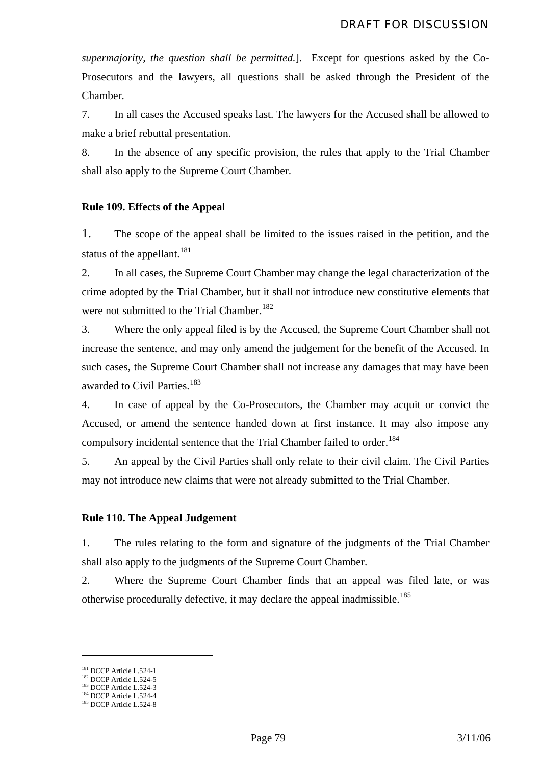*supermajority, the question shall be permitted.*]. Except for questions asked by the Co-Prosecutors and the lawyers, all questions shall be asked through the President of the Chamber.

7. In all cases the Accused speaks last. The lawyers for the Accused shall be allowed to make a brief rebuttal presentation.

8. In the absence of any specific provision, the rules that apply to the Trial Chamber shall also apply to the Supreme Court Chamber.

**Rule 109. Effects of the Appeal**

1. The scope of the appeal shall be limited to the issues raised in the petition, and the status of the appellant.[181]

2. In all cases, the Supreme Court Chamber may change the legal characterization of the crime adopted by the Trial Chamber, but it shall not introduce new constitutive elements that were not submitted to the Trial Chamber.[182]

3. Where the only appeal filed is by the Accused, the Supreme Court Chamber shall not increase the sentence, and may only amend the judgement for the benefit of the Accused. In such cases, the Supreme Court Chamber shall not increase any damages that may have been awarded to Civil Parties.[183]

4. In case of appeal by the Co-Prosecutors, the Chamber may acquit or convict the Accused, or amend the sentence handed down at first instance. It may also impose any compulsory incidental sentence that the Trial Chamber failed to order.[184]

5. An appeal by the Civil Parties shall only relate to their civil claim. The Civil Parties may not introduce new claims that were not already submitted to the Trial Chamber.

**Rule 110. The Appeal Judgement**

1. The rules relating to the form and signature of the judgments of the Trial Chamber shall also apply to the judgments of the Supreme Court Chamber.

2. Where the Supreme Court Chamber finds that an appeal was filed late, or was otherwise procedurally defective, it may declare the appeal inadmissible.[185]

---

[181] DCCP Article L.524-1
[182] DCCP Article L.524-5
[183] DCCP Article L.524-3
[184] DCCP Article L.524-4
[185] DCCP Article L.524-8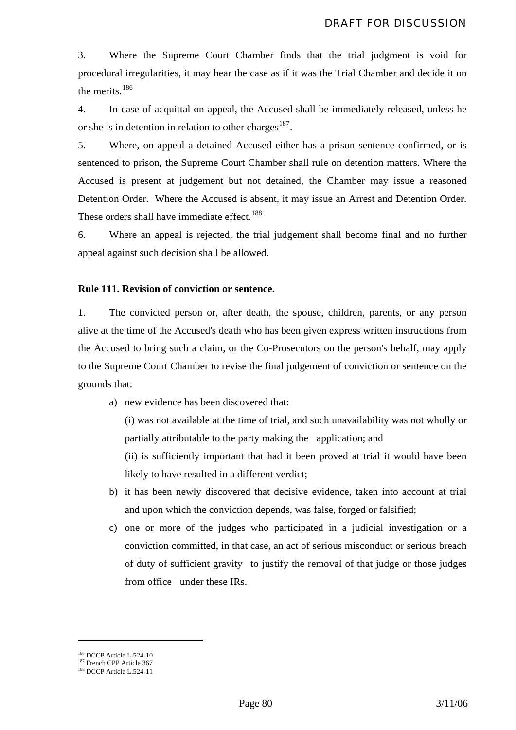3. Where the Supreme Court Chamber finds that the trial judgment is void for procedural irregularities, it may hear the case as if it was the Trial Chamber and decide it on the merits.[186]

4. In case of acquittal on appeal, the Accused shall be immediately released, unless he or she is in detention in relation to other charges[187].

5. Where, on appeal a detained Accused either has a prison sentence confirmed, or is sentenced to prison, the Supreme Court Chamber shall rule on detention matters. Where the Accused is present at judgement but not detained, the Chamber may issue a reasoned Detention Order. Where the Accused is absent, it may issue an Arrest and Detention Order. These orders shall have immediate effect.[188]

6. Where an appeal is rejected, the trial judgement shall become final and no further appeal against such decision shall be allowed.

**Rule 111. Revision of conviction or sentence.**

1. The convicted person or, after death, the spouse, children, parents, or any person alive at the time of the Accused's death who has been given express written instructions from the Accused to bring such a claim, or the Co-Prosecutors on the person's behalf, may apply to the Supreme Court Chamber to revise the final judgement of conviction or sentence on the grounds that:

   a) new evidence has been discovered that:

      (i) was not available at the time of trial, and such unavailability was not wholly or partially attributable to the party making the application; and

      (ii) is sufficiently important that had it been proved at trial it would have been likely to have resulted in a different verdict;

   b) it has been newly discovered that decisive evidence, taken into account at trial and upon which the conviction depends, was false, forged or falsified;

   c) one or more of the judges who participated in a judicial investigation or a conviction committed, in that case, an act of serious misconduct or serious breach of duty of sufficient gravity to justify the removal of that judge or those judges from office under these IRs.

---

[186] DCCP Article L.524-10

[187] French CPP Article 367

[188] DCCP Article L.524-11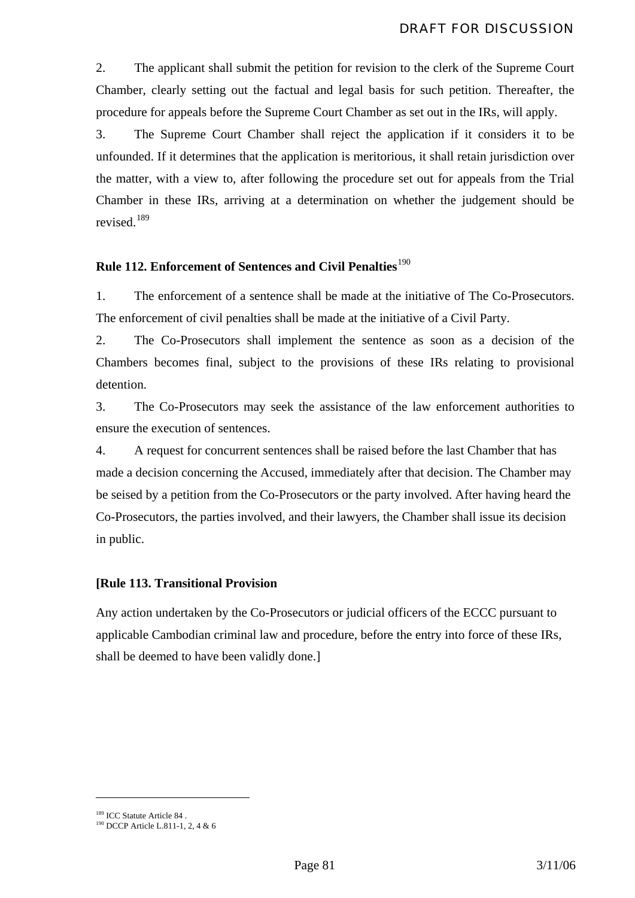2. The applicant shall submit the petition for revision to the clerk of the Supreme Court Chamber, clearly setting out the factual and legal basis for such petition. Thereafter, the procedure for appeals before the Supreme Court Chamber as set out in the IRs, will apply.

3. The Supreme Court Chamber shall reject the application if it considers it to be unfounded. If it determines that the application is meritorious, it shall retain jurisdiction over the matter, with a view to, after following the procedure set out for appeals from the Trial Chamber in these IRs, arriving at a determination on whether the judgement should be revised.[189]

**Rule 112. Enforcement of Sentences and Civil Penalties**[190]

1. The enforcement of a sentence shall be made at the initiative of The Co-Prosecutors. The enforcement of civil penalties shall be made at the initiative of a Civil Party.

2. The Co-Prosecutors shall implement the sentence as soon as a decision of the Chambers becomes final, subject to the provisions of these IRs relating to provisional detention.

3. The Co-Prosecutors may seek the assistance of the law enforcement authorities to ensure the execution of sentences.

4. A request for concurrent sentences shall be raised before the last Chamber that has made a decision concerning the Accused, immediately after that decision. The Chamber may be seised by a petition from the Co-Prosecutors or the party involved. After having heard the Co-Prosecutors, the parties involved, and their lawyers, the Chamber shall issue its decision in public.

**[Rule 113. Transitional Provision**

Any action undertaken by the Co-Prosecutors or judicial officers of the ECCC pursuant to applicable Cambodian criminal law and procedure, before the entry into force of these IRs, shall be deemed to have been validly done.]

---

[189] ICC Statute Article 84 .
[190] DCCP Article L.811-1, 2, 4 & 6